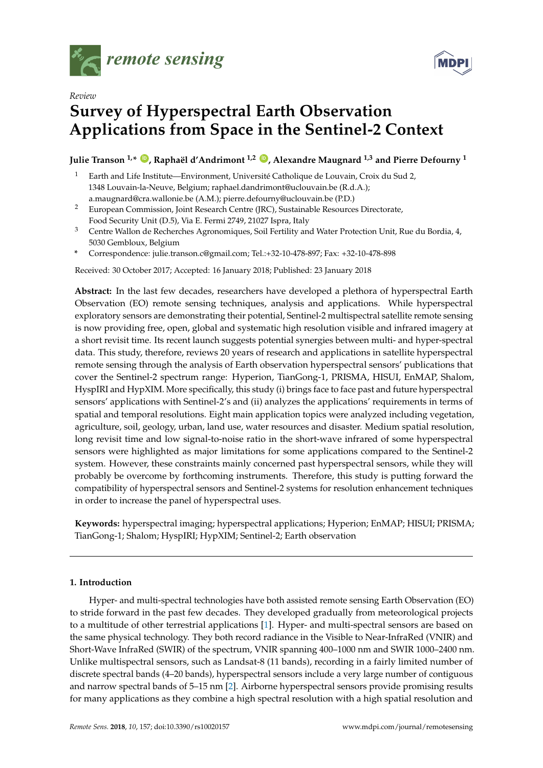*Review*

# Survey of Hyperspectral Earth Observation Applications from Space in the Sentinel-2 Context

**Julie Transon [1,*], Raphaël d'Andrimont [1,2], Alexandre Maugnard [1,3] and Pierre Defourny [1]**

1. Earth and Life Institute—Environment, Université Catholique de Louvain, Croix du Sud 2, 1348 Louvain-la-Neuve, Belgium; raphael.dandrimont@uclouvain.be (R.d.A.); a.maugnard@cra.wallonie.be (A.M.); pierre.defourny@uclouvain.be (P.D.)
2. European Commission, Joint Research Centre (JRC), Sustainable Resources Directorate, Food Security Unit (D.5), Via E. Fermi 2749, 21027 Ispra, Italy
3. Centre Wallon de Recherches Agronomiques, Soil Fertility and Water Protection Unit, Rue du Bordia, 4, 5030 Gembloux, Belgium

\* Correspondence: julie.transon.c@gmail.com; Tel.:+32-10-478-897; Fax: +32-10-478-898

Received: 30 October 2017; Accepted: 16 January 2018; Published: 23 January 2018

**Abstract:** In the last few decades, researchers have developed a plethora of hyperspectral Earth Observation (EO) remote sensing techniques, analysis and applications. While hyperspectral exploratory sensors are demonstrating their potential, Sentinel-2 multispectral satellite remote sensing is now providing free, open, global and systematic high resolution visible and infrared imagery at a short revisit time. Its recent launch suggests potential synergies between multi- and hyper-spectral data. This study, therefore, reviews 20 years of research and applications in satellite hyperspectral remote sensing through the analysis of Earth observation hyperspectral sensors' publications that cover the Sentinel-2 spectrum range: Hyperion, TianGong-1, PRISMA, HISUI, EnMAP, Shalom, HyspIRI and HypXIM. More specifically, this study (i) brings face to face past and future hyperspectral sensors' applications with Sentinel-2's and (ii) analyzes the applications' requirements in terms of spatial and temporal resolutions. Eight main application topics were analyzed including vegetation, agriculture, soil, geology, urban, land use, water resources and disaster. Medium spatial resolution, long revisit time and low signal-to-noise ratio in the short-wave infrared of some hyperspectral sensors were highlighted as major limitations for some applications compared to the Sentinel-2 system. However, these constraints mainly concerned past hyperspectral sensors, while they will probably be overcome by forthcoming instruments. Therefore, this study is putting forward the compatibility of hyperspectral sensors and Sentinel-2 systems for resolution enhancement techniques in order to increase the panel of hyperspectral uses.

**Keywords:** hyperspectral imaging; hyperspectral applications; Hyperion; EnMAP; HISUI; PRISMA; TianGong-1; Shalom; HyspIRI; HypXIM; Sentinel-2; Earth observation

## 1. Introduction

Hyper- and multi-spectral technologies have both assisted remote sensing Earth Observation (EO) to stride forward in the past few decades. They developed gradually from meteorological projects to a multitude of other terrestrial applications [1]. Hyper- and multi-spectral sensors are based on the same physical technology. They both record radiance in the Visible to Near-InfraRed (VNIR) and Short-Wave InfraRed (SWIR) of the spectrum, VNIR spanning 400–1000 nm and SWIR 1000–2400 nm. Unlike multispectral sensors, such as Landsat-8 (11 bands), recording in a fairly limited number of discrete spectral bands (4–20 bands), hyperspectral sensors include a very large number of contiguous and narrow spectral bands of 5–15 nm [2]. Airborne hyperspectral sensors provide promising results for many applications as they combine a high spectral resolution with a high spatial resolution and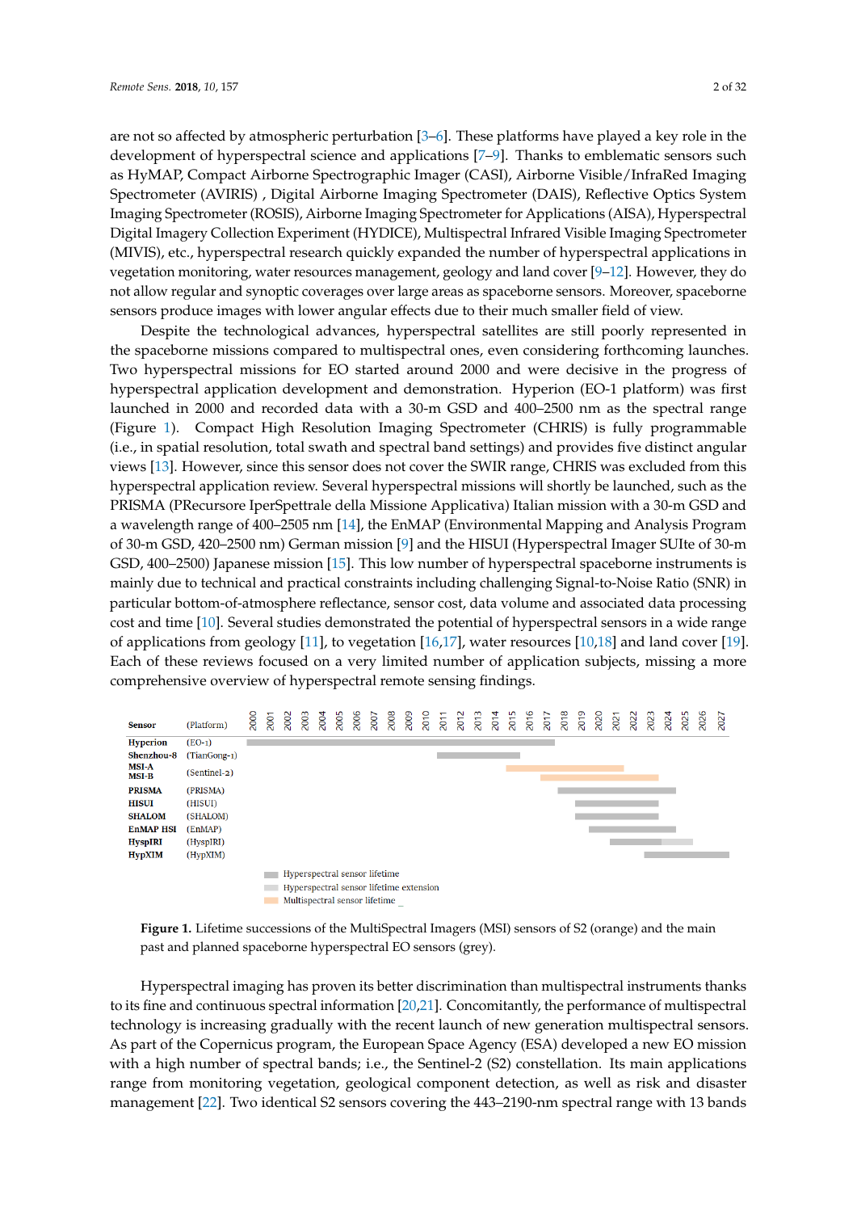are not so affected by atmospheric perturbation [3–6]. These platforms have played a key role in the development of hyperspectral science and applications [7–9]. Thanks to emblematic sensors such as HyMAP, Compact Airborne Spectrographic Imager (CASI), Airborne Visible/InfraRed Imaging Spectrometer (AVIRIS) , Digital Airborne Imaging Spectrometer (DAIS), Reflective Optics System Imaging Spectrometer (ROSIS), Airborne Imaging Spectrometer for Applications (AISA), Hyperspectral Digital Imagery Collection Experiment (HYDICE), Multispectral Infrared Visible Imaging Spectrometer (MIVIS), etc., hyperspectral research quickly expanded the number of hyperspectral applications in vegetation monitoring, water resources management, geology and land cover [9–12]. However, they do not allow regular and synoptic coverages over large areas as spaceborne sensors. Moreover, spaceborne sensors produce images with lower angular effects due to their much smaller field of view.

Despite the technological advances, hyperspectral satellites are still poorly represented in the spaceborne missions compared to multispectral ones, even considering forthcoming launches. Two hyperspectral missions for EO started around 2000 and were decisive in the progress of hyperspectral application development and demonstration. Hyperion (EO-1 platform) was first launched in 2000 and recorded data with a 30-m GSD and 400–2500 nm as the spectral range (Figure 1). Compact High Resolution Imaging Spectrometer (CHRIS) is fully programmable (i.e., in spatial resolution, total swath and spectral band settings) and provides five distinct angular views [13]. However, since this sensor does not cover the SWIR range, CHRIS was excluded from this hyperspectral application review. Several hyperspectral missions will shortly be launched, such as the PRISMA (PRecursore IperSpettrale della Missione Applicativa) Italian mission with a 30-m GSD and a wavelength range of 400–2505 nm [14], the EnMAP (Environmental Mapping and Analysis Program of 30-m GSD, 420–2500 nm) German mission [9] and the HISUI (Hyperspectral Imager SUIte of 30-m GSD, 400–2500) Japanese mission [15]. This low number of hyperspectral spaceborne instruments is mainly due to technical and practical constraints including challenging Signal-to-Noise Ratio (SNR) in particular bottom-of-atmosphere reflectance, sensor cost, data volume and associated data processing cost and time [10]. Several studies demonstrated the potential of hyperspectral sensors in a wide range of applications from geology [11], to vegetation [16,17], water resources [10,18] and land cover [19]. Each of these reviews focused on a very limited number of application subjects, missing a more comprehensive overview of hyperspectral remote sensing findings.

| Sensor | (Platform) |
|---|---|
| Hyperion | (EO-1) |
| Shenzhou-8 | (TianGong-1) |
| MSI-A / MSI-B | (Sentinel-2) |
| PRISMA | (PRISMA) |
| HISUI | (HISUI) |
| SHALOM | (SHALOM) |
| EnMAP HSI | (EnMAP) |
| HyspIRI | (HyspIRI) |
| HypXIM | (HypXIM) |

Legend: Hyperspectral sensor lifetime; Hyperspectral sensor lifetime extension; Multispectral sensor lifetime

**Figure 1.** Lifetime successions of the MultiSpectral Imagers (MSI) sensors of S2 (orange) and the main past and planned spaceborne hyperspectral EO sensors (grey).

Hyperspectral imaging has proven its better discrimination than multispectral instruments thanks to its fine and continuous spectral information [20,21]. Concomitantly, the performance of multispectral technology is increasing gradually with the recent launch of new generation multispectral sensors. As part of the Copernicus program, the European Space Agency (ESA) developed a new EO mission with a high number of spectral bands; i.e., the Sentinel-2 (S2) constellation. Its main applications range from monitoring vegetation, geological component detection, as well as risk and disaster management [22]. Two identical S2 sensors covering the 443–2190-nm spectral range with 13 bands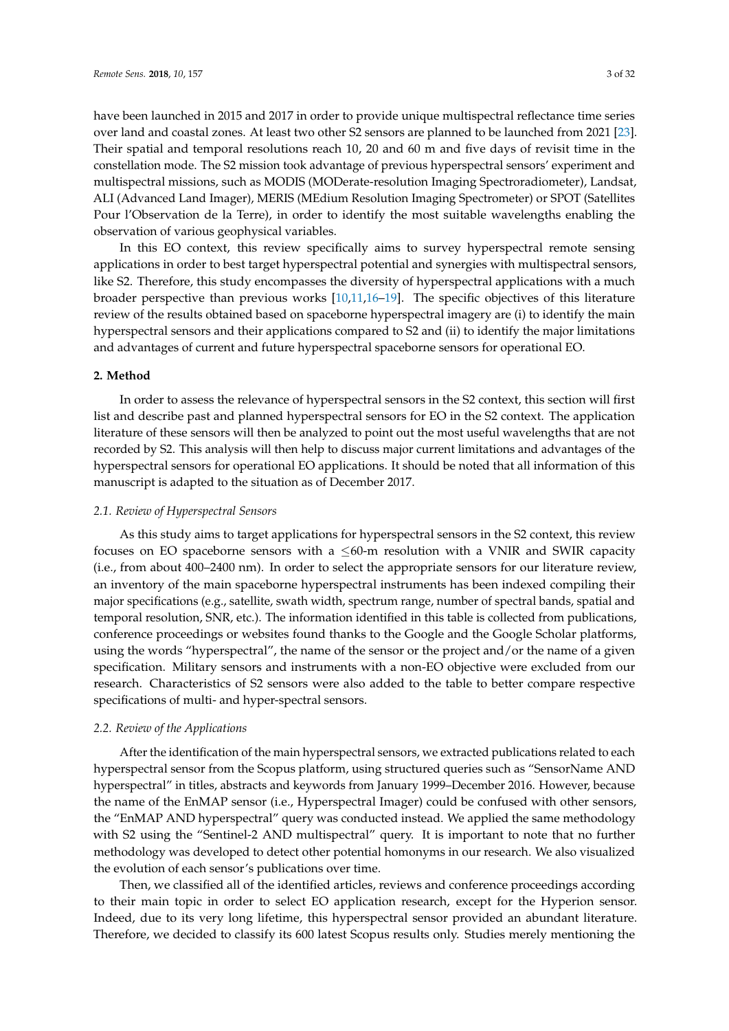have been launched in 2015 and 2017 in order to provide unique multispectral reflectance time series over land and coastal zones. At least two other S2 sensors are planned to be launched from 2021 [23]. Their spatial and temporal resolutions reach 10, 20 and 60 m and five days of revisit time in the constellation mode. The S2 mission took advantage of previous hyperspectral sensors' experiment and multispectral missions, such as MODIS (MODerate-resolution Imaging Spectroradiometer), Landsat, ALI (Advanced Land Imager), MERIS (MEdium Resolution Imaging Spectrometer) or SPOT (Satellites Pour l'Observation de la Terre), in order to identify the most suitable wavelengths enabling the observation of various geophysical variables.

In this EO context, this review specifically aims to survey hyperspectral remote sensing applications in order to best target hyperspectral potential and synergies with multispectral sensors, like S2. Therefore, this study encompasses the diversity of hyperspectral applications with a much broader perspective than previous works [10,11,16–19]. The specific objectives of this literature review of the results obtained based on spaceborne hyperspectral imagery are (i) to identify the main hyperspectral sensors and their applications compared to S2 and (ii) to identify the major limitations and advantages of current and future hyperspectral spaceborne sensors for operational EO.

## 2. Method

In order to assess the relevance of hyperspectral sensors in the S2 context, this section will first list and describe past and planned hyperspectral sensors for EO in the S2 context. The application literature of these sensors will then be analyzed to point out the most useful wavelengths that are not recorded by S2. This analysis will then help to discuss major current limitations and advantages of the hyperspectral sensors for operational EO applications. It should be noted that all information of this manuscript is adapted to the situation as of December 2017.

### *2.1. Review of Hyperspectral Sensors*

As this study aims to target applications for hyperspectral sensors in the S2 context, this review focuses on EO spaceborne sensors with a ≤60-m resolution with a VNIR and SWIR capacity (i.e., from about 400–2400 nm). In order to select the appropriate sensors for our literature review, an inventory of the main spaceborne hyperspectral instruments has been indexed compiling their major specifications (e.g., satellite, swath width, spectrum range, number of spectral bands, spatial and temporal resolution, SNR, etc.). The information identified in this table is collected from publications, conference proceedings or websites found thanks to the Google and the Google Scholar platforms, using the words "hyperspectral", the name of the sensor or the project and/or the name of a given specification. Military sensors and instruments with a non-EO objective were excluded from our research. Characteristics of S2 sensors were also added to the table to better compare respective specifications of multi- and hyper-spectral sensors.

### *2.2. Review of the Applications*

After the identification of the main hyperspectral sensors, we extracted publications related to each hyperspectral sensor from the Scopus platform, using structured queries such as "SensorName AND hyperspectral" in titles, abstracts and keywords from January 1999–December 2016. However, because the name of the EnMAP sensor (i.e., Hyperspectral Imager) could be confused with other sensors, the "EnMAP AND hyperspectral" query was conducted instead. We applied the same methodology with S2 using the "Sentinel-2 AND multispectral" query. It is important to note that no further methodology was developed to detect other potential homonyms in our research. We also visualized the evolution of each sensor's publications over time.

Then, we classified all of the identified articles, reviews and conference proceedings according to their main topic in order to select EO application research, except for the Hyperion sensor. Indeed, due to its very long lifetime, this hyperspectral sensor provided an abundant literature. Therefore, we decided to classify its 600 latest Scopus results only. Studies merely mentioning the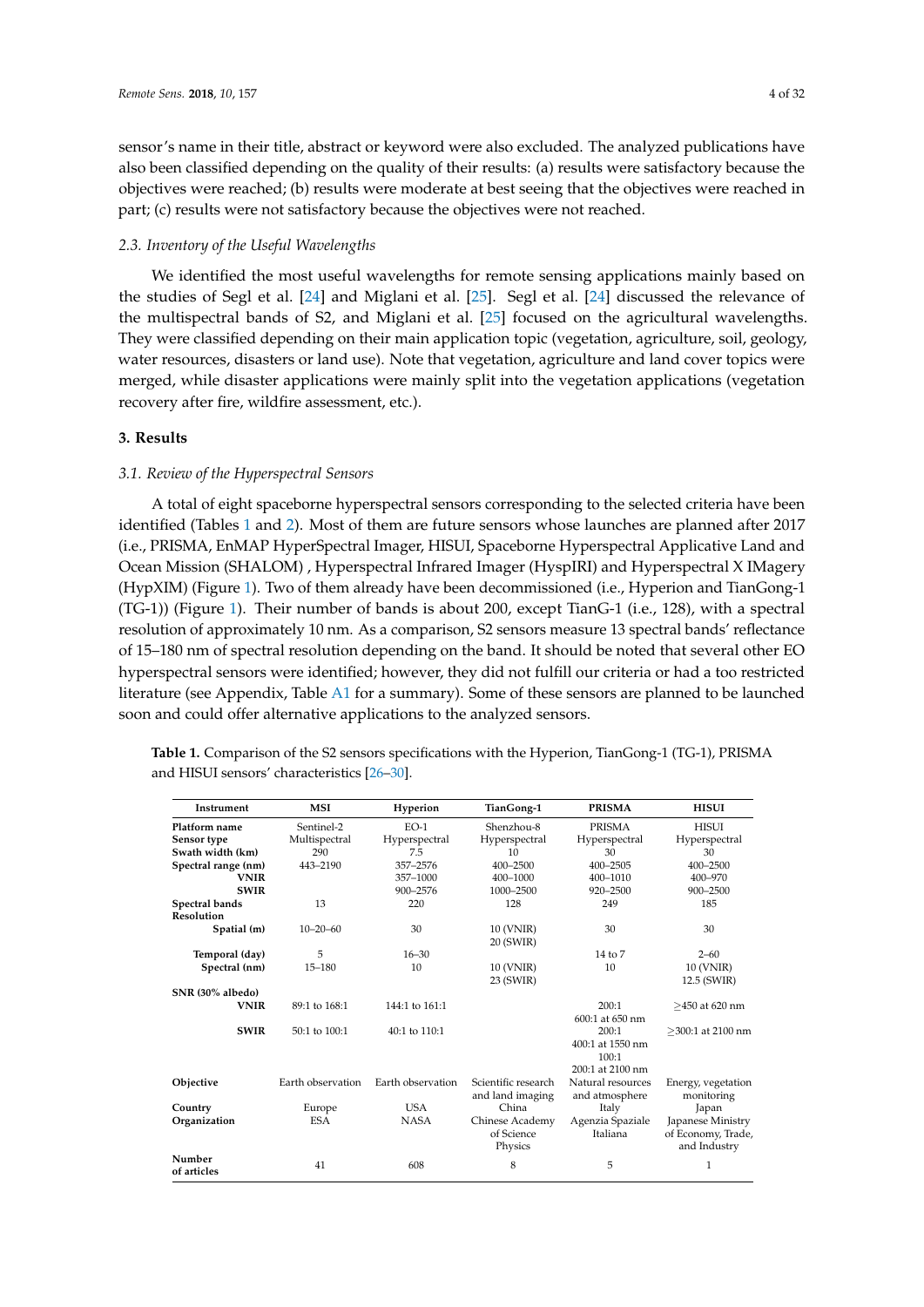sensor's name in their title, abstract or keyword were also excluded. The analyzed publications have also been classified depending on the quality of their results: (a) results were satisfactory because the objectives were reached; (b) results were moderate at best seeing that the objectives were reached in part; (c) results were not satisfactory because the objectives were not reached.

### 2.3. Inventory of the Useful Wavelengths

We identified the most useful wavelengths for remote sensing applications mainly based on the studies of Segl et al. [24] and Miglani et al. [25]. Segl et al. [24] discussed the relevance of the multispectral bands of S2, and Miglani et al. [25] focused on the agricultural wavelengths. They were classified depending on their main application topic (vegetation, agriculture, soil, geology, water resources, disasters or land use). Note that vegetation, agriculture and land cover topics were merged, while disaster applications were mainly split into the vegetation applications (vegetation recovery after fire, wildfire assessment, etc.).

## 3. Results

### 3.1. Review of the Hyperspectral Sensors

A total of eight spaceborne hyperspectral sensors corresponding to the selected criteria have been identified (Tables 1 and 2). Most of them are future sensors whose launches are planned after 2017 (i.e., PRISMA, EnMAP HyperSpectral Imager, HISUI, Spaceborne Hyperspectral Applicative Land and Ocean Mission (SHALOM) , Hyperspectral Infrared Imager (HyspIRI) and Hyperspectral X IMagery (HypXIM) (Figure 1). Two of them already have been decommissioned (i.e., Hyperion and TianGong-1 (TG-1)) (Figure 1). Their number of bands is about 200, except TianG-1 (i.e., 128), with a spectral resolution of approximately 10 nm. As a comparison, S2 sensors measure 13 spectral bands' reflectance of 15–180 nm of spectral resolution depending on the band. It should be noted that several other EO hyperspectral sensors were identified; however, they did not fulfill our criteria or had a too restricted literature (see Appendix, Table A1 for a summary). Some of these sensors are planned to be launched soon and could offer alternative applications to the analyzed sensors.

**Table 1.** Comparison of the S2 sensors specifications with the Hyperion, TianGong-1 (TG-1), PRISMA and HISUI sensors' characteristics [26–30].

| Instrument | MSI | Hyperion | TianGong-1 | PRISMA | HISUI |
|---|---|---|---|---|---|
| **Platform name** | Sentinel-2 | EO-1 | Shenzhou-8 | PRISMA | HISUI |
| **Sensor type** | Multispectral | Hyperspectral | Hyperspectral | Hyperspectral | Hyperspectral |
| **Swath width (km)** | 290 | 7.5 | 10 | 30 | 30 |
| **Spectral range (nm)** | 443–2190 | 357–2576 | 400–2500 | 400–2505 | 400–2500 |
| **VNIR** | | 357–1000 | 400–1000 | 400–1010 | 400–970 |
| **SWIR** | | 900–2576 | 1000–2500 | 920–2500 | 900–2500 |
| **Spectral bands** | 13 | 220 | 128 | 249 | 185 |
| **Resolution** | | | | | |
| **Spatial (m)** | 10–20–60 | 30 | 10 (VNIR) 20 (SWIR) | 30 | 30 |
| **Temporal (day)** | 5 | 16–30 | | 14 to 7 | 2–60 |
| **Spectral (nm)** | 15–180 | 10 | 10 (VNIR) 23 (SWIR) | 10 | 10 (VNIR) 12.5 (SWIR) |
| **SNR (30% albedo)** | | | | | |
| **VNIR** | 89:1 to 168:1 | 144:1 to 161:1 | | 200:1 600:1 at 650 nm | ≥450 at 620 nm |
| **SWIR** | 50:1 to 100:1 | 40:1 to 110:1 | | 200:1 400:1 at 1550 nm 100:1 200:1 at 2100 nm | ≥300:1 at 2100 nm |
| **Objective** | Earth observation | Earth observation | Scientific research and land imaging | Natural resources and atmosphere | Energy, vegetation monitoring |
| **Country** | Europe | USA | China | Italy | Japan |
| **Organization** | ESA | NASA | Chinese Academy of Science Physics | Agenzia Spaziale Italiana | Japanese Ministry of Economy, Trade, and Industry |
| **Number of articles** | 41 | 608 | 8 | 5 | 1 |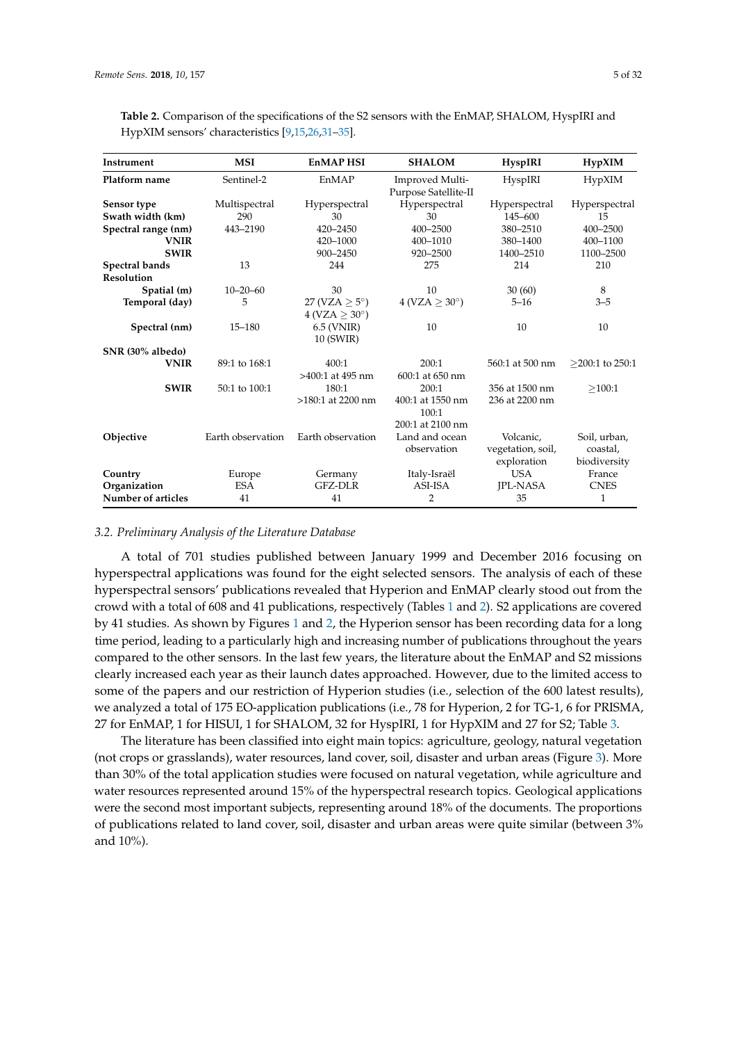**Table 2.** Comparison of the specifications of the S2 sensors with the EnMAP, SHALOM, HyspIRI and HypXIM sensors' characteristics [9,15,26,31–35].

| Instrument | MSI | EnMAP HSI | SHALOM | HyspIRI | HypXIM |
|---|---|---|---|---|---|
| **Platform name** | Sentinel-2 | EnMAP | Improved Multi-Purpose Satellite-II | HyspIRI | HypXIM |
| **Sensor type** | Multispectral | Hyperspectral | Hyperspectral | Hyperspectral | Hyperspectral |
| **Swath width (km)** | 290 | 30 | 30 | 145–600 | 15 |
| **Spectral range (nm)** | 443–2190 | 420–2450 | 400–2500 | 380–2510 | 400–2500 |
| **VNIR** | | 420–1000 | 400–1010 | 380–1400 | 400–1100 |
| **SWIR** | | 900–2450 | 920–2500 | 1400–2510 | 1100–2500 |
| **Spectral bands** | 13 | 244 | 275 | 214 | 210 |
| **Resolution** | | | | | |
| **Spatial (m)** | 10–20–60 | 30 | 10 | 30 (60) | 8 |
| **Temporal (day)** | 5 | 27 (VZA $\geq 5°$) 4 (VZA $\geq 30°$) | 4 (VZA $\geq 30°$) | 5–16 | 3–5 |
| **Spectral (nm)** | 15–180 | 6.5 (VNIR) 10 (SWIR) | 10 | 10 | 10 |
| **SNR (30% albedo)** | | | | | |
| **VNIR** | 89:1 to 168:1 | 400:1 >400:1 at 495 nm | 200:1 600:1 at 650 nm | 560:1 at 500 nm | ≥200:1 to 250:1 |
| **SWIR** | 50:1 to 100:1 | 180:1 >180:1 at 2200 nm | 200:1 400:1 at 1550 nm 100:1 200:1 at 2100 nm | 356 at 1500 nm 236 at 2200 nm | ≥100:1 |
| **Objective** | Earth observation | Earth observation | Land and ocean observation | Volcanic, vegetation, soil, exploration | Soil, urban, coastal, biodiversity |
| **Country** | Europe | Germany | Italy-Israël | USA | France |
| **Organization** | ESA | GFZ-DLR | ASI-ISA | JPL-NASA | CNES |
| **Number of articles** | 41 | 41 | 2 | 35 | 1 |

### 3.2. Preliminary Analysis of the Literature Database

A total of 701 studies published between January 1999 and December 2016 focusing on hyperspectral applications was found for the eight selected sensors. The analysis of each of these hyperspectral sensors' publications revealed that Hyperion and EnMAP clearly stood out from the crowd with a total of 608 and 41 publications, respectively (Tables 1 and 2). S2 applications are covered by 41 studies. As shown by Figures 1 and 2, the Hyperion sensor has been recording data for a long time period, leading to a particularly high and increasing number of publications throughout the years compared to the other sensors. In the last few years, the literature about the EnMAP and S2 missions clearly increased each year as their launch dates approached. However, due to the limited access to some of the papers and our restriction of Hyperion studies (i.e., selection of the 600 latest results), we analyzed a total of 175 EO-application publications (i.e., 78 for Hyperion, 2 for TG-1, 6 for PRISMA, 27 for EnMAP, 1 for HISUI, 1 for SHALOM, 32 for HyspIRI, 1 for HypXIM and 27 for S2; Table 3.

The literature has been classified into eight main topics: agriculture, geology, natural vegetation (not crops or grasslands), water resources, land cover, soil, disaster and urban areas (Figure 3). More than 30% of the total application studies were focused on natural vegetation, while agriculture and water resources represented around 15% of the hyperspectral research topics. Geological applications were the second most important subjects, representing around 18% of the documents. The proportions of publications related to land cover, soil, disaster and urban areas were quite similar (between 3% and 10%).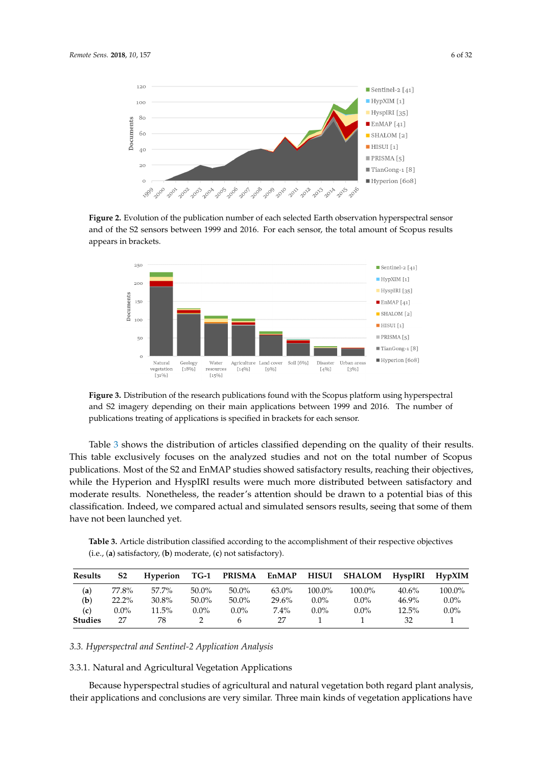**Figure 2.** Evolution of the publication number of each selected Earth observation hyperspectral sensor and of the S2 sensors between 1999 and 2016. For each sensor, the total amount of Scopus results appears in brackets.

**Figure 3.** Distribution of the research publications found with the Scopus platform using hyperspectral and S2 imagery depending on their main applications between 1999 and 2016. The number of publications treating of applications is specified in brackets for each sensor.

Table 3 shows the distribution of articles classified depending on the quality of their results. This table exclusively focuses on the analyzed studies and not on the total number of Scopus publications. Most of the S2 and EnMAP studies showed satisfactory results, reaching their objectives, while the Hyperion and HyspIRI results were much more distributed between satisfactory and moderate results. Nonetheless, the reader's attention should be drawn to a potential bias of this classification. Indeed, we compared actual and simulated sensors results, seeing that some of them have not been launched yet.

**Table 3.** Article distribution classified according to the accomplishment of their respective objectives (i.e., (**a**) satisfactory, (**b**) moderate, (**c**) not satisfactory).

| Results | S2 | Hyperion | TG-1 | PRISMA | EnMAP | HISUI | SHALOM | HyspIRI | HypXIM |
|---|---|---|---|---|---|---|---|---|---|
| (**a**) | 77.8% | 57.7% | 50.0% | 50.0% | 63.0% | 100.0% | 100.0% | 40.6% | 100.0% |
| (**b**) | 22.2% | 30.8% | 50.0% | 50.0% | 29.6% | 0.0% | 0.0% | 46.9% | 0.0% |
| (**c**) | 0.0% | 11.5% | 0.0% | 0.0% | 7.4% | 0.0% | 0.0% | 12.5% | 0.0% |
| **Studies** | 27 | 78 | 2 | 6 | 27 | 1 | 1 | 32 | 1 |

### *3.3. Hyperspectral and Sentinel-2 Application Analysis*

#### 3.3.1. Natural and Agricultural Vegetation Applications

Because hyperspectral studies of agricultural and natural vegetation both regard plant analysis, their applications and conclusions are very similar. Three main kinds of vegetation applications have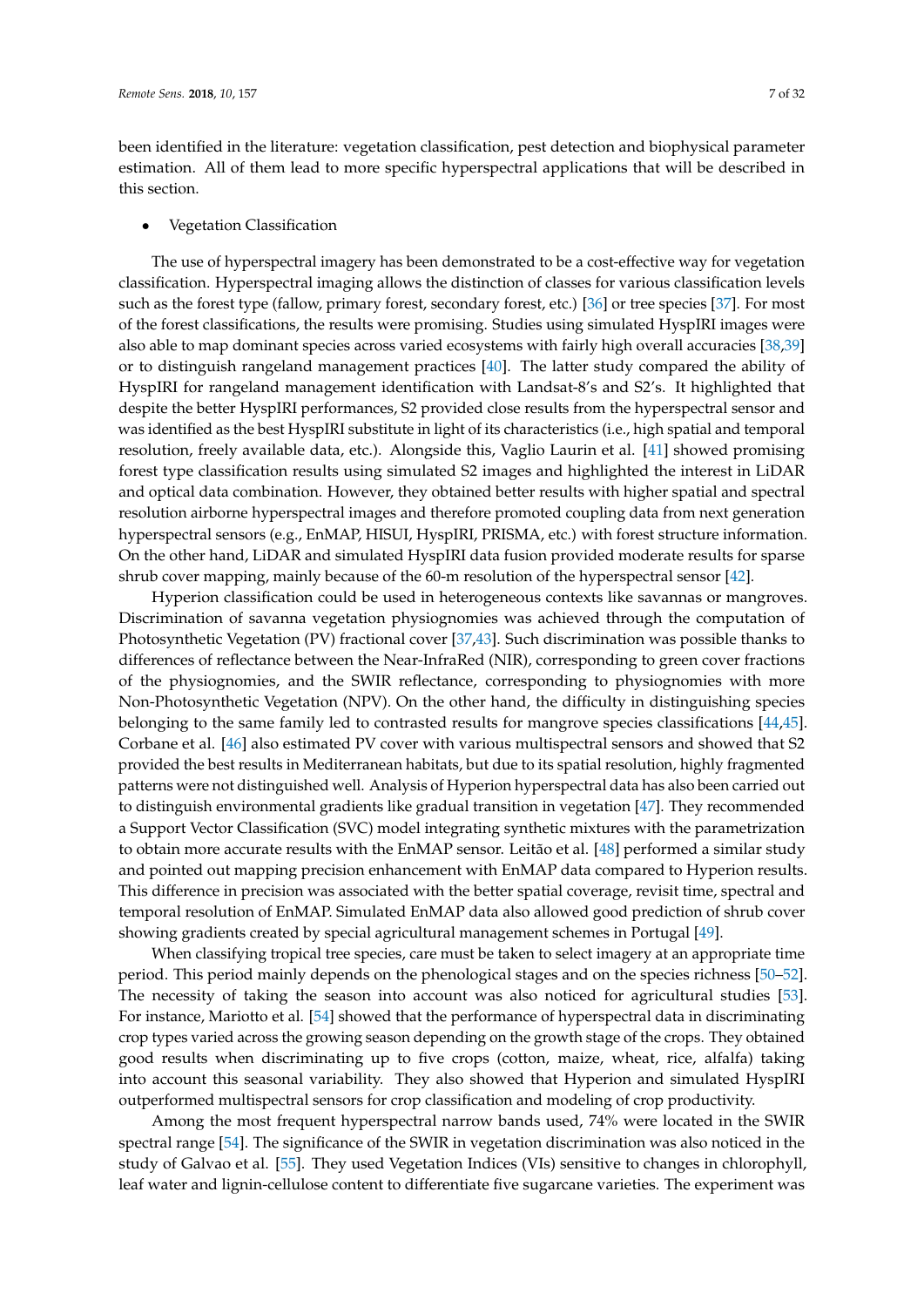been identified in the literature: vegetation classification, pest detection and biophysical parameter estimation. All of them lead to more specific hyperspectral applications that will be described in this section.

- Vegetation Classification

The use of hyperspectral imagery has been demonstrated to be a cost-effective way for vegetation classification. Hyperspectral imaging allows the distinction of classes for various classification levels such as the forest type (fallow, primary forest, secondary forest, etc.) [36] or tree species [37]. For most of the forest classifications, the results were promising. Studies using simulated HyspIRI images were also able to map dominant species across varied ecosystems with fairly high overall accuracies [38,39] or to distinguish rangeland management practices [40]. The latter study compared the ability of HyspIRI for rangeland management identification with Landsat-8's and S2's. It highlighted that despite the better HyspIRI performances, S2 provided close results from the hyperspectral sensor and was identified as the best HyspIRI substitute in light of its characteristics (i.e., high spatial and temporal resolution, freely available data, etc.). Alongside this, Vaglio Laurin et al. [41] showed promising forest type classification results using simulated S2 images and highlighted the interest in LiDAR and optical data combination. However, they obtained better results with higher spatial and spectral resolution airborne hyperspectral images and therefore promoted coupling data from next generation hyperspectral sensors (e.g., EnMAP, HISUI, HyspIRI, PRISMA, etc.) with forest structure information. On the other hand, LiDAR and simulated HyspIRI data fusion provided moderate results for sparse shrub cover mapping, mainly because of the 60-m resolution of the hyperspectral sensor [42].

Hyperion classification could be used in heterogeneous contexts like savannas or mangroves. Discrimination of savanna vegetation physiognomies was achieved through the computation of Photosynthetic Vegetation (PV) fractional cover [37,43]. Such discrimination was possible thanks to differences of reflectance between the Near-InfraRed (NIR), corresponding to green cover fractions of the physiognomies, and the SWIR reflectance, corresponding to physiognomies with more Non-Photosynthetic Vegetation (NPV). On the other hand, the difficulty in distinguishing species belonging to the same family led to contrasted results for mangrove species classifications [44,45]. Corbane et al. [46] also estimated PV cover with various multispectral sensors and showed that S2 provided the best results in Mediterranean habitats, but due to its spatial resolution, highly fragmented patterns were not distinguished well. Analysis of Hyperion hyperspectral data has also been carried out to distinguish environmental gradients like gradual transition in vegetation [47]. They recommended a Support Vector Classification (SVC) model integrating synthetic mixtures with the parametrization to obtain more accurate results with the EnMAP sensor. Leitão et al. [48] performed a similar study and pointed out mapping precision enhancement with EnMAP data compared to Hyperion results. This difference in precision was associated with the better spatial coverage, revisit time, spectral and temporal resolution of EnMAP. Simulated EnMAP data also allowed good prediction of shrub cover showing gradients created by special agricultural management schemes in Portugal [49].

When classifying tropical tree species, care must be taken to select imagery at an appropriate time period. This period mainly depends on the phenological stages and on the species richness [50–52]. The necessity of taking the season into account was also noticed for agricultural studies [53]. For instance, Mariotto et al. [54] showed that the performance of hyperspectral data in discriminating crop types varied across the growing season depending on the growth stage of the crops. They obtained good results when discriminating up to five crops (cotton, maize, wheat, rice, alfalfa) taking into account this seasonal variability. They also showed that Hyperion and simulated HyspIRI outperformed multispectral sensors for crop classification and modeling of crop productivity.

Among the most frequent hyperspectral narrow bands used, 74% were located in the SWIR spectral range [54]. The significance of the SWIR in vegetation discrimination was also noticed in the study of Galvao et al. [55]. They used Vegetation Indices (VIs) sensitive to changes in chlorophyll, leaf water and lignin-cellulose content to differentiate five sugarcane varieties. The experiment was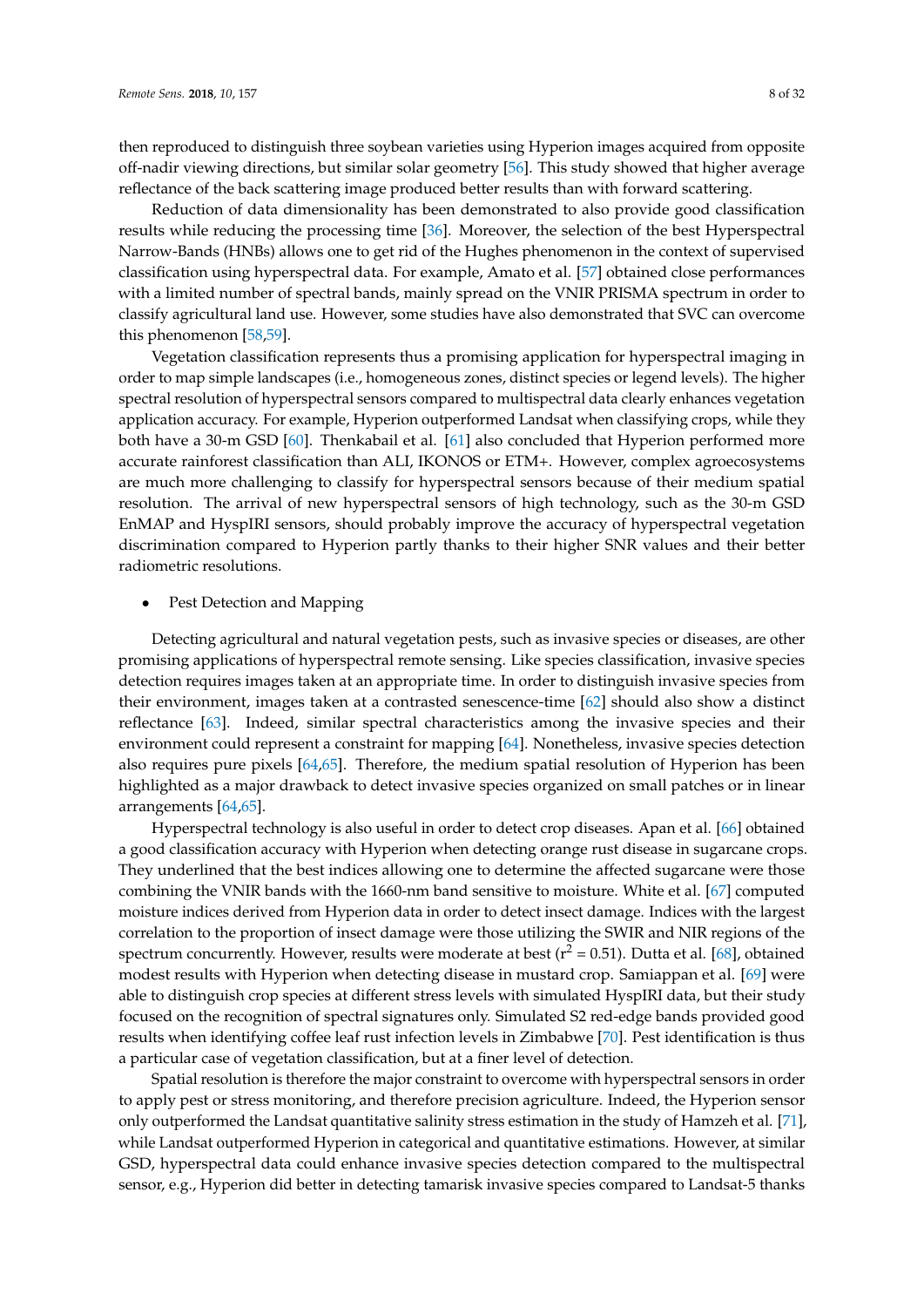then reproduced to distinguish three soybean varieties using Hyperion images acquired from opposite off-nadir viewing directions, but similar solar geometry [56]. This study showed that higher average reflectance of the back scattering image produced better results than with forward scattering.

Reduction of data dimensionality has been demonstrated to also provide good classification results while reducing the processing time [36]. Moreover, the selection of the best Hyperspectral Narrow-Bands (HNBs) allows one to get rid of the Hughes phenomenon in the context of supervised classification using hyperspectral data. For example, Amato et al. [57] obtained close performances with a limited number of spectral bands, mainly spread on the VNIR PRISMA spectrum in order to classify agricultural land use. However, some studies have also demonstrated that SVC can overcome this phenomenon [58,59].

Vegetation classification represents thus a promising application for hyperspectral imaging in order to map simple landscapes (i.e., homogeneous zones, distinct species or legend levels). The higher spectral resolution of hyperspectral sensors compared to multispectral data clearly enhances vegetation application accuracy. For example, Hyperion outperformed Landsat when classifying crops, while they both have a 30-m GSD [60]. Thenkabail et al. [61] also concluded that Hyperion performed more accurate rainforest classification than ALI, IKONOS or ETM+. However, complex agroecosystems are much more challenging to classify for hyperspectral sensors because of their medium spatial resolution. The arrival of new hyperspectral sensors of high technology, such as the 30-m GSD EnMAP and HyspIRI sensors, should probably improve the accuracy of hyperspectral vegetation discrimination compared to Hyperion partly thanks to their higher SNR values and their better radiometric resolutions.

- Pest Detection and Mapping

Detecting agricultural and natural vegetation pests, such as invasive species or diseases, are other promising applications of hyperspectral remote sensing. Like species classification, invasive species detection requires images taken at an appropriate time. In order to distinguish invasive species from their environment, images taken at a contrasted senescence-time [62] should also show a distinct reflectance [63]. Indeed, similar spectral characteristics among the invasive species and their environment could represent a constraint for mapping [64]. Nonetheless, invasive species detection also requires pure pixels [64,65]. Therefore, the medium spatial resolution of Hyperion has been highlighted as a major drawback to detect invasive species organized on small patches or in linear arrangements [64,65].

Hyperspectral technology is also useful in order to detect crop diseases. Apan et al. [66] obtained a good classification accuracy with Hyperion when detecting orange rust disease in sugarcane crops. They underlined that the best indices allowing one to determine the affected sugarcane were those combining the VNIR bands with the 1660-nm band sensitive to moisture. White et al. [67] computed moisture indices derived from Hyperion data in order to detect insect damage. Indices with the largest correlation to the proportion of insect damage were those utilizing the SWIR and NIR regions of the spectrum concurrently. However, results were moderate at best ($r^2 = 0.51$). Dutta et al. [68], obtained modest results with Hyperion when detecting disease in mustard crop. Samiappan et al. [69] were able to distinguish crop species at different stress levels with simulated HyspIRI data, but their study focused on the recognition of spectral signatures only. Simulated S2 red-edge bands provided good results when identifying coffee leaf rust infection levels in Zimbabwe [70]. Pest identification is thus a particular case of vegetation classification, but at a finer level of detection.

Spatial resolution is therefore the major constraint to overcome with hyperspectral sensors in order to apply pest or stress monitoring, and therefore precision agriculture. Indeed, the Hyperion sensor only outperformed the Landsat quantitative salinity stress estimation in the study of Hamzeh et al. [71], while Landsat outperformed Hyperion in categorical and quantitative estimations. However, at similar GSD, hyperspectral data could enhance invasive species detection compared to the multispectral sensor, e.g., Hyperion did better in detecting tamarisk invasive species compared to Landsat-5 thanks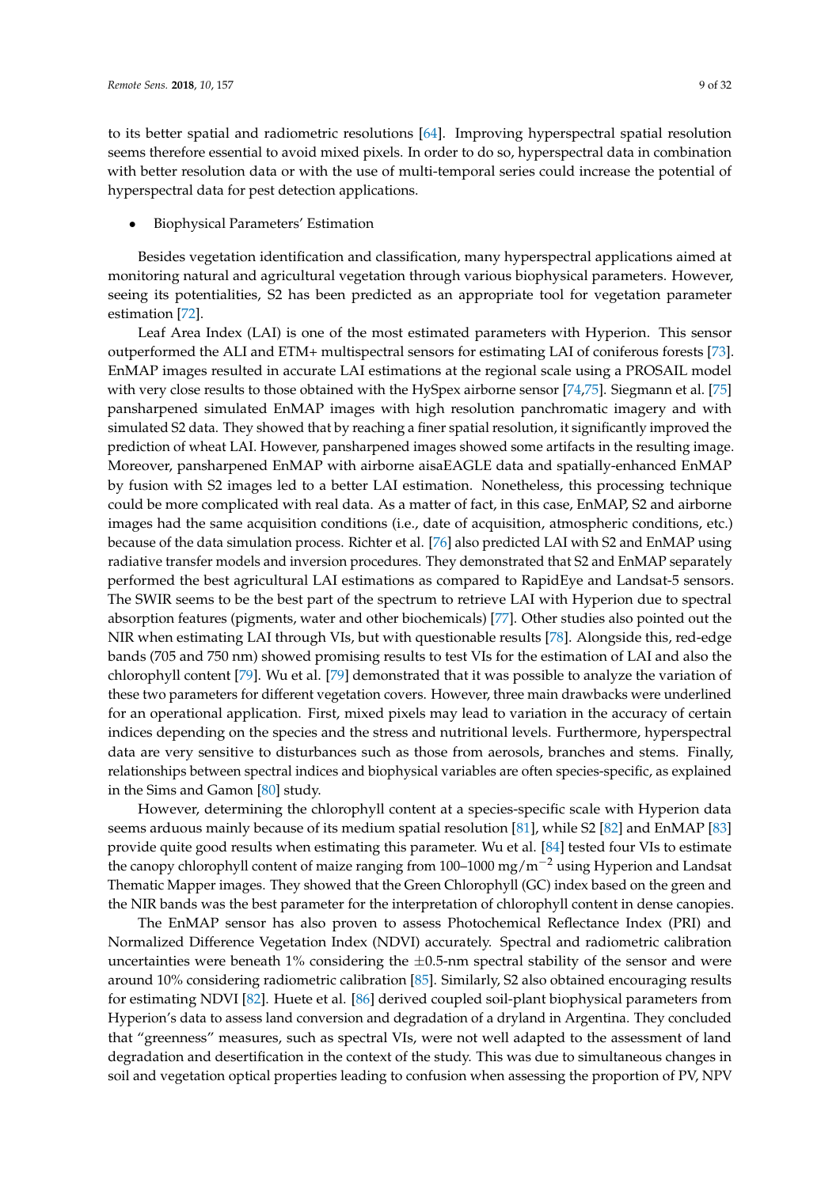to its better spatial and radiometric resolutions [64]. Improving hyperspectral spatial resolution seems therefore essential to avoid mixed pixels. In order to do so, hyperspectral data in combination with better resolution data or with the use of multi-temporal series could increase the potential of hyperspectral data for pest detection applications.

- Biophysical Parameters' Estimation

Besides vegetation identification and classification, many hyperspectral applications aimed at monitoring natural and agricultural vegetation through various biophysical parameters. However, seeing its potentialities, S2 has been predicted as an appropriate tool for vegetation parameter estimation [72].

Leaf Area Index (LAI) is one of the most estimated parameters with Hyperion. This sensor outperformed the ALI and ETM+ multispectral sensors for estimating LAI of coniferous forests [73]. EnMAP images resulted in accurate LAI estimations at the regional scale using a PROSAIL model with very close results to those obtained with the HySpex airborne sensor [74,75]. Siegmann et al. [75] pansharpened simulated EnMAP images with high resolution panchromatic imagery and with simulated S2 data. They showed that by reaching a finer spatial resolution, it significantly improved the prediction of wheat LAI. However, pansharpened images showed some artifacts in the resulting image. Moreover, pansharpened EnMAP with airborne aisaEAGLE data and spatially-enhanced EnMAP by fusion with S2 images led to a better LAI estimation. Nonetheless, this processing technique could be more complicated with real data. As a matter of fact, in this case, EnMAP, S2 and airborne images had the same acquisition conditions (i.e., date of acquisition, atmospheric conditions, etc.) because of the data simulation process. Richter et al. [76] also predicted LAI with S2 and EnMAP using radiative transfer models and inversion procedures. They demonstrated that S2 and EnMAP separately performed the best agricultural LAI estimations as compared to RapidEye and Landsat-5 sensors. The SWIR seems to be the best part of the spectrum to retrieve LAI with Hyperion due to spectral absorption features (pigments, water and other biochemicals) [77]. Other studies also pointed out the NIR when estimating LAI through VIs, but with questionable results [78]. Alongside this, red-edge bands (705 and 750 nm) showed promising results to test VIs for the estimation of LAI and also the chlorophyll content [79]. Wu et al. [79] demonstrated that it was possible to analyze the variation of these two parameters for different vegetation covers. However, three main drawbacks were underlined for an operational application. First, mixed pixels may lead to variation in the accuracy of certain indices depending on the species and the stress and nutritional levels. Furthermore, hyperspectral data are very sensitive to disturbances such as those from aerosols, branches and stems. Finally, relationships between spectral indices and biophysical variables are often species-specific, as explained in the Sims and Gamon [80] study.

However, determining the chlorophyll content at a species-specific scale with Hyperion data seems arduous mainly because of its medium spatial resolution [81], while S2 [82] and EnMAP [83] provide quite good results when estimating this parameter. Wu et al. [84] tested four VIs to estimate the canopy chlorophyll content of maize ranging from 100–1000 mg/m$^{-2}$ using Hyperion and Landsat Thematic Mapper images. They showed that the Green Chlorophyll (GC) index based on the green and the NIR bands was the best parameter for the interpretation of chlorophyll content in dense canopies.

The EnMAP sensor has also proven to assess Photochemical Reflectance Index (PRI) and Normalized Difference Vegetation Index (NDVI) accurately. Spectral and radiometric calibration uncertainties were beneath 1% considering the $\pm$0.5-nm spectral stability of the sensor and were around 10% considering radiometric calibration [85]. Similarly, S2 also obtained encouraging results for estimating NDVI [82]. Huete et al. [86] derived coupled soil-plant biophysical parameters from Hyperion's data to assess land conversion and degradation of a dryland in Argentina. They concluded that "greenness" measures, such as spectral VIs, were not well adapted to the assessment of land degradation and desertification in the context of the study. This was due to simultaneous changes in soil and vegetation optical properties leading to confusion when assessing the proportion of PV, NPV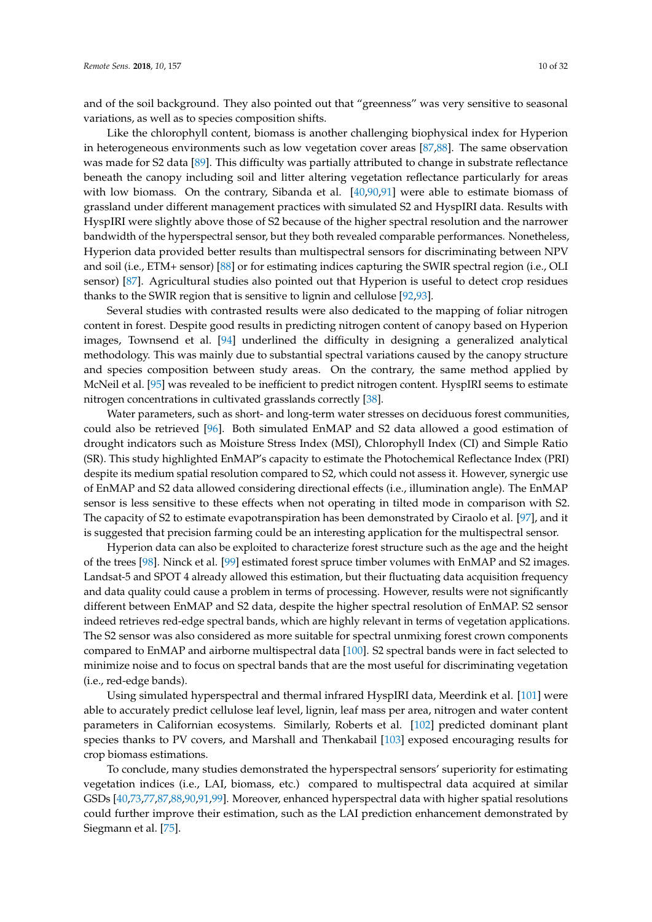and of the soil background. They also pointed out that "greenness" was very sensitive to seasonal variations, as well as to species composition shifts.

Like the chlorophyll content, biomass is another challenging biophysical index for Hyperion in heterogeneous environments such as low vegetation cover areas [87,88]. The same observation was made for S2 data [89]. This difficulty was partially attributed to change in substrate reflectance beneath the canopy including soil and litter altering vegetation reflectance particularly for areas with low biomass. On the contrary, Sibanda et al. [40,90,91] were able to estimate biomass of grassland under different management practices with simulated S2 and HyspIRI data. Results with HyspIRI were slightly above those of S2 because of the higher spectral resolution and the narrower bandwidth of the hyperspectral sensor, but they both revealed comparable performances. Nonetheless, Hyperion data provided better results than multispectral sensors for discriminating between NPV and soil (i.e., ETM+ sensor) [88] or for estimating indices capturing the SWIR spectral region (i.e., OLI sensor) [87]. Agricultural studies also pointed out that Hyperion is useful to detect crop residues thanks to the SWIR region that is sensitive to lignin and cellulose [92,93].

Several studies with contrasted results were also dedicated to the mapping of foliar nitrogen content in forest. Despite good results in predicting nitrogen content of canopy based on Hyperion images, Townsend et al. [94] underlined the difficulty in designing a generalized analytical methodology. This was mainly due to substantial spectral variations caused by the canopy structure and species composition between study areas. On the contrary, the same method applied by McNeil et al. [95] was revealed to be inefficient to predict nitrogen content. HyspIRI seems to estimate nitrogen concentrations in cultivated grasslands correctly [38].

Water parameters, such as short- and long-term water stresses on deciduous forest communities, could also be retrieved [96]. Both simulated EnMAP and S2 data allowed a good estimation of drought indicators such as Moisture Stress Index (MSI), Chlorophyll Index (CI) and Simple Ratio (SR). This study highlighted EnMAP's capacity to estimate the Photochemical Reflectance Index (PRI) despite its medium spatial resolution compared to S2, which could not assess it. However, synergic use of EnMAP and S2 data allowed considering directional effects (i.e., illumination angle). The EnMAP sensor is less sensitive to these effects when not operating in tilted mode in comparison with S2. The capacity of S2 to estimate evapotranspiration has been demonstrated by Ciraolo et al. [97], and it is suggested that precision farming could be an interesting application for the multispectral sensor.

Hyperion data can also be exploited to characterize forest structure such as the age and the height of the trees [98]. Ninck et al. [99] estimated forest spruce timber volumes with EnMAP and S2 images. Landsat-5 and SPOT 4 already allowed this estimation, but their fluctuating data acquisition frequency and data quality could cause a problem in terms of processing. However, results were not significantly different between EnMAP and S2 data, despite the higher spectral resolution of EnMAP. S2 sensor indeed retrieves red-edge spectral bands, which are highly relevant in terms of vegetation applications. The S2 sensor was also considered as more suitable for spectral unmixing forest crown components compared to EnMAP and airborne multispectral data [100]. S2 spectral bands were in fact selected to minimize noise and to focus on spectral bands that are the most useful for discriminating vegetation (i.e., red-edge bands).

Using simulated hyperspectral and thermal infrared HyspIRI data, Meerdink et al. [101] were able to accurately predict cellulose leaf level, lignin, leaf mass per area, nitrogen and water content parameters in Californian ecosystems. Similarly, Roberts et al. [102] predicted dominant plant species thanks to PV covers, and Marshall and Thenkabail [103] exposed encouraging results for crop biomass estimations.

To conclude, many studies demonstrated the hyperspectral sensors' superiority for estimating vegetation indices (i.e., LAI, biomass, etc.) compared to multispectral data acquired at similar GSDs [40,73,77,87,88,90,91,99]. Moreover, enhanced hyperspectral data with higher spatial resolutions could further improve their estimation, such as the LAI prediction enhancement demonstrated by Siegmann et al. [75].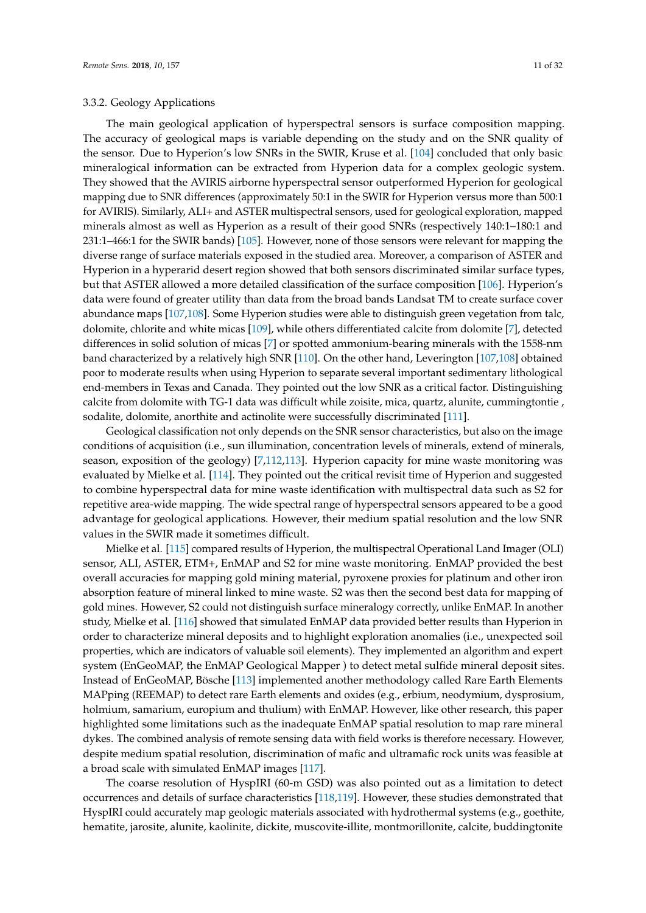### 3.3.2. Geology Applications

The main geological application of hyperspectral sensors is surface composition mapping. The accuracy of geological maps is variable depending on the study and on the SNR quality of the sensor. Due to Hyperion's low SNRs in the SWIR, Kruse et al. [104] concluded that only basic mineralogical information can be extracted from Hyperion data for a complex geologic system. They showed that the AVIRIS airborne hyperspectral sensor outperformed Hyperion for geological mapping due to SNR differences (approximately 50:1 in the SWIR for Hyperion versus more than 500:1 for AVIRIS). Similarly, ALI+ and ASTER multispectral sensors, used for geological exploration, mapped minerals almost as well as Hyperion as a result of their good SNRs (respectively 140:1–180:1 and 231:1–466:1 for the SWIR bands) [105]. However, none of those sensors were relevant for mapping the diverse range of surface materials exposed in the studied area. Moreover, a comparison of ASTER and Hyperion in a hyperarid desert region showed that both sensors discriminated similar surface types, but that ASTER allowed a more detailed classification of the surface composition [106]. Hyperion's data were found of greater utility than data from the broad bands Landsat TM to create surface cover abundance maps [107,108]. Some Hyperion studies were able to distinguish green vegetation from talc, dolomite, chlorite and white micas [109], while others differentiated calcite from dolomite [7], detected differences in solid solution of micas [7] or spotted ammonium-bearing minerals with the 1558-nm band characterized by a relatively high SNR [110]. On the other hand, Leverington [107,108] obtained poor to moderate results when using Hyperion to separate several important sedimentary lithological end-members in Texas and Canada. They pointed out the low SNR as a critical factor. Distinguishing calcite from dolomite with TG-1 data was difficult while zoisite, mica, quartz, alunite, cummingtontie , sodalite, dolomite, anorthite and actinolite were successfully discriminated [111].

Geological classification not only depends on the SNR sensor characteristics, but also on the image conditions of acquisition (i.e., sun illumination, concentration levels of minerals, extend of minerals, season, exposition of the geology) [7,112,113]. Hyperion capacity for mine waste monitoring was evaluated by Mielke et al. [114]. They pointed out the critical revisit time of Hyperion and suggested to combine hyperspectral data for mine waste identification with multispectral data such as S2 for repetitive area-wide mapping. The wide spectral range of hyperspectral sensors appeared to be a good advantage for geological applications. However, their medium spatial resolution and the low SNR values in the SWIR made it sometimes difficult.

Mielke et al. [115] compared results of Hyperion, the multispectral Operational Land Imager (OLI) sensor, ALI, ASTER, ETM+, EnMAP and S2 for mine waste monitoring. EnMAP provided the best overall accuracies for mapping gold mining material, pyroxene proxies for platinum and other iron absorption feature of mineral linked to mine waste. S2 was then the second best data for mapping of gold mines. However, S2 could not distinguish surface mineralogy correctly, unlike EnMAP. In another study, Mielke et al. [116] showed that simulated EnMAP data provided better results than Hyperion in order to characterize mineral deposits and to highlight exploration anomalies (i.e., unexpected soil properties, which are indicators of valuable soil elements). They implemented an algorithm and expert system (EnGeoMAP, the EnMAP Geological Mapper ) to detect metal sulfide mineral deposit sites. Instead of EnGeoMAP, Bösche [113] implemented another methodology called Rare Earth Elements MAPping (REEMAP) to detect rare Earth elements and oxides (e.g., erbium, neodymium, dysprosium, holmium, samarium, europium and thulium) with EnMAP. However, like other research, this paper highlighted some limitations such as the inadequate EnMAP spatial resolution to map rare mineral dykes. The combined analysis of remote sensing data with field works is therefore necessary. However, despite medium spatial resolution, discrimination of mafic and ultramafic rock units was feasible at a broad scale with simulated EnMAP images [117].

The coarse resolution of HyspIRI (60-m GSD) was also pointed out as a limitation to detect occurrences and details of surface characteristics [118,119]. However, these studies demonstrated that HyspIRI could accurately map geologic materials associated with hydrothermal systems (e.g., goethite, hematite, jarosite, alunite, kaolinite, dickite, muscovite-illite, montmorillonite, calcite, buddingtonite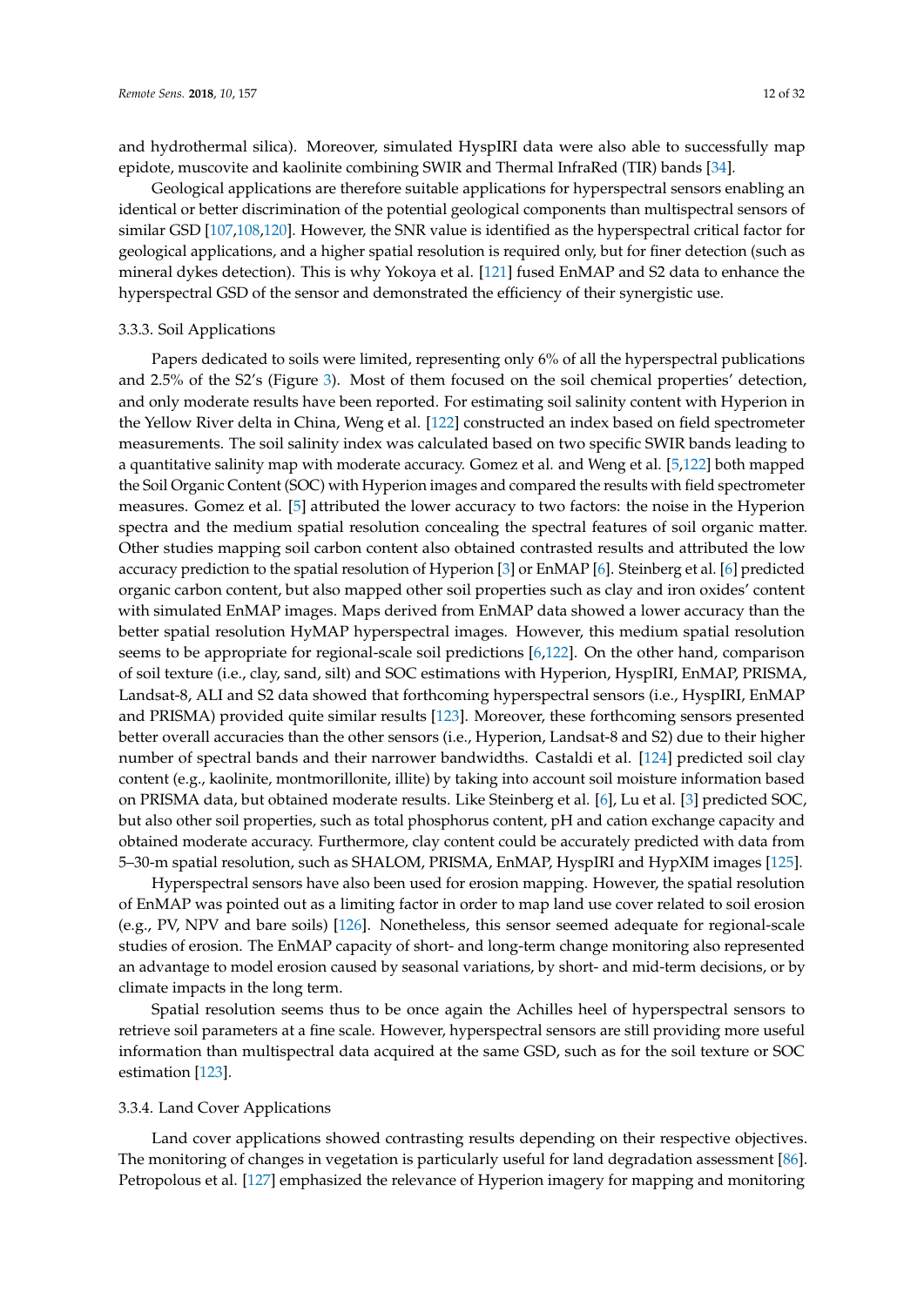and hydrothermal silica). Moreover, simulated HyspIRI data were also able to successfully map epidote, muscovite and kaolinite combining SWIR and Thermal InfraRed (TIR) bands [34].

Geological applications are therefore suitable applications for hyperspectral sensors enabling an identical or better discrimination of the potential geological components than multispectral sensors of similar GSD [107,108,120]. However, the SNR value is identified as the hyperspectral critical factor for geological applications, and a higher spatial resolution is required only, but for finer detection (such as mineral dykes detection). This is why Yokoya et al. [121] fused EnMAP and S2 data to enhance the hyperspectral GSD of the sensor and demonstrated the efficiency of their synergistic use.

#### 3.3.3. Soil Applications

Papers dedicated to soils were limited, representing only 6% of all the hyperspectral publications and 2.5% of the S2's (Figure 3). Most of them focused on the soil chemical properties' detection, and only moderate results have been reported. For estimating soil salinity content with Hyperion in the Yellow River delta in China, Weng et al. [122] constructed an index based on field spectrometer measurements. The soil salinity index was calculated based on two specific SWIR bands leading to a quantitative salinity map with moderate accuracy. Gomez et al. and Weng et al. [5,122] both mapped the Soil Organic Content (SOC) with Hyperion images and compared the results with field spectrometer measures. Gomez et al. [5] attributed the lower accuracy to two factors: the noise in the Hyperion spectra and the medium spatial resolution concealing the spectral features of soil organic matter. Other studies mapping soil carbon content also obtained contrasted results and attributed the low accuracy prediction to the spatial resolution of Hyperion [3] or EnMAP [6]. Steinberg et al. [6] predicted organic carbon content, but also mapped other soil properties such as clay and iron oxides' content with simulated EnMAP images. Maps derived from EnMAP data showed a lower accuracy than the better spatial resolution HyMAP hyperspectral images. However, this medium spatial resolution seems to be appropriate for regional-scale soil predictions [6,122]. On the other hand, comparison of soil texture (i.e., clay, sand, silt) and SOC estimations with Hyperion, HyspIRI, EnMAP, PRISMA, Landsat-8, ALI and S2 data showed that forthcoming hyperspectral sensors (i.e., HyspIRI, EnMAP and PRISMA) provided quite similar results [123]. Moreover, these forthcoming sensors presented better overall accuracies than the other sensors (i.e., Hyperion, Landsat-8 and S2) due to their higher number of spectral bands and their narrower bandwidths. Castaldi et al. [124] predicted soil clay content (e.g., kaolinite, montmorillonite, illite) by taking into account soil moisture information based on PRISMA data, but obtained moderate results. Like Steinberg et al. [6], Lu et al. [3] predicted SOC, but also other soil properties, such as total phosphorus content, pH and cation exchange capacity and obtained moderate accuracy. Furthermore, clay content could be accurately predicted with data from 5–30-m spatial resolution, such as SHALOM, PRISMA, EnMAP, HyspIRI and HypXIM images [125].

Hyperspectral sensors have also been used for erosion mapping. However, the spatial resolution of EnMAP was pointed out as a limiting factor in order to map land use cover related to soil erosion (e.g., PV, NPV and bare soils) [126]. Nonetheless, this sensor seemed adequate for regional-scale studies of erosion. The EnMAP capacity of short- and long-term change monitoring also represented an advantage to model erosion caused by seasonal variations, by short- and mid-term decisions, or by climate impacts in the long term.

Spatial resolution seems thus to be once again the Achilles heel of hyperspectral sensors to retrieve soil parameters at a fine scale. However, hyperspectral sensors are still providing more useful information than multispectral data acquired at the same GSD, such as for the soil texture or SOC estimation [123].

#### 3.3.4. Land Cover Applications

Land cover applications showed contrasting results depending on their respective objectives. The monitoring of changes in vegetation is particularly useful for land degradation assessment [86]. Petropolous et al. [127] emphasized the relevance of Hyperion imagery for mapping and monitoring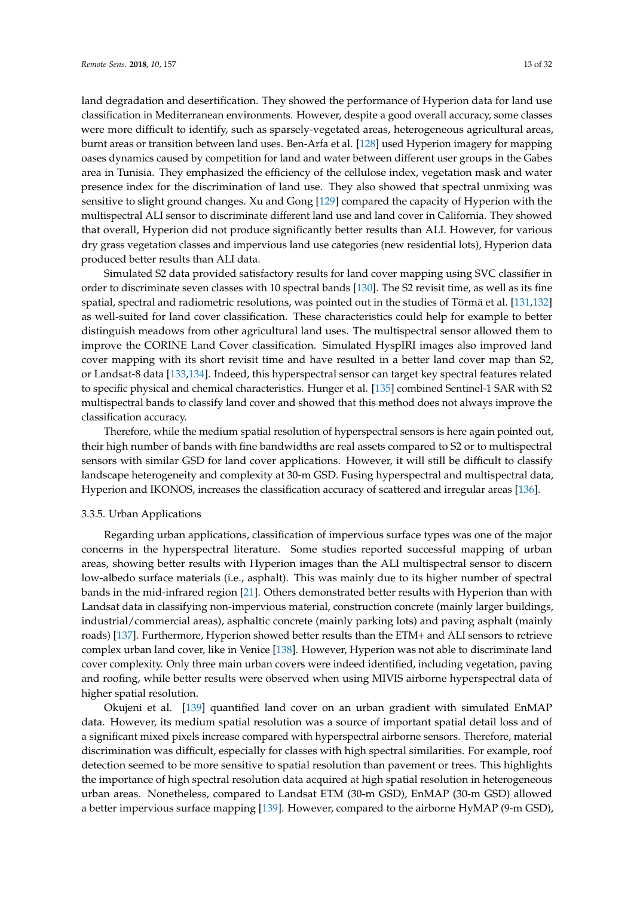land degradation and desertification. They showed the performance of Hyperion data for land use classification in Mediterranean environments. However, despite a good overall accuracy, some classes were more difficult to identify, such as sparsely-vegetated areas, heterogeneous agricultural areas, burnt areas or transition between land uses. Ben-Arfa et al. [128] used Hyperion imagery for mapping oases dynamics caused by competition for land and water between different user groups in the Gabes area in Tunisia. They emphasized the efficiency of the cellulose index, vegetation mask and water presence index for the discrimination of land use. They also showed that spectral unmixing was sensitive to slight ground changes. Xu and Gong [129] compared the capacity of Hyperion with the multispectral ALI sensor to discriminate different land use and land cover in California. They showed that overall, Hyperion did not produce significantly better results than ALI. However, for various dry grass vegetation classes and impervious land use categories (new residential lots), Hyperion data produced better results than ALI data.

Simulated S2 data provided satisfactory results for land cover mapping using SVC classifier in order to discriminate seven classes with 10 spectral bands [130]. The S2 revisit time, as well as its fine spatial, spectral and radiometric resolutions, was pointed out in the studies of Törmä et al. [131,132] as well-suited for land cover classification. These characteristics could help for example to better distinguish meadows from other agricultural land uses. The multispectral sensor allowed them to improve the CORINE Land Cover classification. Simulated HyspIRI images also improved land cover mapping with its short revisit time and have resulted in a better land cover map than S2, or Landsat-8 data [133,134]. Indeed, this hyperspectral sensor can target key spectral features related to specific physical and chemical characteristics. Hunger et al. [135] combined Sentinel-1 SAR with S2 multispectral bands to classify land cover and showed that this method does not always improve the classification accuracy.

Therefore, while the medium spatial resolution of hyperspectral sensors is here again pointed out, their high number of bands with fine bandwidths are real assets compared to S2 or to multispectral sensors with similar GSD for land cover applications. However, it will still be difficult to classify landscape heterogeneity and complexity at 30-m GSD. Fusing hyperspectral and multispectral data, Hyperion and IKONOS, increases the classification accuracy of scattered and irregular areas [136].

### 3.3.5. Urban Applications

Regarding urban applications, classification of impervious surface types was one of the major concerns in the hyperspectral literature. Some studies reported successful mapping of urban areas, showing better results with Hyperion images than the ALI multispectral sensor to discern low-albedo surface materials (i.e., asphalt). This was mainly due to its higher number of spectral bands in the mid-infrared region [21]. Others demonstrated better results with Hyperion than with Landsat data in classifying non-impervious material, construction concrete (mainly larger buildings, industrial/commercial areas), asphaltic concrete (mainly parking lots) and paving asphalt (mainly roads) [137]. Furthermore, Hyperion showed better results than the ETM+ and ALI sensors to retrieve complex urban land cover, like in Venice [138]. However, Hyperion was not able to discriminate land cover complexity. Only three main urban covers were indeed identified, including vegetation, paving and roofing, while better results were observed when using MIVIS airborne hyperspectral data of higher spatial resolution.

Okujeni et al. [139] quantified land cover on an urban gradient with simulated EnMAP data. However, its medium spatial resolution was a source of important spatial detail loss and of a significant mixed pixels increase compared with hyperspectral airborne sensors. Therefore, material discrimination was difficult, especially for classes with high spectral similarities. For example, roof detection seemed to be more sensitive to spatial resolution than pavement or trees. This highlights the importance of high spectral resolution data acquired at high spatial resolution in heterogeneous urban areas. Nonetheless, compared to Landsat ETM (30-m GSD), EnMAP (30-m GSD) allowed a better impervious surface mapping [139]. However, compared to the airborne HyMAP (9-m GSD),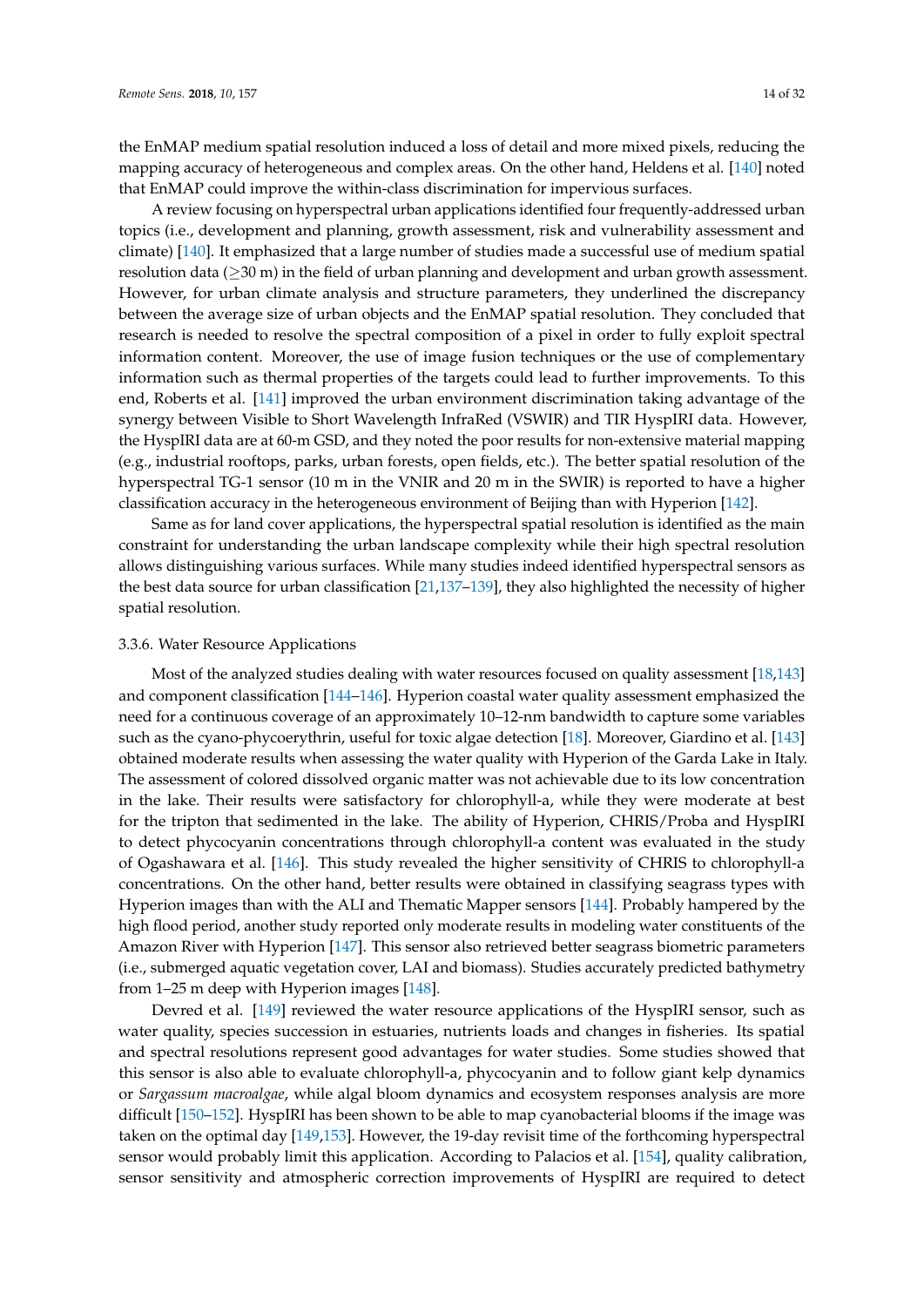the EnMAP medium spatial resolution induced a loss of detail and more mixed pixels, reducing the mapping accuracy of heterogeneous and complex areas. On the other hand, Heldens et al. [140] noted that EnMAP could improve the within-class discrimination for impervious surfaces.

A review focusing on hyperspectral urban applications identified four frequently-addressed urban topics (i.e., development and planning, growth assessment, risk and vulnerability assessment and climate) [140]. It emphasized that a large number of studies made a successful use of medium spatial resolution data ($\geq$30 m) in the field of urban planning and development and urban growth assessment. However, for urban climate analysis and structure parameters, they underlined the discrepancy between the average size of urban objects and the EnMAP spatial resolution. They concluded that research is needed to resolve the spectral composition of a pixel in order to fully exploit spectral information content. Moreover, the use of image fusion techniques or the use of complementary information such as thermal properties of the targets could lead to further improvements. To this end, Roberts et al. [141] improved the urban environment discrimination taking advantage of the synergy between Visible to Short Wavelength InfraRed (VSWIR) and TIR HyspIRI data. However, the HyspIRI data are at 60-m GSD, and they noted the poor results for non-extensive material mapping (e.g., industrial rooftops, parks, urban forests, open fields, etc.). The better spatial resolution of the hyperspectral TG-1 sensor (10 m in the VNIR and 20 m in the SWIR) is reported to have a higher classification accuracy in the heterogeneous environment of Beijing than with Hyperion [142].

Same as for land cover applications, the hyperspectral spatial resolution is identified as the main constraint for understanding the urban landscape complexity while their high spectral resolution allows distinguishing various surfaces. While many studies indeed identified hyperspectral sensors as the best data source for urban classification [21,137–139], they also highlighted the necessity of higher spatial resolution.

#### 3.3.6. Water Resource Applications

Most of the analyzed studies dealing with water resources focused on quality assessment [18,143] and component classification [144–146]. Hyperion coastal water quality assessment emphasized the need for a continuous coverage of an approximately 10–12-nm bandwidth to capture some variables such as the cyano-phycoerythrin, useful for toxic algae detection [18]. Moreover, Giardino et al. [143] obtained moderate results when assessing the water quality with Hyperion of the Garda Lake in Italy. The assessment of colored dissolved organic matter was not achievable due to its low concentration in the lake. Their results were satisfactory for chlorophyll-a, while they were moderate at best for the tripton that sedimented in the lake. The ability of Hyperion, CHRIS/Proba and HyspIRI to detect phycocyanin concentrations through chlorophyll-a content was evaluated in the study of Ogashawara et al. [146]. This study revealed the higher sensitivity of CHRIS to chlorophyll-a concentrations. On the other hand, better results were obtained in classifying seagrass types with Hyperion images than with the ALI and Thematic Mapper sensors [144]. Probably hampered by the high flood period, another study reported only moderate results in modeling water constituents of the Amazon River with Hyperion [147]. This sensor also retrieved better seagrass biometric parameters (i.e., submerged aquatic vegetation cover, LAI and biomass). Studies accurately predicted bathymetry from 1–25 m deep with Hyperion images [148].

Devred et al. [149] reviewed the water resource applications of the HyspIRI sensor, such as water quality, species succession in estuaries, nutrients loads and changes in fisheries. Its spatial and spectral resolutions represent good advantages for water studies. Some studies showed that this sensor is also able to evaluate chlorophyll-a, phycocyanin and to follow giant kelp dynamics or *Sargassum macroalgae*, while algal bloom dynamics and ecosystem responses analysis are more difficult [150–152]. HyspIRI has been shown to be able to map cyanobacterial blooms if the image was taken on the optimal day [149,153]. However, the 19-day revisit time of the forthcoming hyperspectral sensor would probably limit this application. According to Palacios et al. [154], quality calibration, sensor sensitivity and atmospheric correction improvements of HyspIRI are required to detect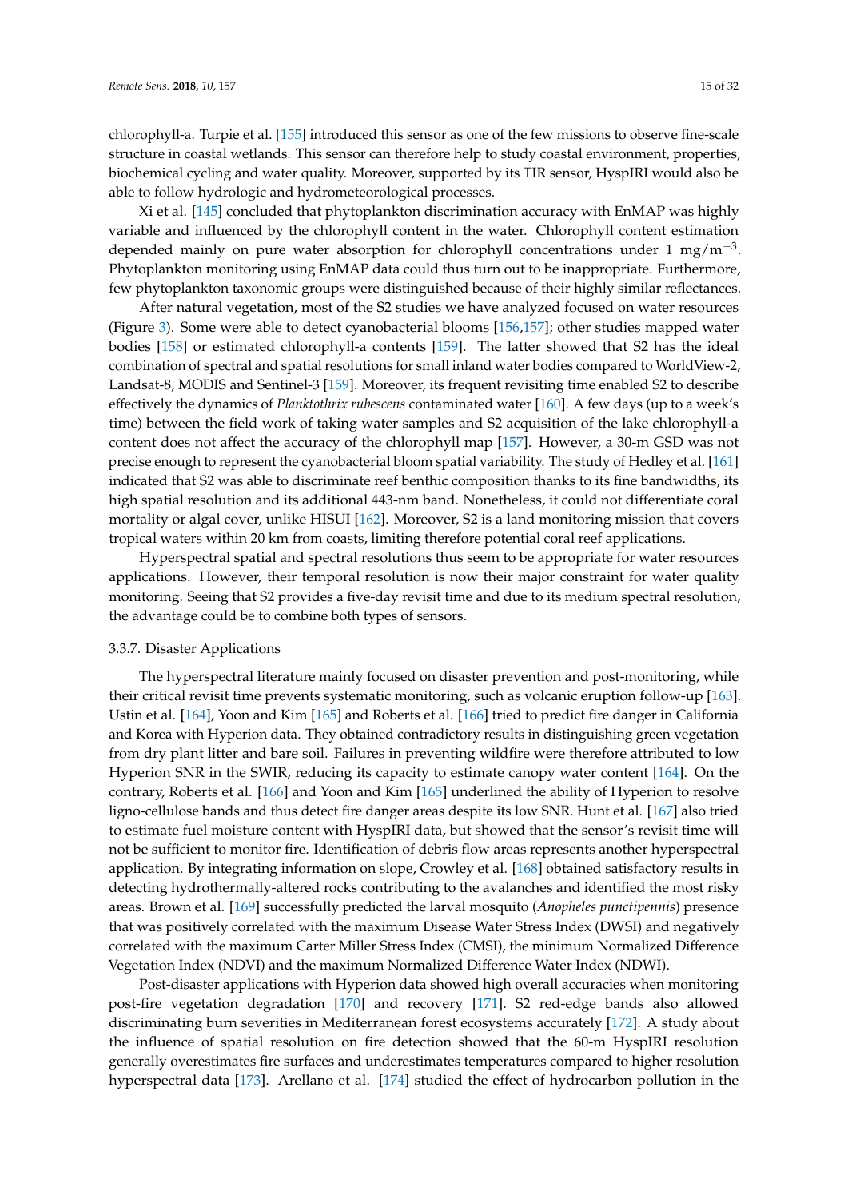chlorophyll-a. Turpie et al. [155] introduced this sensor as one of the few missions to observe fine-scale structure in coastal wetlands. This sensor can therefore help to study coastal environment, properties, biochemical cycling and water quality. Moreover, supported by its TIR sensor, HyspIRI would also be able to follow hydrologic and hydrometeorological processes.

Xi et al. [145] concluded that phytoplankton discrimination accuracy with EnMAP was highly variable and influenced by the chlorophyll content in the water. Chlorophyll content estimation depended mainly on pure water absorption for chlorophyll concentrations under 1 $mg/m^{-3}$. Phytoplankton monitoring using EnMAP data could thus turn out to be inappropriate. Furthermore, few phytoplankton taxonomic groups were distinguished because of their highly similar reflectances.

After natural vegetation, most of the S2 studies we have analyzed focused on water resources (Figure 3). Some were able to detect cyanobacterial blooms [156,157]; other studies mapped water bodies [158] or estimated chlorophyll-a contents [159]. The latter showed that S2 has the ideal combination of spectral and spatial resolutions for small inland water bodies compared to WorldView-2, Landsat-8, MODIS and Sentinel-3 [159]. Moreover, its frequent revisiting time enabled S2 to describe effectively the dynamics of *Planktothrix rubescens* contaminated water [160]. A few days (up to a week's time) between the field work of taking water samples and S2 acquisition of the lake chlorophyll-a content does not affect the accuracy of the chlorophyll map [157]. However, a 30-m GSD was not precise enough to represent the cyanobacterial bloom spatial variability. The study of Hedley et al. [161] indicated that S2 was able to discriminate reef benthic composition thanks to its fine bandwidths, its high spatial resolution and its additional 443-nm band. Nonetheless, it could not differentiate coral mortality or algal cover, unlike HISUI [162]. Moreover, S2 is a land monitoring mission that covers tropical waters within 20 km from coasts, limiting therefore potential coral reef applications.

Hyperspectral spatial and spectral resolutions thus seem to be appropriate for water resources applications. However, their temporal resolution is now their major constraint for water quality monitoring. Seeing that S2 provides a five-day revisit time and due to its medium spectral resolution, the advantage could be to combine both types of sensors.

#### 3.3.7. Disaster Applications

The hyperspectral literature mainly focused on disaster prevention and post-monitoring, while their critical revisit time prevents systematic monitoring, such as volcanic eruption follow-up [163]. Ustin et al. [164], Yoon and Kim [165] and Roberts et al. [166] tried to predict fire danger in California and Korea with Hyperion data. They obtained contradictory results in distinguishing green vegetation from dry plant litter and bare soil. Failures in preventing wildfire were therefore attributed to low Hyperion SNR in the SWIR, reducing its capacity to estimate canopy water content [164]. On the contrary, Roberts et al. [166] and Yoon and Kim [165] underlined the ability of Hyperion to resolve ligno-cellulose bands and thus detect fire danger areas despite its low SNR. Hunt et al. [167] also tried to estimate fuel moisture content with HyspIRI data, but showed that the sensor's revisit time will not be sufficient to monitor fire. Identification of debris flow areas represents another hyperspectral application. By integrating information on slope, Crowley et al. [168] obtained satisfactory results in detecting hydrothermally-altered rocks contributing to the avalanches and identified the most risky areas. Brown et al. [169] successfully predicted the larval mosquito (*Anopheles punctipennis*) presence that was positively correlated with the maximum Disease Water Stress Index (DWSI) and negatively correlated with the maximum Carter Miller Stress Index (CMSI), the minimum Normalized Difference Vegetation Index (NDVI) and the maximum Normalized Difference Water Index (NDWI).

Post-disaster applications with Hyperion data showed high overall accuracies when monitoring post-fire vegetation degradation [170] and recovery [171]. S2 red-edge bands also allowed discriminating burn severities in Mediterranean forest ecosystems accurately [172]. A study about the influence of spatial resolution on fire detection showed that the 60-m HyspIRI resolution generally overestimates fire surfaces and underestimates temperatures compared to higher resolution hyperspectral data [173]. Arellano et al. [174] studied the effect of hydrocarbon pollution in the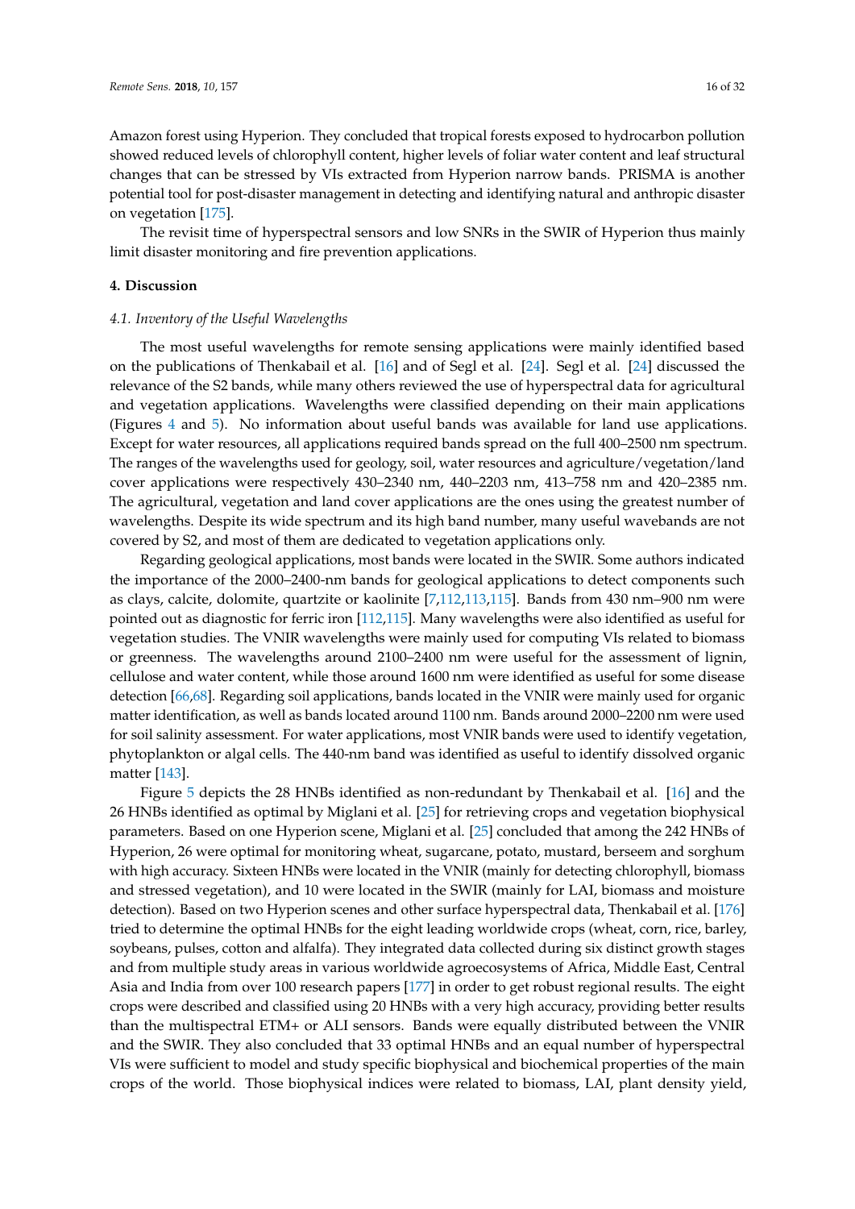Amazon forest using Hyperion. They concluded that tropical forests exposed to hydrocarbon pollution showed reduced levels of chlorophyll content, higher levels of foliar water content and leaf structural changes that can be stressed by VIs extracted from Hyperion narrow bands. PRISMA is another potential tool for post-disaster management in detecting and identifying natural and anthropic disaster on vegetation [175].

The revisit time of hyperspectral sensors and low SNRs in the SWIR of Hyperion thus mainly limit disaster monitoring and fire prevention applications.

## 4. Discussion

### *4.1. Inventory of the Useful Wavelengths*

The most useful wavelengths for remote sensing applications were mainly identified based on the publications of Thenkabail et al. [16] and of Segl et al. [24]. Segl et al. [24] discussed the relevance of the S2 bands, while many others reviewed the use of hyperspectral data for agricultural and vegetation applications. Wavelengths were classified depending on their main applications (Figures 4 and 5). No information about useful bands was available for land use applications. Except for water resources, all applications required bands spread on the full 400–2500 nm spectrum. The ranges of the wavelengths used for geology, soil, water resources and agriculture/vegetation/land cover applications were respectively 430–2340 nm, 440–2203 nm, 413–758 nm and 420–2385 nm. The agricultural, vegetation and land cover applications are the ones using the greatest number of wavelengths. Despite its wide spectrum and its high band number, many useful wavebands are not covered by S2, and most of them are dedicated to vegetation applications only.

Regarding geological applications, most bands were located in the SWIR. Some authors indicated the importance of the 2000–2400-nm bands for geological applications to detect components such as clays, calcite, dolomite, quartzite or kaolinite [7,112,113,115]. Bands from 430 nm–900 nm were pointed out as diagnostic for ferric iron [112,115]. Many wavelengths were also identified as useful for vegetation studies. The VNIR wavelengths were mainly used for computing VIs related to biomass or greenness. The wavelengths around 2100–2400 nm were useful for the assessment of lignin, cellulose and water content, while those around 1600 nm were identified as useful for some disease detection [66,68]. Regarding soil applications, bands located in the VNIR were mainly used for organic matter identification, as well as bands located around 1100 nm. Bands around 2000–2200 nm were used for soil salinity assessment. For water applications, most VNIR bands were used to identify vegetation, phytoplankton or algal cells. The 440-nm band was identified as useful to identify dissolved organic matter [143].

Figure 5 depicts the 28 HNBs identified as non-redundant by Thenkabail et al. [16] and the 26 HNBs identified as optimal by Miglani et al. [25] for retrieving crops and vegetation biophysical parameters. Based on one Hyperion scene, Miglani et al. [25] concluded that among the 242 HNBs of Hyperion, 26 were optimal for monitoring wheat, sugarcane, potato, mustard, berseem and sorghum with high accuracy. Sixteen HNBs were located in the VNIR (mainly for detecting chlorophyll, biomass and stressed vegetation), and 10 were located in the SWIR (mainly for LAI, biomass and moisture detection). Based on two Hyperion scenes and other surface hyperspectral data, Thenkabail et al. [176] tried to determine the optimal HNBs for the eight leading worldwide crops (wheat, corn, rice, barley, soybeans, pulses, cotton and alfalfa). They integrated data collected during six distinct growth stages and from multiple study areas in various worldwide agroecosystems of Africa, Middle East, Central Asia and India from over 100 research papers [177] in order to get robust regional results. The eight crops were described and classified using 20 HNBs with a very high accuracy, providing better results than the multispectral ETM+ or ALI sensors. Bands were equally distributed between the VNIR and the SWIR. They also concluded that 33 optimal HNBs and an equal number of hyperspectral VIs were sufficient to model and study specific biophysical and biochemical properties of the main crops of the world. Those biophysical indices were related to biomass, LAI, plant density yield,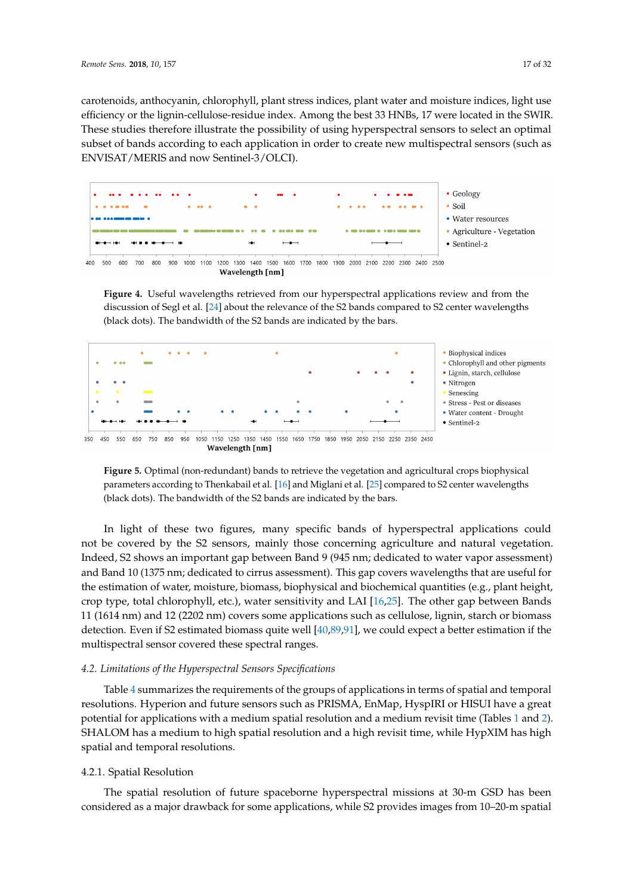carotenoids, anthocyanin, chlorophyll, plant stress indices, plant water and moisture indices, light use efficiency or the lignin-cellulose-residue index. Among the best 33 HNBs, 17 were located in the SWIR. These studies therefore illustrate the possibility of using hyperspectral sensors to select an optimal subset of bands according to each application in order to create new multispectral sensors (such as ENVISAT/MERIS and now Sentinel-3/OLCI).

**Figure 4.** Useful wavelengths retrieved from our hyperspectral applications review and from the discussion of Segl et al. [24] about the relevance of the S2 bands compared to S2 center wavelengths (black dots). The bandwidth of the S2 bands are indicated by the bars.

**Figure 5.** Optimal (non-redundant) bands to retrieve the vegetation and agricultural crops biophysical parameters according to Thenkabail et al. [16] and Miglani et al. [25] compared to S2 center wavelengths (black dots). The bandwidth of the S2 bands are indicated by the bars.

In light of these two figures, many specific bands of hyperspectral applications could not be covered by the S2 sensors, mainly those concerning agriculture and natural vegetation. Indeed, S2 shows an important gap between Band 9 (945 nm; dedicated to water vapor assessment) and Band 10 (1375 nm; dedicated to cirrus assessment). This gap covers wavelengths that are useful for the estimation of water, moisture, biomass, biophysical and biochemical quantities (e.g., plant height, crop type, total chlorophyll, etc.), water sensitivity and LAI [16,25]. The other gap between Bands 11 (1614 nm) and 12 (2202 nm) covers some applications such as cellulose, lignin, starch or biomass detection. Even if S2 estimated biomass quite well [40,89,91], we could expect a better estimation if the multispectral sensor covered these spectral ranges.

### 4.2. Limitations of the Hyperspectral Sensors Specifications

Table 4 summarizes the requirements of the groups of applications in terms of spatial and temporal resolutions. Hyperion and future sensors such as PRISMA, EnMap, HyspIRI or HISUI have a great potential for applications with a medium spatial resolution and a medium revisit time (Tables 1 and 2). SHALOM has a medium to high spatial resolution and a high revisit time, while HypXIM has high spatial and temporal resolutions.

#### 4.2.1. Spatial Resolution

The spatial resolution of future spaceborne hyperspectral missions at 30-m GSD has been considered as a major drawback for some applications, while S2 provides images from 10–20-m spatial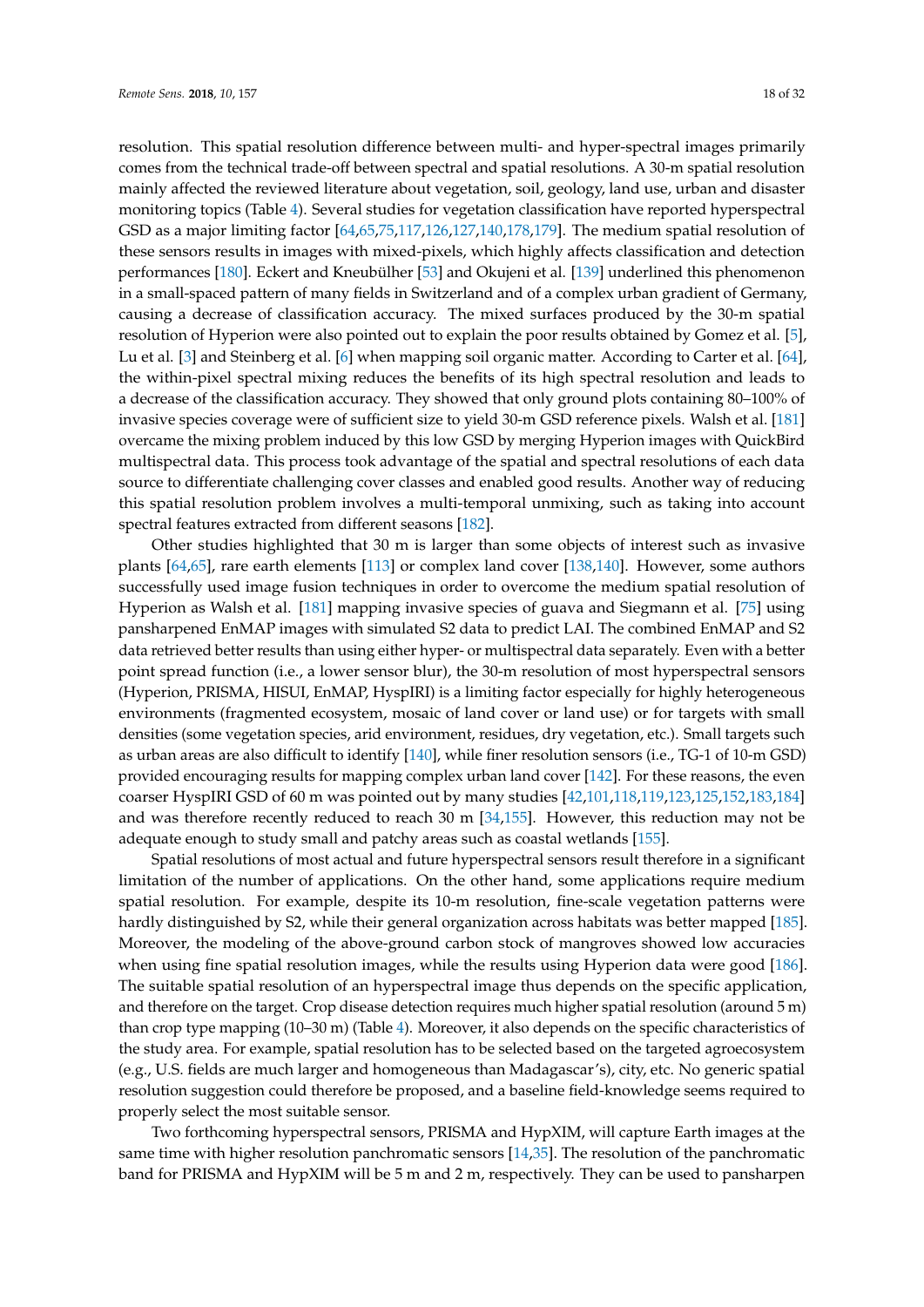resolution. This spatial resolution difference between multi- and hyper-spectral images primarily comes from the technical trade-off between spectral and spatial resolutions. A 30-m spatial resolution mainly affected the reviewed literature about vegetation, soil, geology, land use, urban and disaster monitoring topics (Table 4). Several studies for vegetation classification have reported hyperspectral GSD as a major limiting factor [64,65,75,117,126,127,140,178,179]. The medium spatial resolution of these sensors results in images with mixed-pixels, which highly affects classification and detection performances [180]. Eckert and Kneubühler [53] and Okujeni et al. [139] underlined this phenomenon in a small-spaced pattern of many fields in Switzerland and of a complex urban gradient of Germany, causing a decrease of classification accuracy. The mixed surfaces produced by the 30-m spatial resolution of Hyperion were also pointed out to explain the poor results obtained by Gomez et al. [5], Lu et al. [3] and Steinberg et al. [6] when mapping soil organic matter. According to Carter et al. [64], the within-pixel spectral mixing reduces the benefits of its high spectral resolution and leads to a decrease of the classification accuracy. They showed that only ground plots containing 80–100% of invasive species coverage were of sufficient size to yield 30-m GSD reference pixels. Walsh et al. [181] overcame the mixing problem induced by this low GSD by merging Hyperion images with QuickBird multispectral data. This process took advantage of the spatial and spectral resolutions of each data source to differentiate challenging cover classes and enabled good results. Another way of reducing this spatial resolution problem involves a multi-temporal unmixing, such as taking into account spectral features extracted from different seasons [182].

Other studies highlighted that 30 m is larger than some objects of interest such as invasive plants [64,65], rare earth elements [113] or complex land cover [138,140]. However, some authors successfully used image fusion techniques in order to overcome the medium spatial resolution of Hyperion as Walsh et al. [181] mapping invasive species of guava and Siegmann et al. [75] using pansharpened EnMAP images with simulated S2 data to predict LAI. The combined EnMAP and S2 data retrieved better results than using either hyper- or multispectral data separately. Even with a better point spread function (i.e., a lower sensor blur), the 30-m resolution of most hyperspectral sensors (Hyperion, PRISMA, HISUI, EnMAP, HyspIRI) is a limiting factor especially for highly heterogeneous environments (fragmented ecosystem, mosaic of land cover or land use) or for targets with small densities (some vegetation species, arid environment, residues, dry vegetation, etc.). Small targets such as urban areas are also difficult to identify [140], while finer resolution sensors (i.e., TG-1 of 10-m GSD) provided encouraging results for mapping complex urban land cover [142]. For these reasons, the even coarser HyspIRI GSD of 60 m was pointed out by many studies [42,101,118,119,123,125,152,183,184] and was therefore recently reduced to reach 30 m [34,155]. However, this reduction may not be adequate enough to study small and patchy areas such as coastal wetlands [155].

Spatial resolutions of most actual and future hyperspectral sensors result therefore in a significant limitation of the number of applications. On the other hand, some applications require medium spatial resolution. For example, despite its 10-m resolution, fine-scale vegetation patterns were hardly distinguished by S2, while their general organization across habitats was better mapped [185]. Moreover, the modeling of the above-ground carbon stock of mangroves showed low accuracies when using fine spatial resolution images, while the results using Hyperion data were good [186]. The suitable spatial resolution of an hyperspectral image thus depends on the specific application, and therefore on the target. Crop disease detection requires much higher spatial resolution (around 5 m) than crop type mapping (10–30 m) (Table 4). Moreover, it also depends on the specific characteristics of the study area. For example, spatial resolution has to be selected based on the targeted agroecosystem (e.g., U.S. fields are much larger and homogeneous than Madagascar's), city, etc. No generic spatial resolution suggestion could therefore be proposed, and a baseline field-knowledge seems required to properly select the most suitable sensor.

Two forthcoming hyperspectral sensors, PRISMA and HypXIM, will capture Earth images at the same time with higher resolution panchromatic sensors [14,35]. The resolution of the panchromatic band for PRISMA and HypXIM will be 5 m and 2 m, respectively. They can be used to pansharpen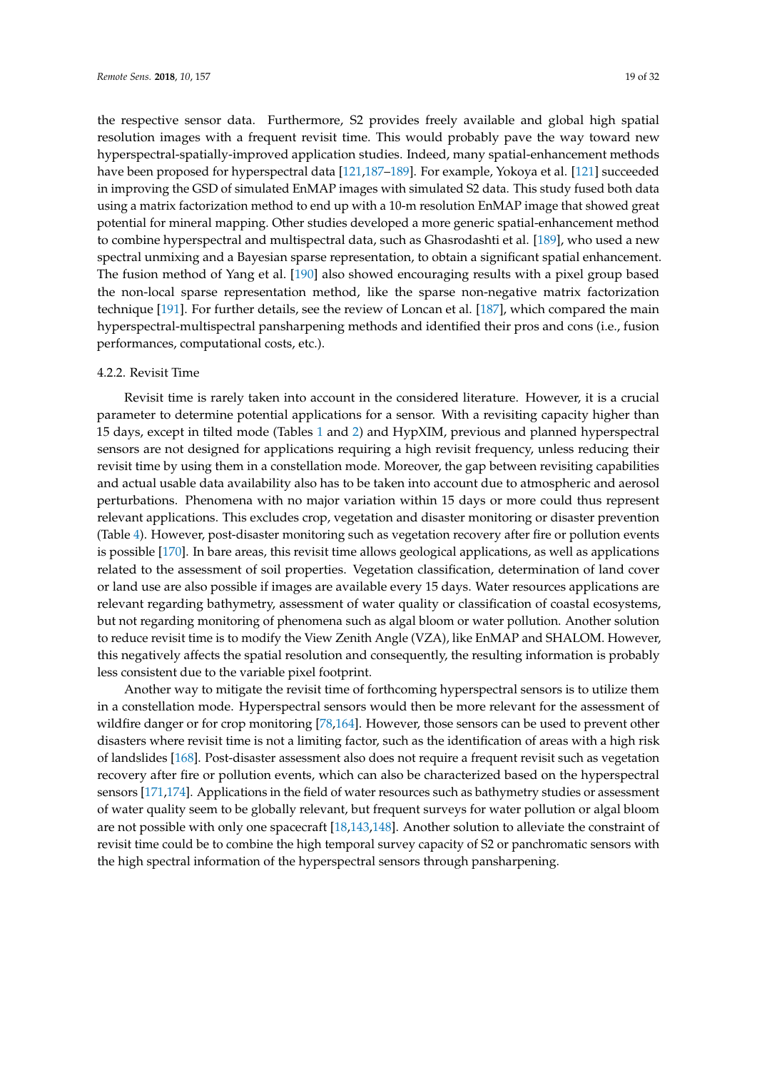the respective sensor data. Furthermore, S2 provides freely available and global high spatial resolution images with a frequent revisit time. This would probably pave the way toward new hyperspectral-spatially-improved application studies. Indeed, many spatial-enhancement methods have been proposed for hyperspectral data [121,187–189]. For example, Yokoya et al. [121] succeeded in improving the GSD of simulated EnMAP images with simulated S2 data. This study fused both data using a matrix factorization method to end up with a 10-m resolution EnMAP image that showed great potential for mineral mapping. Other studies developed a more generic spatial-enhancement method to combine hyperspectral and multispectral data, such as Ghasrodashti et al. [189], who used a new spectral unmixing and a Bayesian sparse representation, to obtain a significant spatial enhancement. The fusion method of Yang et al. [190] also showed encouraging results with a pixel group based the non-local sparse representation method, like the sparse non-negative matrix factorization technique [191]. For further details, see the review of Loncan et al. [187], which compared the main hyperspectral-multispectral pansharpening methods and identified their pros and cons (i.e., fusion performances, computational costs, etc.).

#### 4.2.2. Revisit Time

Revisit time is rarely taken into account in the considered literature. However, it is a crucial parameter to determine potential applications for a sensor. With a revisiting capacity higher than 15 days, except in tilted mode (Tables 1 and 2) and HypXIM, previous and planned hyperspectral sensors are not designed for applications requiring a high revisit frequency, unless reducing their revisit time by using them in a constellation mode. Moreover, the gap between revisiting capabilities and actual usable data availability also has to be taken into account due to atmospheric and aerosol perturbations. Phenomena with no major variation within 15 days or more could thus represent relevant applications. This excludes crop, vegetation and disaster monitoring or disaster prevention (Table 4). However, post-disaster monitoring such as vegetation recovery after fire or pollution events is possible [170]. In bare areas, this revisit time allows geological applications, as well as applications related to the assessment of soil properties. Vegetation classification, determination of land cover or land use are also possible if images are available every 15 days. Water resources applications are relevant regarding bathymetry, assessment of water quality or classification of coastal ecosystems, but not regarding monitoring of phenomena such as algal bloom or water pollution. Another solution to reduce revisit time is to modify the View Zenith Angle (VZA), like EnMAP and SHALOM. However, this negatively affects the spatial resolution and consequently, the resulting information is probably less consistent due to the variable pixel footprint.

Another way to mitigate the revisit time of forthcoming hyperspectral sensors is to utilize them in a constellation mode. Hyperspectral sensors would then be more relevant for the assessment of wildfire danger or for crop monitoring [78,164]. However, those sensors can be used to prevent other disasters where revisit time is not a limiting factor, such as the identification of areas with a high risk of landslides [168]. Post-disaster assessment also does not require a frequent revisit such as vegetation recovery after fire or pollution events, which can also be characterized based on the hyperspectral sensors [171,174]. Applications in the field of water resources such as bathymetry studies or assessment of water quality seem to be globally relevant, but frequent surveys for water pollution or algal bloom are not possible with only one spacecraft [18,143,148]. Another solution to alleviate the constraint of revisit time could be to combine the high temporal survey capacity of S2 or panchromatic sensors with the high spectral information of the hyperspectral sensors through pansharpening.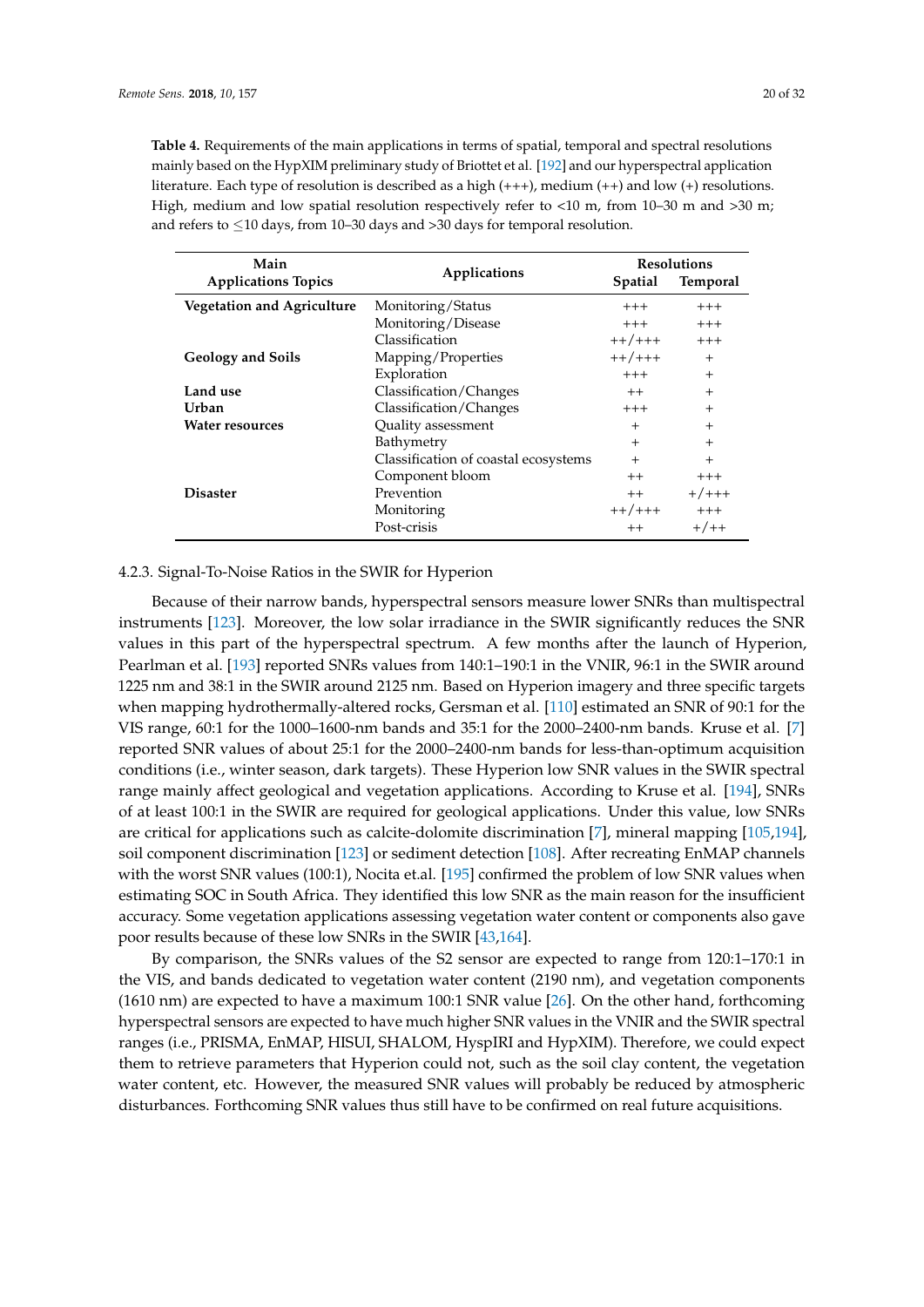**Table 4.** Requirements of the main applications in terms of spatial, temporal and spectral resolutions mainly based on the HypXIM preliminary study of Briottet et al. [192] and our hyperspectral application literature. Each type of resolution is described as a high (+++), medium (++) and low (+) resolutions. High, medium and low spatial resolution respectively refer to <10 m, from 10–30 m and >30 m; and refers to ≤10 days, from 10–30 days and >30 days for temporal resolution.

| Main Applications Topics | Applications | Resolutions | |
|---|---|---|---|
| | | Spatial | Temporal |
| **Vegetation and Agriculture** | Monitoring/Status | +++ | +++ |
| | Monitoring/Disease | +++ | +++ |
| | Classification | ++/+++ | +++ |
| **Geology and Soils** | Mapping/Properties | ++/+++ | + |
| | Exploration | +++ | + |
| **Land use** | Classification/Changes | ++ | + |
| **Urban** | Classification/Changes | +++ | + |
| **Water resources** | Quality assessment | + | + |
| | Bathymetry | + | + |
| | Classification of coastal ecosystems | + | + |
| | Component bloom | ++ | +++ |
| **Disaster** | Prevention | ++ | +/+++ |
| | Monitoring | ++/+++ | +++ |
| | Post-crisis | ++ | +/++ |

#### 4.2.3. Signal-To-Noise Ratios in the SWIR for Hyperion

Because of their narrow bands, hyperspectral sensors measure lower SNRs than multispectral instruments [123]. Moreover, the low solar irradiance in the SWIR significantly reduces the SNR values in this part of the hyperspectral spectrum. A few months after the launch of Hyperion, Pearlman et al. [193] reported SNRs values from 140:1–190:1 in the VNIR, 96:1 in the SWIR around 1225 nm and 38:1 in the SWIR around 2125 nm. Based on Hyperion imagery and three specific targets when mapping hydrothermally-altered rocks, Gersman et al. [110] estimated an SNR of 90:1 for the VIS range, 60:1 for the 1000–1600-nm bands and 35:1 for the 2000–2400-nm bands. Kruse et al. [7] reported SNR values of about 25:1 for the 2000–2400-nm bands for less-than-optimum acquisition conditions (i.e., winter season, dark targets). These Hyperion low SNR values in the SWIR spectral range mainly affect geological and vegetation applications. According to Kruse et al. [194], SNRs of at least 100:1 in the SWIR are required for geological applications. Under this value, low SNRs are critical for applications such as calcite-dolomite discrimination [7], mineral mapping [105,194], soil component discrimination [123] or sediment detection [108]. After recreating EnMAP channels with the worst SNR values (100:1), Nocita et.al. [195] confirmed the problem of low SNR values when estimating SOC in South Africa. They identified this low SNR as the main reason for the insufficient accuracy. Some vegetation applications assessing vegetation water content or components also gave poor results because of these low SNRs in the SWIR [43,164].

By comparison, the SNRs values of the S2 sensor are expected to range from 120:1–170:1 in the VIS, and bands dedicated to vegetation water content (2190 nm), and vegetation components (1610 nm) are expected to have a maximum 100:1 SNR value [26]. On the other hand, forthcoming hyperspectral sensors are expected to have much higher SNR values in the VNIR and the SWIR spectral ranges (i.e., PRISMA, EnMAP, HISUI, SHALOM, HyspIRI and HypXIM). Therefore, we could expect them to retrieve parameters that Hyperion could not, such as the soil clay content, the vegetation water content, etc. However, the measured SNR values will probably be reduced by atmospheric disturbances. Forthcoming SNR values thus still have to be confirmed on real future acquisitions.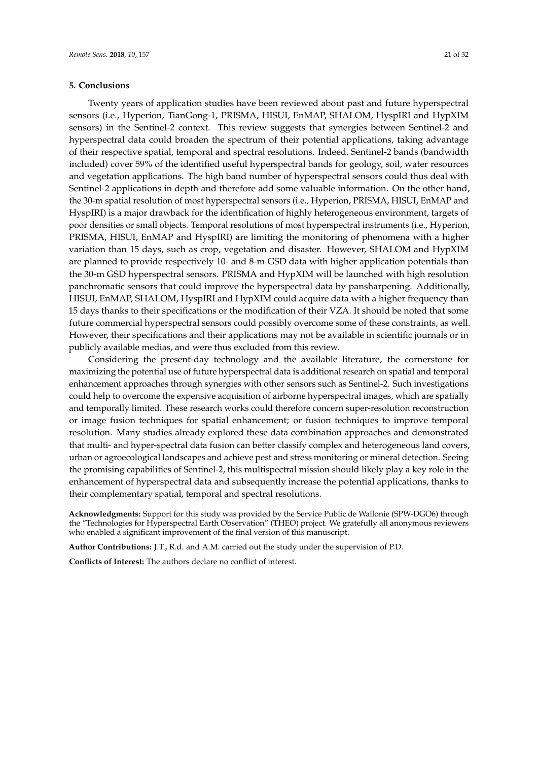## 5. Conclusions

Twenty years of application studies have been reviewed about past and future hyperspectral sensors (i.e., Hyperion, TianGong-1, PRISMA, HISUI, EnMAP, SHALOM, HyspIRI and HypXIM sensors) in the Sentinel-2 context. This review suggests that synergies between Sentinel-2 and hyperspectral data could broaden the spectrum of their potential applications, taking advantage of their respective spatial, temporal and spectral resolutions. Indeed, Sentinel-2 bands (bandwidth included) cover 59% of the identified useful hyperspectral bands for geology, soil, water resources and vegetation applications. The high band number of hyperspectral sensors could thus deal with Sentinel-2 applications in depth and therefore add some valuable information. On the other hand, the 30-m spatial resolution of most hyperspectral sensors (i.e., Hyperion, PRISMA, HISUI, EnMAP and HyspIRI) is a major drawback for the identification of highly heterogeneous environment, targets of poor densities or small objects. Temporal resolutions of most hyperspectral instruments (i.e., Hyperion, PRISMA, HISUI, EnMAP and HyspIRI) are limiting the monitoring of phenomena with a higher variation than 15 days, such as crop, vegetation and disaster. However, SHALOM and HypXIM are planned to provide respectively 10- and 8-m GSD data with higher application potentials than the 30-m GSD hyperspectral sensors. PRISMA and HypXIM will be launched with high resolution panchromatic sensors that could improve the hyperspectral data by pansharpening. Additionally, HISUI, EnMAP, SHALOM, HyspIRI and HypXIM could acquire data with a higher frequency than 15 days thanks to their specifications or the modification of their VZA. It should be noted that some future commercial hyperspectral sensors could possibly overcome some of these constraints, as well. However, their specifications and their applications may not be available in scientific journals or in publicly available medias, and were thus excluded from this review.

Considering the present-day technology and the available literature, the cornerstone for maximizing the potential use of future hyperspectral data is additional research on spatial and temporal enhancement approaches through synergies with other sensors such as Sentinel-2. Such investigations could help to overcome the expensive acquisition of airborne hyperspectral images, which are spatially and temporally limited. These research works could therefore concern super-resolution reconstruction or image fusion techniques for spatial enhancement; or fusion techniques to improve temporal resolution. Many studies already explored these data combination approaches and demonstrated that multi- and hyper-spectral data fusion can better classify complex and heterogeneous land covers, urban or agroecological landscapes and achieve pest and stress monitoring or mineral detection. Seeing the promising capabilities of Sentinel-2, this multispectral mission should likely play a key role in the enhancement of hyperspectral data and subsequently increase the potential applications, thanks to their complementary spatial, temporal and spectral resolutions.

**Acknowledgments:** Support for this study was provided by the Service Public de Wallonie (SPW-DGO6) through the "Technologies for Hyperspectral Earth Observation" (THEO) project. We gratefully all anonymous reviewers who enabled a significant improvement of the final version of this manuscript.

**Author Contributions:** J.T., R.d. and A.M. carried out the study under the supervision of P.D.

**Conflicts of Interest:** The authors declare no conflict of interest.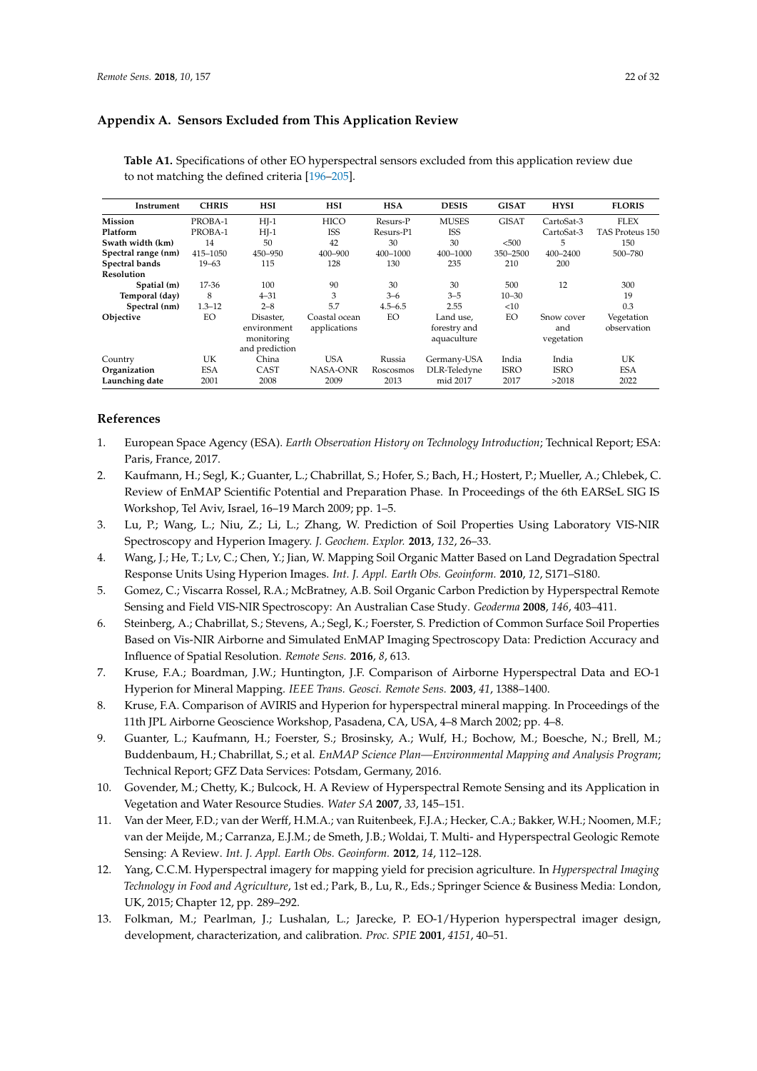## Appendix A. Sensors Excluded from This Application Review

**Table A1.** Specifications of other EO hyperspectral sensors excluded from this application review due to not matching the defined criteria [196–205].

| Instrument | CHRIS | HSI | HSI | HSA | DESIS | GISAT | HYSI | FLORIS |
|---|---|---|---|---|---|---|---|---|
| **Mission** | PROBA-1 | HJ-1 | HICO | Resurs-P | MUSES | GISAT | CartoSat-3 | FLEX |
| **Platform** | PROBA-1 | HJ-1 | ISS | Resurs-P1 | ISS | | CartoSat-3 | TAS Proteus 150 |
| **Swath width (km)** | 14 | 50 | 42 | 30 | 30 | <500 | 5 | 150 |
| **Spectral range (nm)** | 415–1050 | 450–950 | 400–900 | 400–1000 | 400–1000 | 350–2500 | 400–2400 | 500–780 |
| **Spectral bands** | 19–63 | 115 | 128 | 130 | 235 | 210 | 200 | |
| **Resolution** | | | | | | | | |
| **Spatial (m)** | 17-36 | 100 | 90 | 30 | 30 | 500 | 12 | 300 |
| **Temporal (day)** | 8 | 4–31 | 3 | 3–6 | 3–5 | 10–30 | | 19 |
| **Spectral (nm)** | 1.3–12 | 2–8 | 5.7 | 4.5–6.5 | 2.55 | <10 | | 0.3 |
| **Objective** | EO | Disaster, environment monitoring and prediction | Coastal ocean applications | EO | Land use, forestry and aquaculture | EO | Snow cover and vegetation | Vegetation observation |
| Country | UK | China | USA | Russia | Germany-USA | India | India | UK |
| **Organization** | ESA | CAST | NASA-ONR | Roscosmos | DLR-Teledyne | ISRO | ISRO | ESA |
| **Launching date** | 2001 | 2008 | 2009 | 2013 | mid 2017 | 2017 | >2018 | 2022 |

## References

1. European Space Agency (ESA). *Earth Observation History on Technology Introduction*; Technical Report; ESA: Paris, France, 2017.
2. Kaufmann, H.; Segl, K.; Guanter, L.; Chabrillat, S.; Hofer, S.; Bach, H.; Hostert, P.; Mueller, A.; Chlebek, C. Review of EnMAP Scientific Potential and Preparation Phase. In Proceedings of the 6th EARSeL SIG IS Workshop, Tel Aviv, Israel, 16–19 March 2009; pp. 1–5.
3. Lu, P.; Wang, L.; Niu, Z.; Li, L.; Zhang, W. Prediction of Soil Properties Using Laboratory VIS-NIR Spectroscopy and Hyperion Imagery. *J. Geochem. Explor.* **2013**, *132*, 26–33.
4. Wang, J.; He, T.; Lv, C.; Chen, Y.; Jian, W. Mapping Soil Organic Matter Based on Land Degradation Spectral Response Units Using Hyperion Images. *Int. J. Appl. Earth Obs. Geoinform.* **2010**, *12*, S171–S180.
5. Gomez, C.; Viscarra Rossel, R.A.; McBratney, A.B. Soil Organic Carbon Prediction by Hyperspectral Remote Sensing and Field VIS-NIR Spectroscopy: An Australian Case Study. *Geoderma* **2008**, *146*, 403–411.
6. Steinberg, A.; Chabrillat, S.; Stevens, A.; Segl, K.; Foerster, S. Prediction of Common Surface Soil Properties Based on Vis-NIR Airborne and Simulated EnMAP Imaging Spectroscopy Data: Prediction Accuracy and Influence of Spatial Resolution. *Remote Sens.* **2016**, *8*, 613.
7. Kruse, F.A.; Boardman, J.W.; Huntington, J.F. Comparison of Airborne Hyperspectral Data and EO-1 Hyperion for Mineral Mapping. *IEEE Trans. Geosci. Remote Sens.* **2003**, *41*, 1388–1400.
8. Kruse, F.A. Comparison of AVIRIS and Hyperion for hyperspectral mineral mapping. In Proceedings of the 11th JPL Airborne Geoscience Workshop, Pasadena, CA, USA, 4–8 March 2002; pp. 4–8.
9. Guanter, L.; Kaufmann, H.; Foerster, S.; Brosinsky, A.; Wulf, H.; Bochow, M.; Boesche, N.; Brell, M.; Buddenbaum, H.; Chabrillat, S.; et al. *EnMAP Science Plan—Environmental Mapping and Analysis Program*; Technical Report; GFZ Data Services: Potsdam, Germany, 2016.
10. Govender, M.; Chetty, K.; Bulcock, H. A Review of Hyperspectral Remote Sensing and its Application in Vegetation and Water Resource Studies. *Water SA* **2007**, *33*, 145–151.
11. Van der Meer, F.D.; van der Werff, H.M.A.; van Ruitenbeek, F.J.A.; Hecker, C.A.; Bakker, W.H.; Noomen, M.F.; van der Meijde, M.; Carranza, E.J.M.; de Smeth, J.B.; Woldai, T. Multi- and Hyperspectral Geologic Remote Sensing: A Review. *Int. J. Appl. Earth Obs. Geoinform.* **2012**, *14*, 112–128.
12. Yang, C.C.M. Hyperspectral imagery for mapping yield for precision agriculture. In *Hyperspectral Imaging Technology in Food and Agriculture*, 1st ed.; Park, B., Lu, R., Eds.; Springer Science & Business Media: London, UK, 2015; Chapter 12, pp. 289–292.
13. Folkman, M.; Pearlman, J.; Lushalan, L.; Jarecke, P. EO-1/Hyperion hyperspectral imager design, development, characterization, and calibration. *Proc. SPIE* **2001**, *4151*, 40–51.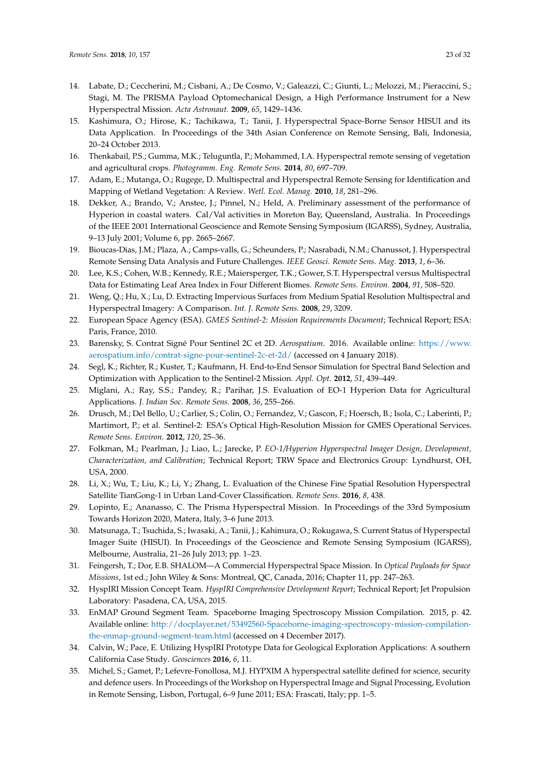14. Labate, D.; Ceccherini, M.; Cisbani, A.; De Cosmo, V.; Galeazzi, C.; Giunti, L.; Melozzi, M.; Pieraccini, S.; Stagi, M. The PRISMA Payload Optomechanical Design, a High Performance Instrument for a New Hyperspectral Mission. *Acta Astronaut.* **2009**, *65*, 1429–1436.
15. Kashimura, O.; Hirose, K.; Tachikawa, T.; Tanii, J. Hyperspectral Space-Borne Sensor HISUI and its Data Application. In Proceedings of the 34th Asian Conference on Remote Sensing, Bali, Indonesia, 20–24 October 2013.
16. Thenkabail, P.S.; Gumma, M.K.; Teluguntla, P.; Mohammed, I.A. Hyperspectral remote sensing of vegetation and agricultural crops. *Photogramm. Eng. Remote Sens.* **2014**, *80*, 697–709.
17. Adam, E.; Mutanga, O.; Rugege, D. Multispectral and Hyperspectral Remote Sensing for Identification and Mapping of Wetland Vegetation: A Review. *Wetl. Ecol. Manag.* **2010**, *18*, 281–296.
18. Dekker, A.; Brando, V.; Anstee, J.; Pinnel, N.; Held, A. Preliminary assessment of the performance of Hyperion in coastal waters. Cal/Val activities in Moreton Bay, Queensland, Australia. In Proceedings of the IEEE 2001 International Geoscience and Remote Sensing Symposium (IGARSS), Sydney, Australia, 9–13 July 2001; Volume 6, pp. 2665–2667.
19. Bioucas-Dias, J.M.; Plaza, A.; Camps-valls, G.; Scheunders, P.; Nasrabadi, N.M.; Chanussot, J. Hyperspectral Remote Sensing Data Analysis and Future Challenges. *IEEE Geosci. Remote Sens. Mag.* **2013**, *1*, 6–36.
20. Lee, K.S.; Cohen, W.B.; Kennedy, R.E.; Maiersperger, T.K.; Gower, S.T. Hyperspectral versus Multispectral Data for Estimating Leaf Area Index in Four Different Biomes. *Remote Sens. Environ.* **2004**, *91*, 508–520.
21. Weng, Q.; Hu, X.; Lu, D. Extracting Impervious Surfaces from Medium Spatial Resolution Multispectral and Hyperspectral Imagery: A Comparison. *Int. J. Remote Sens.* **2008**, *29*, 3209.
22. European Space Agency (ESA). *GMES Sentinel-2: Mission Requirements Document*; Technical Report; ESA: Paris, France, 2010.
23. Barensky, S. Contrat Signé Pour Sentinel 2C et 2D. *Aerospatium*. 2016. Available online: https://www.aerospatium.info/contrat-signe-pour-sentinel-2c-et-2d/ (accessed on 4 January 2018).
24. Segl, K.; Richter, R.; Kuster, T.; Kaufmann, H. End-to-End Sensor Simulation for Spectral Band Selection and Optimization with Application to the Sentinel-2 Mission. *Appl. Opt.* **2012**, *51*, 439–449.
25. Miglani, A.; Ray, S.S.; Pandey, R.; Parihar, J.S. Evaluation of EO-1 Hyperion Data for Agricultural Applications. *J. Indian Soc. Remote Sens.* **2008**, *36*, 255–266.
26. Drusch, M.; Del Bello, U.; Carlier, S.; Colin, O.; Fernandez, V.; Gascon, F.; Hoersch, B.; Isola, C.; Laberinti, P.; Martimort, P.; et al. Sentinel-2: ESA's Optical High-Resolution Mission for GMES Operational Services. *Remote Sens. Environ.* **2012**, *120*, 25–36.
27. Folkman, M.; Pearlman, J.; Liao, L.; Jarecke, P. *EO-1/Hyperion Hyperspectral Imager Design, Development, Characterization, and Calibration*; Technical Report; TRW Space and Electronics Group: Lyndhurst, OH, USA, 2000.
28. Li, X.; Wu, T.; Liu, K.; Li, Y.; Zhang, L. Evaluation of the Chinese Fine Spatial Resolution Hyperspectral Satellite TianGong-1 in Urban Land-Cover Classification. *Remote Sens.* **2016**, *8*, 438.
29. Lopinto, E.; Ananasso, C. The Prisma Hyperspectral Mission. In Proceedings of the 33rd Symposium Towards Horizon 2020, Matera, Italy, 3–6 June 2013.
30. Matsunaga, T.; Tsuchida, S.; Iwasaki, A.; Tanii, J.; Kahimura, O.; Rokugawa, S. Current Status of Hyperspectal Imager Suite (HISUI). In Proceedings of the Geoscience and Remote Sensing Symposium (IGARSS), Melbourne, Australia, 21–26 July 2013; pp. 1–23.
31. Feingersh, T.; Dor, E.B. SHALOM—A Commercial Hyperspectral Space Mission. In *Optical Payloads for Space Missions*, 1st ed.; John Wiley & Sons: Montreal, QC, Canada, 2016; Chapter 11, pp. 247–263.
32. HyspIRI Mission Concept Team. *HyspIRI Comprehensive Development Report*; Technical Report; Jet Propulsion Laboratory: Pasadena, CA, USA, 2015.
33. EnMAP Ground Segment Team. Spaceborne Imaging Spectroscopy Mission Compilation. 2015, p. 42. Available online: http://docplayer.net/53492560-Spaceborne-imaging-spectroscopy-mission-compilation-the-enmap-ground-segment-team.html (accessed on 4 December 2017).
34. Calvin, W.; Pace, E. Utilizing HyspIRI Prototype Data for Geological Exploration Applications: A southern California Case Study. *Geosciences* **2016**, *6*, 11.
35. Michel, S.; Gamet, P.; Lefevre-Fonollosa, M.J. HYPXIM A hyperspectral satellite defined for science, security and defence users. In Proceedings of the Workshop on Hyperspectral Image and Signal Processing, Evolution in Remote Sensing, Lisbon, Portugal, 6–9 June 2011; ESA: Frascati, Italy; pp. 1–5.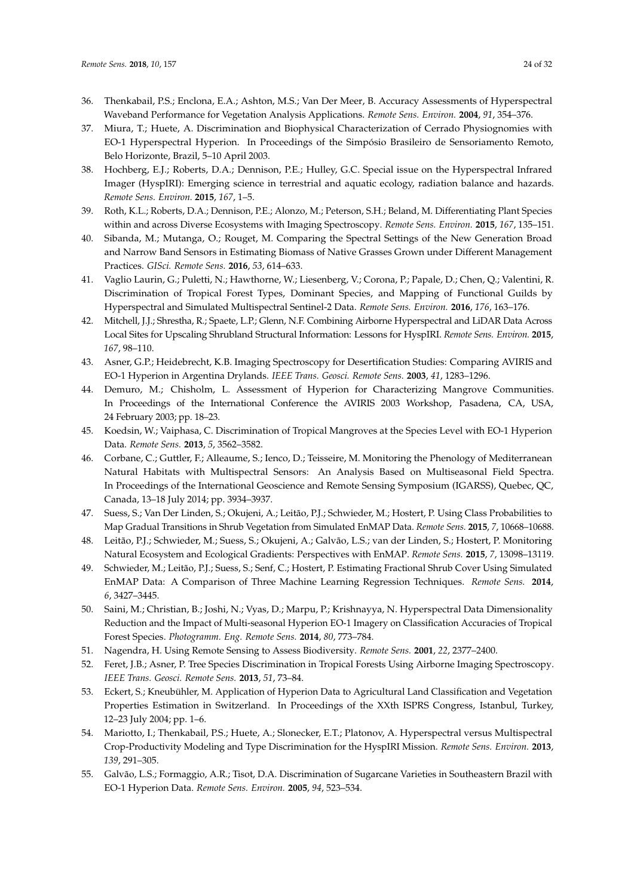36. Thenkabail, P.S.; Enclona, E.A.; Ashton, M.S.; Van Der Meer, B. Accuracy Assessments of Hyperspectral Waveband Performance for Vegetation Analysis Applications. *Remote Sens. Environ.* **2004**, *91*, 354–376.
37. Miura, T.; Huete, A. Discrimination and Biophysical Characterization of Cerrado Physiognomies with EO-1 Hyperspectral Hyperion. In Proceedings of the Simpósio Brasileiro de Sensoriamento Remoto, Belo Horizonte, Brazil, 5–10 April 2003.
38. Hochberg, E.J.; Roberts, D.A.; Dennison, P.E.; Hulley, G.C. Special issue on the Hyperspectral Infrared Imager (HyspIRI): Emerging science in terrestrial and aquatic ecology, radiation balance and hazards. *Remote Sens. Environ.* **2015**, *167*, 1–5.
39. Roth, K.L.; Roberts, D.A.; Dennison, P.E.; Alonzo, M.; Peterson, S.H.; Beland, M. Differentiating Plant Species within and across Diverse Ecosystems with Imaging Spectroscopy. *Remote Sens. Environ.* **2015**, *167*, 135–151.
40. Sibanda, M.; Mutanga, O.; Rouget, M. Comparing the Spectral Settings of the New Generation Broad and Narrow Band Sensors in Estimating Biomass of Native Grasses Grown under Different Management Practices. *GISci. Remote Sens.* **2016**, *53*, 614–633.
41. Vaglio Laurin, G.; Puletti, N.; Hawthorne, W.; Liesenberg, V.; Corona, P.; Papale, D.; Chen, Q.; Valentini, R. Discrimination of Tropical Forest Types, Dominant Species, and Mapping of Functional Guilds by Hyperspectral and Simulated Multispectral Sentinel-2 Data. *Remote Sens. Environ.* **2016**, *176*, 163–176.
42. Mitchell, J.J.; Shrestha, R.; Spaete, L.P.; Glenn, N.F. Combining Airborne Hyperspectral and LiDAR Data Across Local Sites for Upscaling Shrubland Structural Information: Lessons for HyspIRI. *Remote Sens. Environ.* **2015**, *167*, 98–110.
43. Asner, G.P.; Heidebrecht, K.B. Imaging Spectroscopy for Desertification Studies: Comparing AVIRIS and EO-1 Hyperion in Argentina Drylands. *IEEE Trans. Geosci. Remote Sens.* **2003**, *41*, 1283–1296.
44. Demuro, M.; Chisholm, L. Assessment of Hyperion for Characterizing Mangrove Communities. In Proceedings of the International Conference the AVIRIS 2003 Workshop, Pasadena, CA, USA, 24 February 2003; pp. 18–23.
45. Koedsin, W.; Vaiphasa, C. Discrimination of Tropical Mangroves at the Species Level with EO-1 Hyperion Data. *Remote Sens.* **2013**, *5*, 3562–3582.
46. Corbane, C.; Guttler, F.; Alleaume, S.; Ienco, D.; Teisseire, M. Monitoring the Phenology of Mediterranean Natural Habitats with Multispectral Sensors: An Analysis Based on Multiseasonal Field Spectra. In Proceedings of the International Geoscience and Remote Sensing Symposium (IGARSS), Quebec, QC, Canada, 13–18 July 2014; pp. 3934–3937.
47. Suess, S.; Van Der Linden, S.; Okujeni, A.; Leitão, P.J.; Schwieder, M.; Hostert, P. Using Class Probabilities to Map Gradual Transitions in Shrub Vegetation from Simulated EnMAP Data. *Remote Sens.* **2015**, *7*, 10668–10688.
48. Leitão, P.J.; Schwieder, M.; Suess, S.; Okujeni, A.; Galvão, L.S.; van der Linden, S.; Hostert, P. Monitoring Natural Ecosystem and Ecological Gradients: Perspectives with EnMAP. *Remote Sens.* **2015**, *7*, 13098–13119.
49. Schwieder, M.; Leitão, P.J.; Suess, S.; Senf, C.; Hostert, P. Estimating Fractional Shrub Cover Using Simulated EnMAP Data: A Comparison of Three Machine Learning Regression Techniques. *Remote Sens.* **2014**, *6*, 3427–3445.
50. Saini, M.; Christian, B.; Joshi, N.; Vyas, D.; Marpu, P.; Krishnayya, N. Hyperspectral Data Dimensionality Reduction and the Impact of Multi-seasonal Hyperion EO-1 Imagery on Classification Accuracies of Tropical Forest Species. *Photogramm. Eng. Remote Sens.* **2014**, *80*, 773–784.
51. Nagendra, H. Using Remote Sensing to Assess Biodiversity. *Remote Sens.* **2001**, *22*, 2377–2400.
52. Feret, J.B.; Asner, P. Tree Species Discrimination in Tropical Forests Using Airborne Imaging Spectroscopy. *IEEE Trans. Geosci. Remote Sens.* **2013**, *51*, 73–84.
53. Eckert, S.; Kneubühler, M. Application of Hyperion Data to Agricultural Land Classification and Vegetation Properties Estimation in Switzerland. In Proceedings of the XXth ISPRS Congress, Istanbul, Turkey, 12–23 July 2004; pp. 1–6.
54. Mariotto, I.; Thenkabail, P.S.; Huete, A.; Slonecker, E.T.; Platonov, A. Hyperspectral versus Multispectral Crop-Productivity Modeling and Type Discrimination for the HyspIRI Mission. *Remote Sens. Environ.* **2013**, *139*, 291–305.
55. Galvão, L.S.; Formaggio, A.R.; Tisot, D.A. Discrimination of Sugarcane Varieties in Southeastern Brazil with EO-1 Hyperion Data. *Remote Sens. Environ.* **2005**, *94*, 523–534.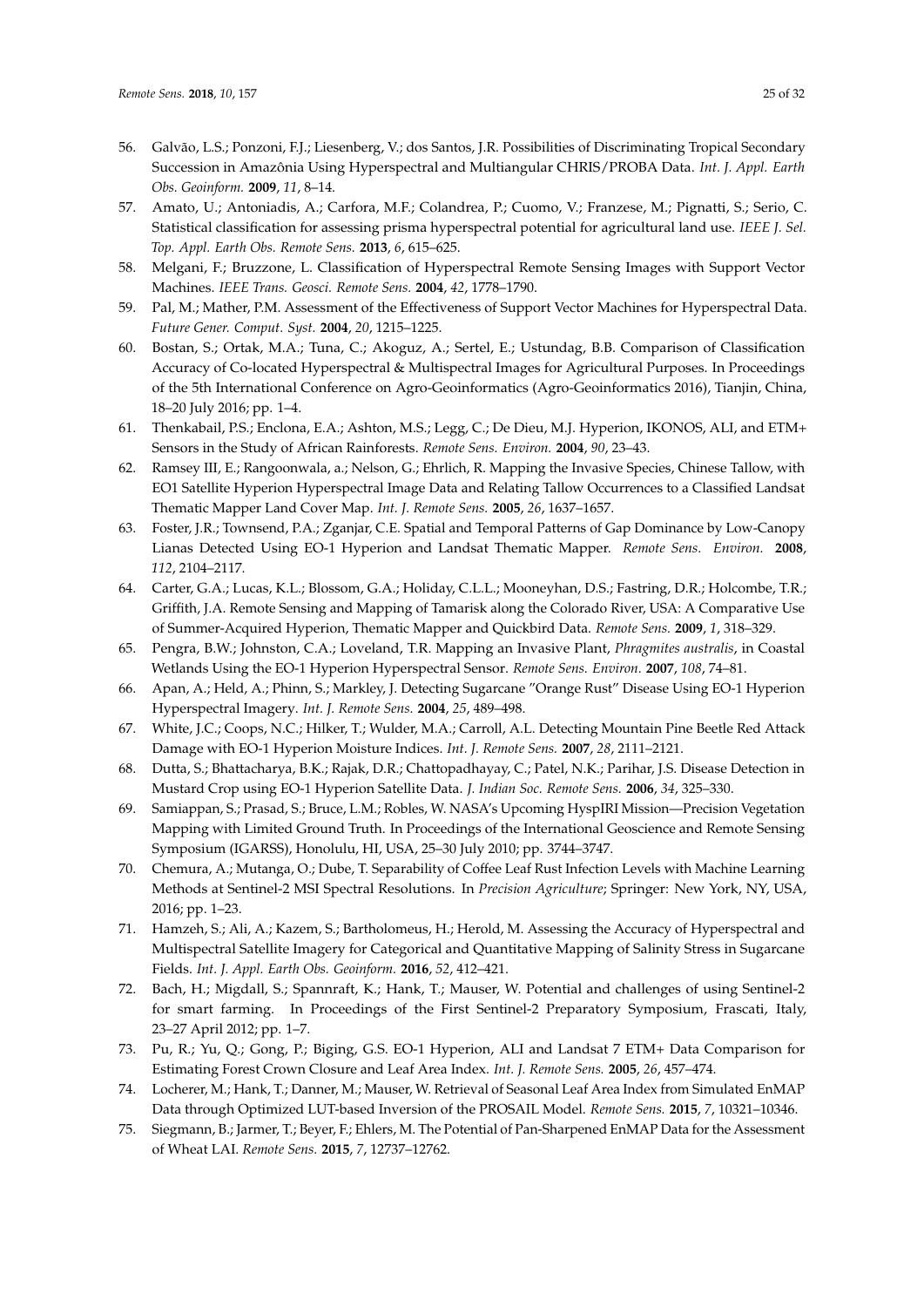56. Galvão, L.S.; Ponzoni, F.J.; Liesenberg, V.; dos Santos, J.R. Possibilities of Discriminating Tropical Secondary Succession in Amazônia Using Hyperspectral and Multiangular CHRIS/PROBA Data. *Int. J. Appl. Earth Obs. Geoinform.* **2009**, *11*, 8–14.
57. Amato, U.; Antoniadis, A.; Carfora, M.F.; Colandrea, P.; Cuomo, V.; Franzese, M.; Pignatti, S.; Serio, C. Statistical classification for assessing prisma hyperspectral potential for agricultural land use. *IEEE J. Sel. Top. Appl. Earth Obs. Remote Sens.* **2013**, *6*, 615–625.
58. Melgani, F.; Bruzzone, L. Classification of Hyperspectral Remote Sensing Images with Support Vector Machines. *IEEE Trans. Geosci. Remote Sens.* **2004**, *42*, 1778–1790.
59. Pal, M.; Mather, P.M. Assessment of the Effectiveness of Support Vector Machines for Hyperspectral Data. *Future Gener. Comput. Syst.* **2004**, *20*, 1215–1225.
60. Bostan, S.; Ortak, M.A.; Tuna, C.; Akoguz, A.; Sertel, E.; Ustundag, B.B. Comparison of Classification Accuracy of Co-located Hyperspectral & Multispectral Images for Agricultural Purposes. In Proceedings of the 5th International Conference on Agro-Geoinformatics (Agro-Geoinformatics 2016), Tianjin, China, 18–20 July 2016; pp. 1–4.
61. Thenkabail, P.S.; Enclona, E.A.; Ashton, M.S.; Legg, C.; De Dieu, M.J. Hyperion, IKONOS, ALI, and ETM+ Sensors in the Study of African Rainforests. *Remote Sens. Environ.* **2004**, *90*, 23–43.
62. Ramsey III, E.; Rangoonwala, a.; Nelson, G.; Ehrlich, R. Mapping the Invasive Species, Chinese Tallow, with EO1 Satellite Hyperion Hyperspectral Image Data and Relating Tallow Occurrences to a Classified Landsat Thematic Mapper Land Cover Map. *Int. J. Remote Sens.* **2005**, *26*, 1637–1657.
63. Foster, J.R.; Townsend, P.A.; Zganjar, C.E. Spatial and Temporal Patterns of Gap Dominance by Low-Canopy Lianas Detected Using EO-1 Hyperion and Landsat Thematic Mapper. *Remote Sens. Environ.* **2008**, *112*, 2104–2117.
64. Carter, G.A.; Lucas, K.L.; Blossom, G.A.; Holiday, C.L.L.; Mooneyhan, D.S.; Fastring, D.R.; Holcombe, T.R.; Griffith, J.A. Remote Sensing and Mapping of Tamarisk along the Colorado River, USA: A Comparative Use of Summer-Acquired Hyperion, Thematic Mapper and Quickbird Data. *Remote Sens.* **2009**, *1*, 318–329.
65. Pengra, B.W.; Johnston, C.A.; Loveland, T.R. Mapping an Invasive Plant, *Phragmites australis*, in Coastal Wetlands Using the EO-1 Hyperion Hyperspectral Sensor. *Remote Sens. Environ.* **2007**, *108*, 74–81.
66. Apan, A.; Held, A.; Phinn, S.; Markley, J. Detecting Sugarcane "Orange Rust" Disease Using EO-1 Hyperion Hyperspectral Imagery. *Int. J. Remote Sens.* **2004**, *25*, 489–498.
67. White, J.C.; Coops, N.C.; Hilker, T.; Wulder, M.A.; Carroll, A.L. Detecting Mountain Pine Beetle Red Attack Damage with EO-1 Hyperion Moisture Indices. *Int. J. Remote Sens.* **2007**, *28*, 2111–2121.
68. Dutta, S.; Bhattacharya, B.K.; Rajak, D.R.; Chattopadhayay, C.; Patel, N.K.; Parihar, J.S. Disease Detection in Mustard Crop using EO-1 Hyperion Satellite Data. *J. Indian Soc. Remote Sens.* **2006**, *34*, 325–330.
69. Samiappan, S.; Prasad, S.; Bruce, L.M.; Robles, W. NASA's Upcoming HyspIRI Mission—Precision Vegetation Mapping with Limited Ground Truth. In Proceedings of the International Geoscience and Remote Sensing Symposium (IGARSS), Honolulu, HI, USA, 25–30 July 2010; pp. 3744–3747.
70. Chemura, A.; Mutanga, O.; Dube, T. Separability of Coffee Leaf Rust Infection Levels with Machine Learning Methods at Sentinel-2 MSI Spectral Resolutions. In *Precision Agriculture*; Springer: New York, NY, USA, 2016; pp. 1–23.
71. Hamzeh, S.; Ali, A.; Kazem, S.; Bartholomeus, H.; Herold, M. Assessing the Accuracy of Hyperspectral and Multispectral Satellite Imagery for Categorical and Quantitative Mapping of Salinity Stress in Sugarcane Fields. *Int. J. Appl. Earth Obs. Geoinform.* **2016**, *52*, 412–421.
72. Bach, H.; Migdall, S.; Spannraft, K.; Hank, T.; Mauser, W. Potential and challenges of using Sentinel-2 for smart farming. In Proceedings of the First Sentinel-2 Preparatory Symposium, Frascati, Italy, 23–27 April 2012; pp. 1–7.
73. Pu, R.; Yu, Q.; Gong, P.; Biging, G.S. EO-1 Hyperion, ALI and Landsat 7 ETM+ Data Comparison for Estimating Forest Crown Closure and Leaf Area Index. *Int. J. Remote Sens.* **2005**, *26*, 457–474.
74. Locherer, M.; Hank, T.; Danner, M.; Mauser, W. Retrieval of Seasonal Leaf Area Index from Simulated EnMAP Data through Optimized LUT-based Inversion of the PROSAIL Model. *Remote Sens.* **2015**, *7*, 10321–10346.
75. Siegmann, B.; Jarmer, T.; Beyer, F.; Ehlers, M. The Potential of Pan-Sharpened EnMAP Data for the Assessment of Wheat LAI. *Remote Sens.* **2015**, *7*, 12737–12762.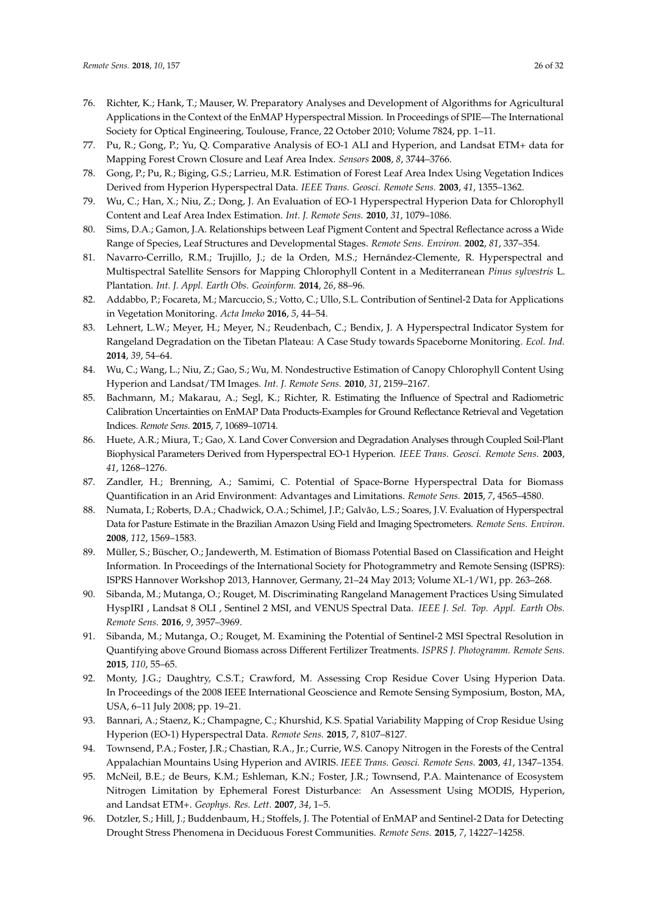76. Richter, K.; Hank, T.; Mauser, W. Preparatory Analyses and Development of Algorithms for Agricultural Applications in the Context of the EnMAP Hyperspectral Mission. In Proceedings of SPIE—The International Society for Optical Engineering, Toulouse, France, 22 October 2010; Volume 7824, pp. 1–11.
77. Pu, R.; Gong, P.; Yu, Q. Comparative Analysis of EO-1 ALI and Hyperion, and Landsat ETM+ data for Mapping Forest Crown Closure and Leaf Area Index. *Sensors* **2008**, *8*, 3744–3766.
78. Gong, P.; Pu, R.; Biging, G.S.; Larrieu, M.R. Estimation of Forest Leaf Area Index Using Vegetation Indices Derived from Hyperion Hyperspectral Data. *IEEE Trans. Geosci. Remote Sens.* **2003**, *41*, 1355–1362.
79. Wu, C.; Han, X.; Niu, Z.; Dong, J. An Evaluation of EO-1 Hyperspectral Hyperion Data for Chlorophyll Content and Leaf Area Index Estimation. *Int. J. Remote Sens.* **2010**, *31*, 1079–1086.
80. Sims, D.A.; Gamon, J.A. Relationships between Leaf Pigment Content and Spectral Reflectance across a Wide Range of Species, Leaf Structures and Developmental Stages. *Remote Sens. Environ.* **2002**, *81*, 337–354.
81. Navarro-Cerrillo, R.M.; Trujillo, J.; de la Orden, M.S.; Hernández-Clemente, R. Hyperspectral and Multispectral Satellite Sensors for Mapping Chlorophyll Content in a Mediterranean *Pinus sylvestris* L. Plantation. *Int. J. Appl. Earth Obs. Geoinform.* **2014**, *26*, 88–96.
82. Addabbo, P.; Focareta, M.; Marcuccio, S.; Votto, C.; Ullo, S.L. Contribution of Sentinel-2 Data for Applications in Vegetation Monitoring. *Acta Imeko* **2016**, *5*, 44–54.
83. Lehnert, L.W.; Meyer, H.; Meyer, N.; Reudenbach, C.; Bendix, J. A Hyperspectral Indicator System for Rangeland Degradation on the Tibetan Plateau: A Case Study towards Spaceborne Monitoring. *Ecol. Ind.* **2014**, *39*, 54–64.
84. Wu, C.; Wang, L.; Niu, Z.; Gao, S.; Wu, M. Nondestructive Estimation of Canopy Chlorophyll Content Using Hyperion and Landsat/TM Images. *Int. J. Remote Sens.* **2010**, *31*, 2159–2167.
85. Bachmann, M.; Makarau, A.; Segl, K.; Richter, R. Estimating the Influence of Spectral and Radiometric Calibration Uncertainties on EnMAP Data Products-Examples for Ground Reflectance Retrieval and Vegetation Indices. *Remote Sens.* **2015**, *7*, 10689–10714.
86. Huete, A.R.; Miura, T.; Gao, X. Land Cover Conversion and Degradation Analyses through Coupled Soil-Plant Biophysical Parameters Derived from Hyperspectral EO-1 Hyperion. *IEEE Trans. Geosci. Remote Sens.* **2003**, *41*, 1268–1276.
87. Zandler, H.; Brenning, A.; Samimi, C. Potential of Space-Borne Hyperspectral Data for Biomass Quantification in an Arid Environment: Advantages and Limitations. *Remote Sens.* **2015**, *7*, 4565–4580.
88. Numata, I.; Roberts, D.A.; Chadwick, O.A.; Schimel, J.P.; Galvão, L.S.; Soares, J.V. Evaluation of Hyperspectral Data for Pasture Estimate in the Brazilian Amazon Using Field and Imaging Spectrometers. *Remote Sens. Environ.* **2008**, *112*, 1569–1583.
89. Müller, S.; Büscher, O.; Jandewerth, M. Estimation of Biomass Potential Based on Classification and Height Information. In Proceedings of the International Society for Photogrammetry and Remote Sensing (ISPRS): ISPRS Hannover Workshop 2013, Hannover, Germany, 21–24 May 2013; Volume XL-1/W1, pp. 263–268.
90. Sibanda, M.; Mutanga, O.; Rouget, M. Discriminating Rangeland Management Practices Using Simulated HyspIRI , Landsat 8 OLI , Sentinel 2 MSI, and VENUS Spectral Data. *IEEE J. Sel. Top. Appl. Earth Obs. Remote Sens.* **2016**, *9*, 3957–3969.
91. Sibanda, M.; Mutanga, O.; Rouget, M. Examining the Potential of Sentinel-2 MSI Spectral Resolution in Quantifying above Ground Biomass across Different Fertilizer Treatments. *ISPRS J. Photogramm. Remote Sens.* **2015**, *110*, 55–65.
92. Monty, J.G.; Daughtry, C.S.T.; Crawford, M. Assessing Crop Residue Cover Using Hyperion Data. In Proceedings of the 2008 IEEE International Geoscience and Remote Sensing Symposium, Boston, MA, USA, 6–11 July 2008; pp. 19–21.
93. Bannari, A.; Staenz, K.; Champagne, C.; Khurshid, K.S. Spatial Variability Mapping of Crop Residue Using Hyperion (EO-1) Hyperspectral Data. *Remote Sens.* **2015**, *7*, 8107–8127.
94. Townsend, P.A.; Foster, J.R.; Chastian, R.A., Jr.; Currie, W.S. Canopy Nitrogen in the Forests of the Central Appalachian Mountains Using Hyperion and AVIRIS. *IEEE Trans. Geosci. Remote Sens.* **2003**, *41*, 1347–1354.
95. McNeil, B.E.; de Beurs, K.M.; Eshleman, K.N.; Foster, J.R.; Townsend, P.A. Maintenance of Ecosystem Nitrogen Limitation by Ephemeral Forest Disturbance: An Assessment Using MODIS, Hyperion, and Landsat ETM+. *Geophys. Res. Lett.* **2007**, *34*, 1–5.
96. Dotzler, S.; Hill, J.; Buddenbaum, H.; Stoffels, J. The Potential of EnMAP and Sentinel-2 Data for Detecting Drought Stress Phenomena in Deciduous Forest Communities. *Remote Sens.* **2015**, *7*, 14227–14258.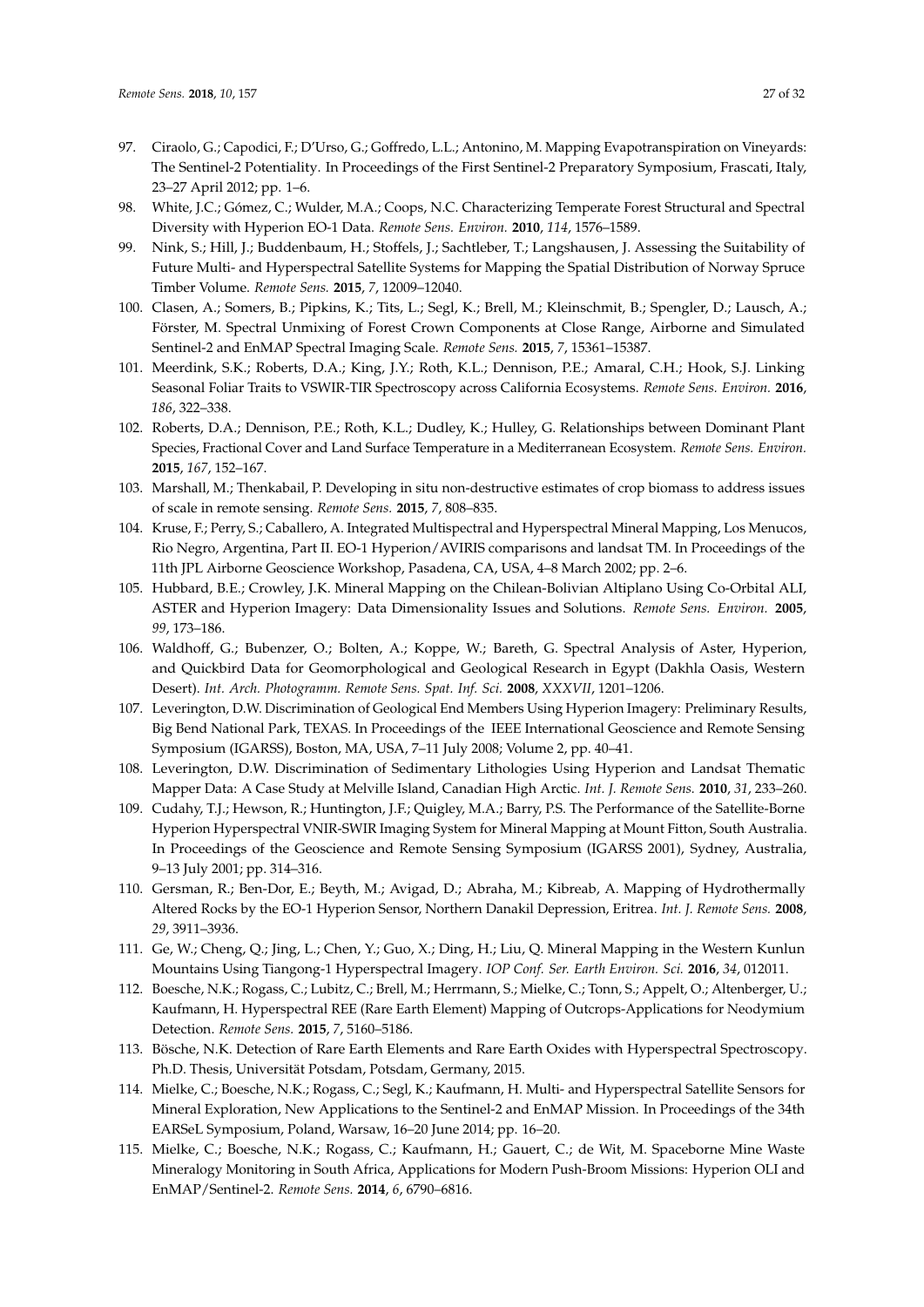97. Ciraolo, G.; Capodici, F.; D'Urso, G.; Goffredo, L.L.; Antonino, M. Mapping Evapotranspiration on Vineyards: The Sentinel-2 Potentiality. In Proceedings of the First Sentinel-2 Preparatory Symposium, Frascati, Italy, 23–27 April 2012; pp. 1–6.
98. White, J.C.; Gómez, C.; Wulder, M.A.; Coops, N.C. Characterizing Temperate Forest Structural and Spectral Diversity with Hyperion EO-1 Data. *Remote Sens. Environ.* **2010**, *114*, 1576–1589.
99. Nink, S.; Hill, J.; Buddenbaum, H.; Stoffels, J.; Sachtleber, T.; Langshausen, J. Assessing the Suitability of Future Multi- and Hyperspectral Satellite Systems for Mapping the Spatial Distribution of Norway Spruce Timber Volume. *Remote Sens.* **2015**, *7*, 12009–12040.
100. Clasen, A.; Somers, B.; Pipkins, K.; Tits, L.; Segl, K.; Brell, M.; Kleinschmit, B.; Spengler, D.; Lausch, A.; Förster, M. Spectral Unmixing of Forest Crown Components at Close Range, Airborne and Simulated Sentinel-2 and EnMAP Spectral Imaging Scale. *Remote Sens.* **2015**, *7*, 15361–15387.
101. Meerdink, S.K.; Roberts, D.A.; King, J.Y.; Roth, K.L.; Dennison, P.E.; Amaral, C.H.; Hook, S.J. Linking Seasonal Foliar Traits to VSWIR-TIR Spectroscopy across California Ecosystems. *Remote Sens. Environ.* **2016**, *186*, 322–338.
102. Roberts, D.A.; Dennison, P.E.; Roth, K.L.; Dudley, K.; Hulley, G. Relationships between Dominant Plant Species, Fractional Cover and Land Surface Temperature in a Mediterranean Ecosystem. *Remote Sens. Environ.* **2015**, *167*, 152–167.
103. Marshall, M.; Thenkabail, P. Developing in situ non-destructive estimates of crop biomass to address issues of scale in remote sensing. *Remote Sens.* **2015**, *7*, 808–835.
104. Kruse, F.; Perry, S.; Caballero, A. Integrated Multispectral and Hyperspectral Mineral Mapping, Los Menucos, Rio Negro, Argentina, Part II. EO-1 Hyperion/AVIRIS comparisons and landsat TM. In Proceedings of the 11th JPL Airborne Geoscience Workshop, Pasadena, CA, USA, 4–8 March 2002; pp. 2–6.
105. Hubbard, B.E.; Crowley, J.K. Mineral Mapping on the Chilean-Bolivian Altiplano Using Co-Orbital ALI, ASTER and Hyperion Imagery: Data Dimensionality Issues and Solutions. *Remote Sens. Environ.* **2005**, *99*, 173–186.
106. Waldhoff, G.; Bubenzer, O.; Bolten, A.; Koppe, W.; Bareth, G. Spectral Analysis of Aster, Hyperion, and Quickbird Data for Geomorphological and Geological Research in Egypt (Dakhla Oasis, Western Desert). *Int. Arch. Photogramm. Remote Sens. Spat. Inf. Sci.* **2008**, *XXXVII*, 1201–1206.
107. Leverington, D.W. Discrimination of Geological End Members Using Hyperion Imagery: Preliminary Results, Big Bend National Park, TEXAS. In Proceedings of the IEEE International Geoscience and Remote Sensing Symposium (IGARSS), Boston, MA, USA, 7–11 July 2008; Volume 2, pp. 40–41.
108. Leverington, D.W. Discrimination of Sedimentary Lithologies Using Hyperion and Landsat Thematic Mapper Data: A Case Study at Melville Island, Canadian High Arctic. *Int. J. Remote Sens.* **2010**, *31*, 233–260.
109. Cudahy, T.J.; Hewson, R.; Huntington, J.F.; Quigley, M.A.; Barry, P.S. The Performance of the Satellite-Borne Hyperion Hyperspectral VNIR-SWIR Imaging System for Mineral Mapping at Mount Fitton, South Australia. In Proceedings of the Geoscience and Remote Sensing Symposium (IGARSS 2001), Sydney, Australia, 9–13 July 2001; pp. 314–316.
110. Gersman, R.; Ben-Dor, E.; Beyth, M.; Avigad, D.; Abraha, M.; Kibreab, A. Mapping of Hydrothermally Altered Rocks by the EO-1 Hyperion Sensor, Northern Danakil Depression, Eritrea. *Int. J. Remote Sens.* **2008**, *29*, 3911–3936.
111. Ge, W.; Cheng, Q.; Jing, L.; Chen, Y.; Guo, X.; Ding, H.; Liu, Q. Mineral Mapping in the Western Kunlun Mountains Using Tiangong-1 Hyperspectral Imagery. *IOP Conf. Ser. Earth Environ. Sci.* **2016**, *34*, 012011.
112. Boesche, N.K.; Rogass, C.; Lubitz, C.; Brell, M.; Herrmann, S.; Mielke, C.; Tonn, S.; Appelt, O.; Altenberger, U.; Kaufmann, H. Hyperspectral REE (Rare Earth Element) Mapping of Outcrops-Applications for Neodymium Detection. *Remote Sens.* **2015**, *7*, 5160–5186.
113. Bösche, N.K. Detection of Rare Earth Elements and Rare Earth Oxides with Hyperspectral Spectroscopy. Ph.D. Thesis, Universität Potsdam, Potsdam, Germany, 2015.
114. Mielke, C.; Boesche, N.K.; Rogass, C.; Segl, K.; Kaufmann, H. Multi- and Hyperspectral Satellite Sensors for Mineral Exploration, New Applications to the Sentinel-2 and EnMAP Mission. In Proceedings of the 34th EARSeL Symposium, Poland, Warsaw, 16–20 June 2014; pp. 16–20.
115. Mielke, C.; Boesche, N.K.; Rogass, C.; Kaufmann, H.; Gauert, C.; de Wit, M. Spaceborne Mine Waste Mineralogy Monitoring in South Africa, Applications for Modern Push-Broom Missions: Hyperion OLI and EnMAP/Sentinel-2. *Remote Sens.* **2014**, *6*, 6790–6816.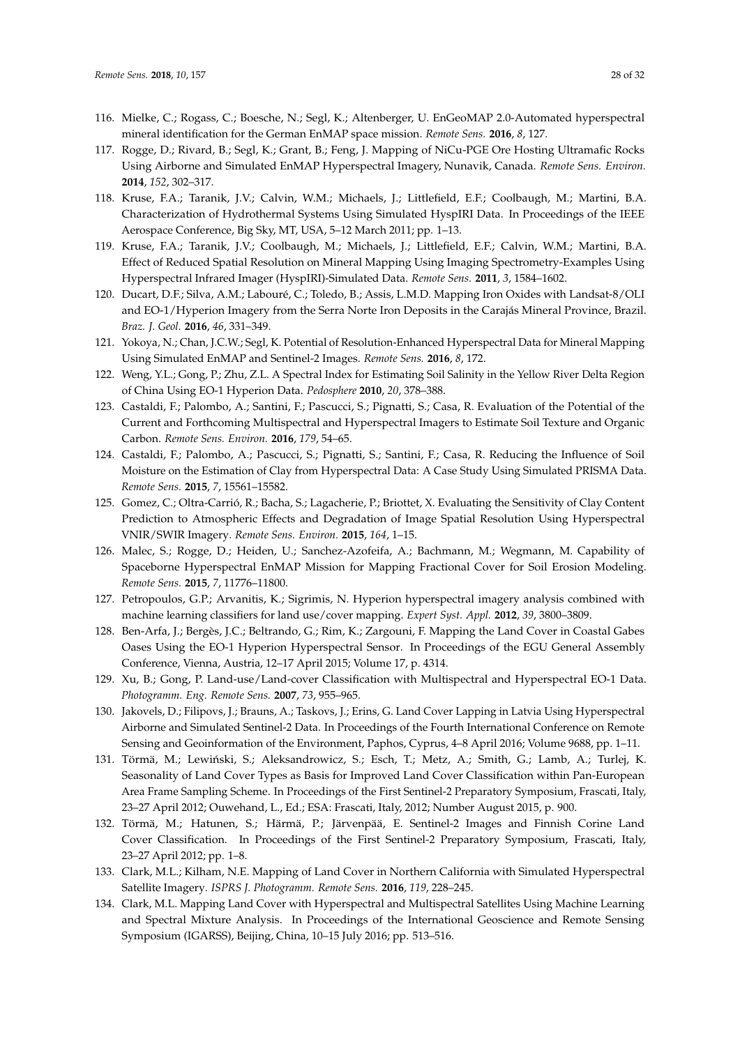116. Mielke, C.; Rogass, C.; Boesche, N.; Segl, K.; Altenberger, U. EnGeoMAP 2.0-Automated hyperspectral mineral identification for the German EnMAP space mission. *Remote Sens.* **2016**, *8*, 127.
117. Rogge, D.; Rivard, B.; Segl, K.; Grant, B.; Feng, J. Mapping of NiCu-PGE Ore Hosting Ultramafic Rocks Using Airborne and Simulated EnMAP Hyperspectral Imagery, Nunavik, Canada. *Remote Sens. Environ.* **2014**, *152*, 302–317.
118. Kruse, F.A.; Taranik, J.V.; Calvin, W.M.; Michaels, J.; Littlefield, E.F.; Coolbaugh, M.; Martini, B.A. Characterization of Hydrothermal Systems Using Simulated HyspIRI Data. In Proceedings of the IEEE Aerospace Conference, Big Sky, MT, USA, 5–12 March 2011; pp. 1–13.
119. Kruse, F.A.; Taranik, J.V.; Coolbaugh, M.; Michaels, J.; Littlefield, E.F.; Calvin, W.M.; Martini, B.A. Effect of Reduced Spatial Resolution on Mineral Mapping Using Imaging Spectrometry-Examples Using Hyperspectral Infrared Imager (HyspIRI)-Simulated Data. *Remote Sens.* **2011**, *3*, 1584–1602.
120. Ducart, D.F.; Silva, A.M.; Labouré, C.; Toledo, B.; Assis, L.M.D. Mapping Iron Oxides with Landsat-8/OLI and EO-1/Hyperion Imagery from the Serra Norte Iron Deposits in the Carajás Mineral Province, Brazil. *Braz. J. Geol.* **2016**, *46*, 331–349.
121. Yokoya, N.; Chan, J.C.W.; Segl, K. Potential of Resolution-Enhanced Hyperspectral Data for Mineral Mapping Using Simulated EnMAP and Sentinel-2 Images. *Remote Sens.* **2016**, *8*, 172.
122. Weng, Y.L.; Gong, P.; Zhu, Z.L. A Spectral Index for Estimating Soil Salinity in the Yellow River Delta Region of China Using EO-1 Hyperion Data. *Pedosphere* **2010**, *20*, 378–388.
123. Castaldi, F.; Palombo, A.; Santini, F.; Pascucci, S.; Pignatti, S.; Casa, R. Evaluation of the Potential of the Current and Forthcoming Multispectral and Hyperspectral Imagers to Estimate Soil Texture and Organic Carbon. *Remote Sens. Environ.* **2016**, *179*, 54–65.
124. Castaldi, F.; Palombo, A.; Pascucci, S.; Pignatti, S.; Santini, F.; Casa, R. Reducing the Influence of Soil Moisture on the Estimation of Clay from Hyperspectral Data: A Case Study Using Simulated PRISMA Data. *Remote Sens.* **2015**, *7*, 15561–15582.
125. Gomez, C.; Oltra-Carrió, R.; Bacha, S.; Lagacherie, P.; Briottet, X. Evaluating the Sensitivity of Clay Content Prediction to Atmospheric Effects and Degradation of Image Spatial Resolution Using Hyperspectral VNIR/SWIR Imagery. *Remote Sens. Environ.* **2015**, *164*, 1–15.
126. Malec, S.; Rogge, D.; Heiden, U.; Sanchez-Azofeifa, A.; Bachmann, M.; Wegmann, M. Capability of Spaceborne Hyperspectral EnMAP Mission for Mapping Fractional Cover for Soil Erosion Modeling. *Remote Sens.* **2015**, *7*, 11776–11800.
127. Petropoulos, G.P.; Arvanitis, K.; Sigrimis, N. Hyperion hyperspectral imagery analysis combined with machine learning classifiers for land use/cover mapping. *Expert Syst. Appl.* **2012**, *39*, 3800–3809.
128. Ben-Arfa, J.; Bergès, J.C.; Beltrando, G.; Rim, K.; Zargouni, F. Mapping the Land Cover in Coastal Gabes Oases Using the EO-1 Hyperion Hyperspectral Sensor. In Proceedings of the EGU General Assembly Conference, Vienna, Austria, 12–17 April 2015; Volume 17, p. 4314.
129. Xu, B.; Gong, P. Land-use/Land-cover Classification with Multispectral and Hyperspectral EO-1 Data. *Photogramm. Eng. Remote Sens.* **2007**, *73*, 955–965.
130. Jakovels, D.; Filipovs, J.; Brauns, A.; Taskovs, J.; Erins, G. Land Cover Lapping in Latvia Using Hyperspectral Airborne and Simulated Sentinel-2 Data. In Proceedings of the Fourth International Conference on Remote Sensing and Geoinformation of the Environment, Paphos, Cyprus, 4–8 April 2016; Volume 9688, pp. 1–11.
131. Törmä, M.; Lewiński, S.; Aleksandrowicz, S.; Esch, T.; Metz, A.; Smith, G.; Lamb, A.; Turlej, K. Seasonality of Land Cover Types as Basis for Improved Land Cover Classification within Pan-European Area Frame Sampling Scheme. In Proceedings of the First Sentinel-2 Preparatory Symposium, Frascati, Italy, 23–27 April 2012; Ouwehand, L., Ed.; ESA: Frascati, Italy, 2012; Number August 2015, p. 900.
132. Törmä, M.; Hatunen, S.; Härmä, P.; Järvenpää, E. Sentinel-2 Images and Finnish Corine Land Cover Classification. In Proceedings of the First Sentinel-2 Preparatory Symposium, Frascati, Italy, 23–27 April 2012; pp. 1–8.
133. Clark, M.L.; Kilham, N.E. Mapping of Land Cover in Northern California with Simulated Hyperspectral Satellite Imagery. *ISPRS J. Photogramm. Remote Sens.* **2016**, *119*, 228–245.
134. Clark, M.L. Mapping Land Cover with Hyperspectral and Multispectral Satellites Using Machine Learning and Spectral Mixture Analysis. In Proceedings of the International Geoscience and Remote Sensing Symposium (IGARSS), Beijing, China, 10–15 July 2016; pp. 513–516.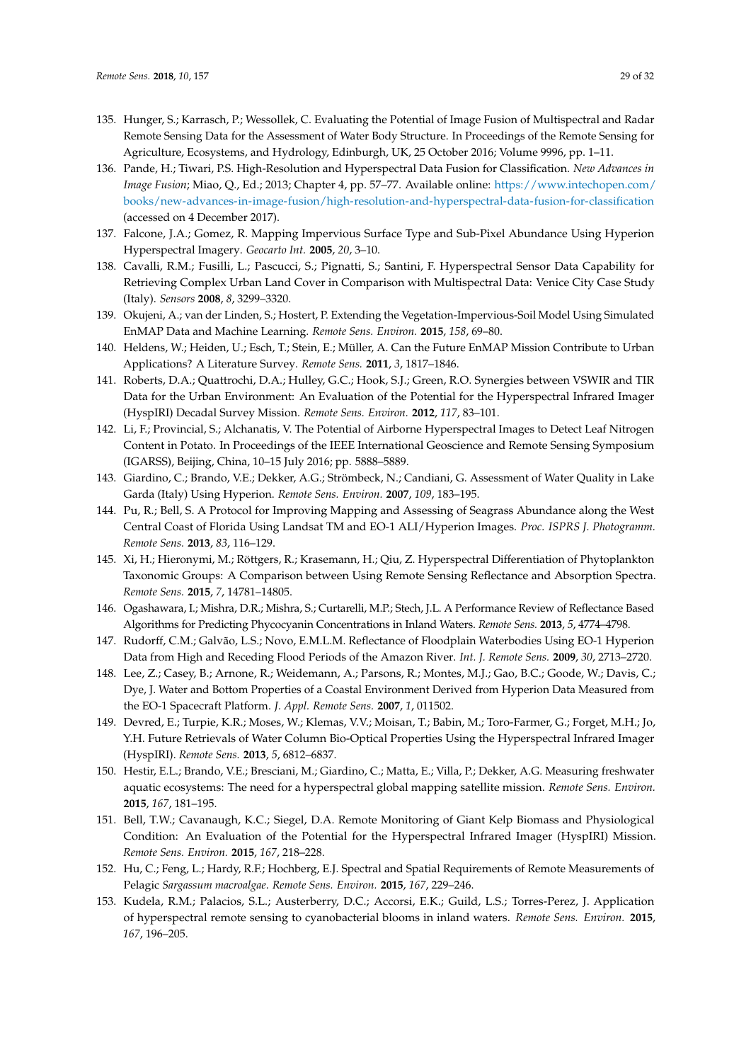135. Hunger, S.; Karrasch, P.; Wessollek, C. Evaluating the Potential of Image Fusion of Multispectral and Radar Remote Sensing Data for the Assessment of Water Body Structure. In Proceedings of the Remote Sensing for Agriculture, Ecosystems, and Hydrology, Edinburgh, UK, 25 October 2016; Volume 9996, pp. 1–11.
136. Pande, H.; Tiwari, P.S. High-Resolution and Hyperspectral Data Fusion for Classification. *New Advances in Image Fusion*; Miao, Q., Ed.; 2013; Chapter 4, pp. 57–77. Available online: https://www.intechopen.com/books/new-advances-in-image-fusion/high-resolution-and-hyperspectral-data-fusion-for-classification (accessed on 4 December 2017).
137. Falcone, J.A.; Gomez, R. Mapping Impervious Surface Type and Sub-Pixel Abundance Using Hyperion Hyperspectral Imagery. *Geocarto Int.* **2005**, *20*, 3–10.
138. Cavalli, R.M.; Fusilli, L.; Pascucci, S.; Pignatti, S.; Santini, F. Hyperspectral Sensor Data Capability for Retrieving Complex Urban Land Cover in Comparison with Multispectral Data: Venice City Case Study (Italy). *Sensors* **2008**, *8*, 3299–3320.
139. Okujeni, A.; van der Linden, S.; Hostert, P. Extending the Vegetation-Impervious-Soil Model Using Simulated EnMAP Data and Machine Learning. *Remote Sens. Environ.* **2015**, *158*, 69–80.
140. Heldens, W.; Heiden, U.; Esch, T.; Stein, E.; Müller, A. Can the Future EnMAP Mission Contribute to Urban Applications? A Literature Survey. *Remote Sens.* **2011**, *3*, 1817–1846.
141. Roberts, D.A.; Quattrochi, D.A.; Hulley, G.C.; Hook, S.J.; Green, R.O. Synergies between VSWIR and TIR Data for the Urban Environment: An Evaluation of the Potential for the Hyperspectral Infrared Imager (HyspIRI) Decadal Survey Mission. *Remote Sens. Environ.* **2012**, *117*, 83–101.
142. Li, F.; Provincial, S.; Alchanatis, V. The Potential of Airborne Hyperspectral Images to Detect Leaf Nitrogen Content in Potato. In Proceedings of the IEEE International Geoscience and Remote Sensing Symposium (IGARSS), Beijing, China, 10–15 July 2016; pp. 5888–5889.
143. Giardino, C.; Brando, V.E.; Dekker, A.G.; Strömbeck, N.; Candiani, G. Assessment of Water Quality in Lake Garda (Italy) Using Hyperion. *Remote Sens. Environ.* **2007**, *109*, 183–195.
144. Pu, R.; Bell, S. A Protocol for Improving Mapping and Assessing of Seagrass Abundance along the West Central Coast of Florida Using Landsat TM and EO-1 ALI/Hyperion Images. *Proc. ISPRS J. Photogramm. Remote Sens.* **2013**, *83*, 116–129.
145. Xi, H.; Hieronymi, M.; Röttgers, R.; Krasemann, H.; Qiu, Z. Hyperspectral Differentiation of Phytoplankton Taxonomic Groups: A Comparison between Using Remote Sensing Reflectance and Absorption Spectra. *Remote Sens.* **2015**, *7*, 14781–14805.
146. Ogashawara, I.; Mishra, D.R.; Mishra, S.; Curtarelli, M.P.; Stech, J.L. A Performance Review of Reflectance Based Algorithms for Predicting Phycocyanin Concentrations in Inland Waters. *Remote Sens.* **2013**, *5*, 4774–4798.
147. Rudorff, C.M.; Galvão, L.S.; Novo, E.M.L.M. Reflectance of Floodplain Waterbodies Using EO-1 Hyperion Data from High and Receding Flood Periods of the Amazon River. *Int. J. Remote Sens.* **2009**, *30*, 2713–2720.
148. Lee, Z.; Casey, B.; Arnone, R.; Weidemann, A.; Parsons, R.; Montes, M.J.; Gao, B.C.; Goode, W.; Davis, C.; Dye, J. Water and Bottom Properties of a Coastal Environment Derived from Hyperion Data Measured from the EO-1 Spacecraft Platform. *J. Appl. Remote Sens.* **2007**, *1*, 011502.
149. Devred, E.; Turpie, K.R.; Moses, W.; Klemas, V.V.; Moisan, T.; Babin, M.; Toro-Farmer, G.; Forget, M.H.; Jo, Y.H. Future Retrievals of Water Column Bio-Optical Properties Using the Hyperspectral Infrared Imager (HyspIRI). *Remote Sens.* **2013**, *5*, 6812–6837.
150. Hestir, E.L.; Brando, V.E.; Bresciani, M.; Giardino, C.; Matta, E.; Villa, P.; Dekker, A.G. Measuring freshwater aquatic ecosystems: The need for a hyperspectral global mapping satellite mission. *Remote Sens. Environ.* **2015**, *167*, 181–195.
151. Bell, T.W.; Cavanaugh, K.C.; Siegel, D.A. Remote Monitoring of Giant Kelp Biomass and Physiological Condition: An Evaluation of the Potential for the Hyperspectral Infrared Imager (HyspIRI) Mission. *Remote Sens. Environ.* **2015**, *167*, 218–228.
152. Hu, C.; Feng, L.; Hardy, R.F.; Hochberg, E.J. Spectral and Spatial Requirements of Remote Measurements of Pelagic *Sargassum macroalgae*. *Remote Sens. Environ.* **2015**, *167*, 229–246.
153. Kudela, R.M.; Palacios, S.L.; Austerberry, D.C.; Accorsi, E.K.; Guild, L.S.; Torres-Perez, J. Application of hyperspectral remote sensing to cyanobacterial blooms in inland waters. *Remote Sens. Environ.* **2015**, *167*, 196–205.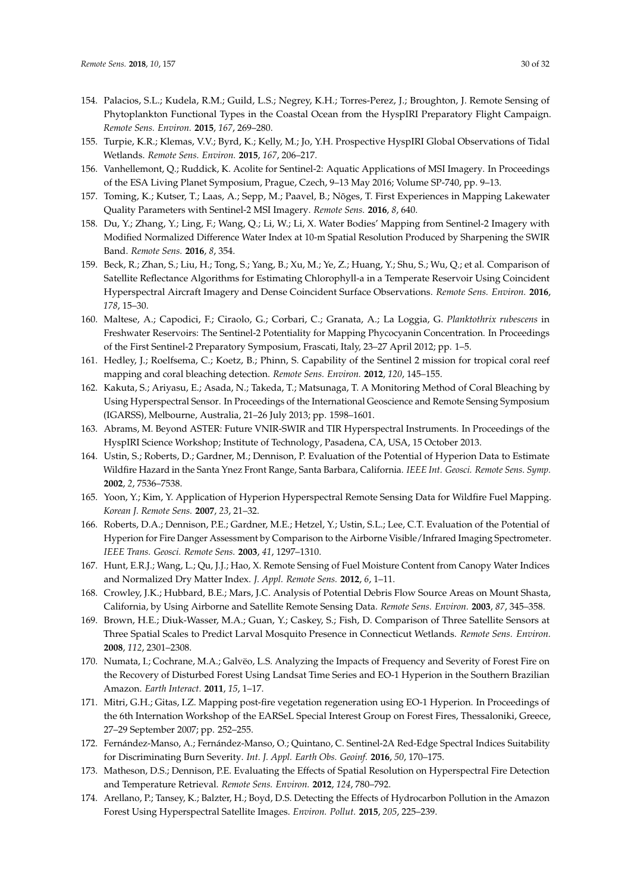154. Palacios, S.L.; Kudela, R.M.; Guild, L.S.; Negrey, K.H.; Torres-Perez, J.; Broughton, J. Remote Sensing of Phytoplankton Functional Types in the Coastal Ocean from the HyspIRI Preparatory Flight Campaign. *Remote Sens. Environ.* **2015**, *167*, 269–280.
155. Turpie, K.R.; Klemas, V.V.; Byrd, K.; Kelly, M.; Jo, Y.H. Prospective HyspIRI Global Observations of Tidal Wetlands. *Remote Sens. Environ.* **2015**, *167*, 206–217.
156. Vanhellemont, Q.; Ruddick, K. Acolite for Sentinel-2: Aquatic Applications of MSI Imagery. In Proceedings of the ESA Living Planet Symposium, Prague, Czech, 9–13 May 2016; Volume SP-740, pp. 9–13.
157. Toming, K.; Kutser, T.; Laas, A.; Sepp, M.; Paavel, B.; Nõges, T. First Experiences in Mapping Lakewater Quality Parameters with Sentinel-2 MSI Imagery. *Remote Sens.* **2016**, *8*, 640.
158. Du, Y.; Zhang, Y.; Ling, F.; Wang, Q.; Li, W.; Li, X. Water Bodies' Mapping from Sentinel-2 Imagery with Modified Normalized Difference Water Index at 10-m Spatial Resolution Produced by Sharpening the SWIR Band. *Remote Sens.* **2016**, *8*, 354.
159. Beck, R.; Zhan, S.; Liu, H.; Tong, S.; Yang, B.; Xu, M.; Ye, Z.; Huang, Y.; Shu, S.; Wu, Q.; et al. Comparison of Satellite Reflectance Algorithms for Estimating Chlorophyll-a in a Temperate Reservoir Using Coincident Hyperspectral Aircraft Imagery and Dense Coincident Surface Observations. *Remote Sens. Environ.* **2016**, *178*, 15–30.
160. Maltese, A.; Capodici, F.; Ciraolo, G.; Corbari, C.; Granata, A.; La Loggia, G. *Planktothrix rubescens* in Freshwater Reservoirs: The Sentinel-2 Potentiality for Mapping Phycocyanin Concentration. In Proceedings of the First Sentinel-2 Preparatory Symposium, Frascati, Italy, 23–27 April 2012; pp. 1–5.
161. Hedley, J.; Roelfsema, C.; Koetz, B.; Phinn, S. Capability of the Sentinel 2 mission for tropical coral reef mapping and coral bleaching detection. *Remote Sens. Environ.* **2012**, *120*, 145–155.
162. Kakuta, S.; Ariyasu, E.; Asada, N.; Takeda, T.; Matsunaga, T. A Monitoring Method of Coral Bleaching by Using Hyperspectral Sensor. In Proceedings of the International Geoscience and Remote Sensing Symposium (IGARSS), Melbourne, Australia, 21–26 July 2013; pp. 1598–1601.
163. Abrams, M. Beyond ASTER: Future VNIR-SWIR and TIR Hyperspectral Instruments. In Proceedings of the HyspIRI Science Workshop; Institute of Technology, Pasadena, CA, USA, 15 October 2013.
164. Ustin, S.; Roberts, D.; Gardner, M.; Dennison, P. Evaluation of the Potential of Hyperion Data to Estimate Wildfire Hazard in the Santa Ynez Front Range, Santa Barbara, California. *IEEE Int. Geosci. Remote Sens. Symp.* **2002**, *2*, 7536–7538.
165. Yoon, Y.; Kim, Y. Application of Hyperion Hyperspectral Remote Sensing Data for Wildfire Fuel Mapping. *Korean J. Remote Sens.* **2007**, *23*, 21–32.
166. Roberts, D.A.; Dennison, P.E.; Gardner, M.E.; Hetzel, Y.; Ustin, S.L.; Lee, C.T. Evaluation of the Potential of Hyperion for Fire Danger Assessment by Comparison to the Airborne Visible/Infrared Imaging Spectrometer. *IEEE Trans. Geosci. Remote Sens.* **2003**, *41*, 1297–1310.
167. Hunt, E.R.J.; Wang, L.; Qu, J.J.; Hao, X. Remote Sensing of Fuel Moisture Content from Canopy Water Indices and Normalized Dry Matter Index. *J. Appl. Remote Sens.* **2012**, *6*, 1–11.
168. Crowley, J.K.; Hubbard, B.E.; Mars, J.C. Analysis of Potential Debris Flow Source Areas on Mount Shasta, California, by Using Airborne and Satellite Remote Sensing Data. *Remote Sens. Environ.* **2003**, *87*, 345–358.
169. Brown, H.E.; Diuk-Wasser, M.A.; Guan, Y.; Caskey, S.; Fish, D. Comparison of Three Satellite Sensors at Three Spatial Scales to Predict Larval Mosquito Presence in Connecticut Wetlands. *Remote Sens. Environ.* **2008**, *112*, 2301–2308.
170. Numata, I.; Cochrane, M.A.; Galvëo, L.S. Analyzing the Impacts of Frequency and Severity of Forest Fire on the Recovery of Disturbed Forest Using Landsat Time Series and EO-1 Hyperion in the Southern Brazilian Amazon. *Earth Interact.* **2011**, *15*, 1–17.
171. Mitri, G.H.; Gitas, I.Z. Mapping post-fire vegetation regeneration using EO-1 Hyperion. In Proceedings of the 6th Internation Workshop of the EARSeL Special Interest Group on Forest Fires, Thessaloniki, Greece, 27–29 September 2007; pp. 252–255.
172. Fernández-Manso, A.; Fernández-Manso, O.; Quintano, C. Sentinel-2A Red-Edge Spectral Indices Suitability for Discriminating Burn Severity. *Int. J. Appl. Earth Obs. Geoinf.* **2016**, *50*, 170–175.
173. Matheson, D.S.; Dennison, P.E. Evaluating the Effects of Spatial Resolution on Hyperspectral Fire Detection and Temperature Retrieval. *Remote Sens. Environ.* **2012**, *124*, 780–792.
174. Arellano, P.; Tansey, K.; Balzter, H.; Boyd, D.S. Detecting the Effects of Hydrocarbon Pollution in the Amazon Forest Using Hyperspectral Satellite Images. *Environ. Pollut.* **2015**, *205*, 225–239.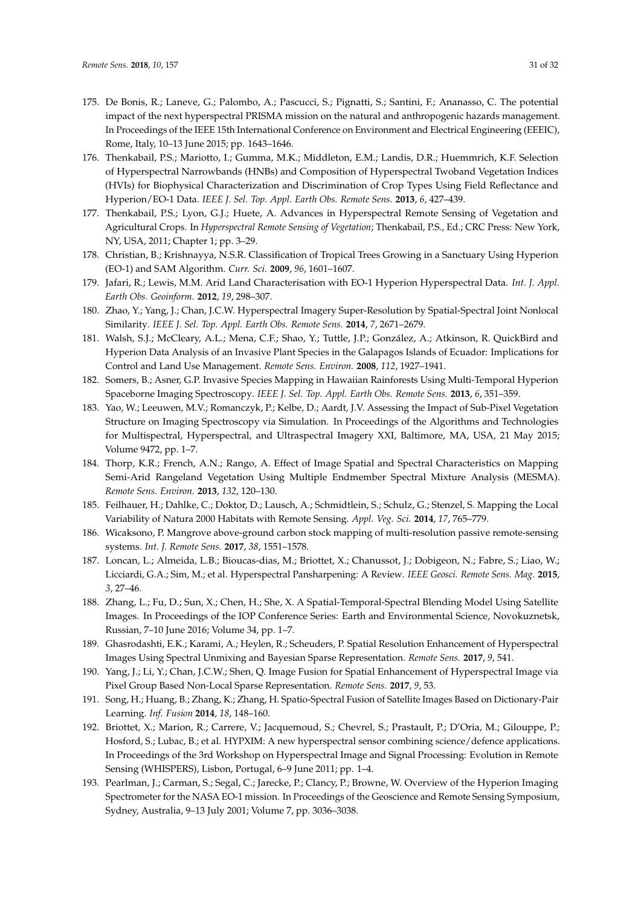175. De Bonis, R.; Laneve, G.; Palombo, A.; Pascucci, S.; Pignatti, S.; Santini, F.; Ananasso, C. The potential impact of the next hyperspectral PRISMA mission on the natural and anthropogenic hazards management. In Proceedings of the IEEE 15th International Conference on Environment and Electrical Engineering (EEEIC), Rome, Italy, 10–13 June 2015; pp. 1643–1646.
176. Thenkabail, P.S.; Mariotto, I.; Gumma, M.K.; Middleton, E.M.; Landis, D.R.; Huemmrich, K.F. Selection of Hyperspectral Narrowbands (HNBs) and Composition of Hyperspectral Twoband Vegetation Indices (HVIs) for Biophysical Characterization and Discrimination of Crop Types Using Field Reflectance and Hyperion/EO-1 Data. *IEEE J. Sel. Top. Appl. Earth Obs. Remote Sens.* **2013**, *6*, 427–439.
177. Thenkabail, P.S.; Lyon, G.J.; Huete, A. Advances in Hyperspectral Remote Sensing of Vegetation and Agricultural Crops. In *Hyperspectral Remote Sensing of Vegetation*; Thenkabail, P.S., Ed.; CRC Press: New York, NY, USA, 2011; Chapter 1; pp. 3–29.
178. Christian, B.; Krishnayya, N.S.R. Classification of Tropical Trees Growing in a Sanctuary Using Hyperion (EO-1) and SAM Algorithm. *Curr. Sci.* **2009**, *96*, 1601–1607.
179. Jafari, R.; Lewis, M.M. Arid Land Characterisation with EO-1 Hyperion Hyperspectral Data. *Int. J. Appl. Earth Obs. Geoinform.* **2012**, *19*, 298–307.
180. Zhao, Y.; Yang, J.; Chan, J.C.W. Hyperspectral Imagery Super-Resolution by Spatial-Spectral Joint Nonlocal Similarity. *IEEE J. Sel. Top. Appl. Earth Obs. Remote Sens.* **2014**, *7*, 2671–2679.
181. Walsh, S.J.; McCleary, A.L.; Mena, C.F.; Shao, Y.; Tuttle, J.P.; González, A.; Atkinson, R. QuickBird and Hyperion Data Analysis of an Invasive Plant Species in the Galapagos Islands of Ecuador: Implications for Control and Land Use Management. *Remote Sens. Environ.* **2008**, *112*, 1927–1941.
182. Somers, B.; Asner, G.P. Invasive Species Mapping in Hawaiian Rainforests Using Multi-Temporal Hyperion Spaceborne Imaging Spectroscopy. *IEEE J. Sel. Top. Appl. Earth Obs. Remote Sens.* **2013**, *6*, 351–359.
183. Yao, W.; Leeuwen, M.V.; Romanczyk, P.; Kelbe, D.; Aardt, J.V. Assessing the Impact of Sub-Pixel Vegetation Structure on Imaging Spectroscopy via Simulation. In Proceedings of the Algorithms and Technologies for Multispectral, Hyperspectral, and Ultraspectral Imagery XXI, Baltimore, MA, USA, 21 May 2015; Volume 9472, pp. 1–7.
184. Thorp, K.R.; French, A.N.; Rango, A. Effect of Image Spatial and Spectral Characteristics on Mapping Semi-Arid Rangeland Vegetation Using Multiple Endmember Spectral Mixture Analysis (MESMA). *Remote Sens. Environ.* **2013**, *132*, 120–130.
185. Feilhauer, H.; Dahlke, C.; Doktor, D.; Lausch, A.; Schmidtlein, S.; Schulz, G.; Stenzel, S. Mapping the Local Variability of Natura 2000 Habitats with Remote Sensing. *Appl. Veg. Sci.* **2014**, *17*, 765–779.
186. Wicaksono, P. Mangrove above-ground carbon stock mapping of multi-resolution passive remote-sensing systems. *Int. J. Remote Sens.* **2017**, *38*, 1551–1578.
187. Loncan, L.; Almeida, L.B.; Bioucas-dias, M.; Briottet, X.; Chanussot, J.; Dobigeon, N.; Fabre, S.; Liao, W.; Licciardi, G.A.; Sim, M.; et al. Hyperspectral Pansharpening: A Review. *IEEE Geosci. Remote Sens. Mag.* **2015**, *3*, 27–46.
188. Zhang, L.; Fu, D.; Sun, X.; Chen, H.; She, X. A Spatial-Temporal-Spectral Blending Model Using Satellite Images. In Proceedings of the IOP Conference Series: Earth and Environmental Science, Novokuznetsk, Russian, 7–10 June 2016; Volume 34, pp. 1–7.
189. Ghasrodashti, E.K.; Karami, A.; Heylen, R.; Scheuders, P. Spatial Resolution Enhancement of Hyperspectral Images Using Spectral Unmixing and Bayesian Sparse Representation. *Remote Sens.* **2017**, *9*, 541.
190. Yang, J.; Li, Y.; Chan, J.C.W.; Shen, Q. Image Fusion for Spatial Enhancement of Hyperspectral Image via Pixel Group Based Non-Local Sparse Representation. *Remote Sens.* **2017**, *9*, 53.
191. Song, H.; Huang, B.; Zhang, K.; Zhang, H. Spatio-Spectral Fusion of Satellite Images Based on Dictionary-Pair Learning. *Inf. Fusion* **2014**, *18*, 148–160.
192. Briottet, X.; Marion, R.; Carrere, V.; Jacquemoud, S.; Chevrel, S.; Prastault, P.; D'Oria, M.; Gilouppe, P.; Hosford, S.; Lubac, B.; et al. HYPXIM: A new hyperspectral sensor combining science/defence applications. In Proceedings of the 3rd Workshop on Hyperspectral Image and Signal Processing: Evolution in Remote Sensing (WHISPERS), Lisbon, Portugal, 6–9 June 2011; pp. 1–4.
193. Pearlman, J.; Carman, S.; Segal, C.; Jarecke, P.; Clancy, P.; Browne, W. Overview of the Hyperion Imaging Spectrometer for the NASA EO-1 mission. In Proceedings of the Geoscience and Remote Sensing Symposium, Sydney, Australia, 9–13 July 2001; Volume 7, pp. 3036–3038.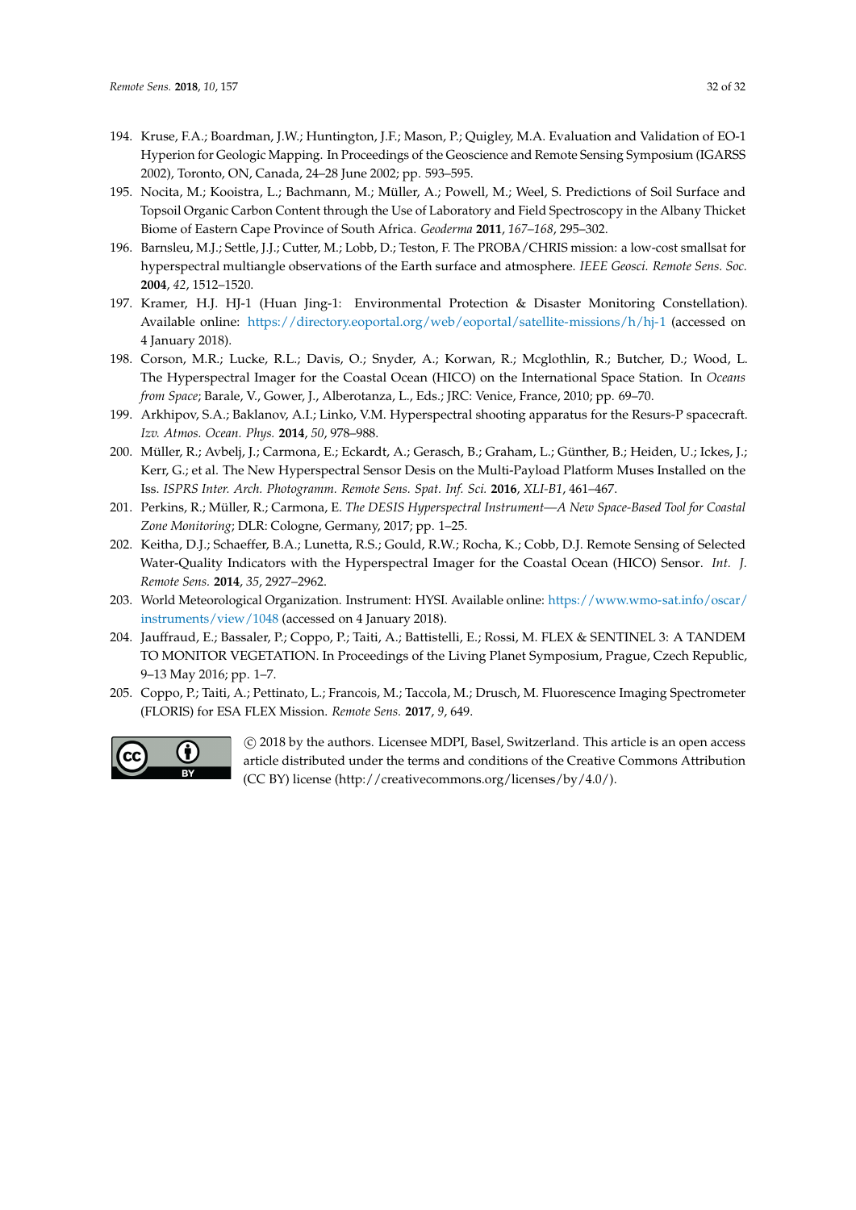194. Kruse, F.A.; Boardman, J.W.; Huntington, J.F.; Mason, P.; Quigley, M.A. Evaluation and Validation of EO-1 Hyperion for Geologic Mapping. In Proceedings of the Geoscience and Remote Sensing Symposium (IGARSS 2002), Toronto, ON, Canada, 24–28 June 2002; pp. 593–595.
195. Nocita, M.; Kooistra, L.; Bachmann, M.; Müller, A.; Powell, M.; Weel, S. Predictions of Soil Surface and Topsoil Organic Carbon Content through the Use of Laboratory and Field Spectroscopy in the Albany Thicket Biome of Eastern Cape Province of South Africa. *Geoderma* **2011**, *167–168*, 295–302.
196. Barnsleu, M.J.; Settle, J.J.; Cutter, M.; Lobb, D.; Teston, F. The PROBA/CHRIS mission: a low-cost smallsat for hyperspectral multiangle observations of the Earth surface and atmosphere. *IEEE Geosci. Remote Sens. Soc.* **2004**, *42*, 1512–1520.
197. Kramer, H.J. HJ-1 (Huan Jing-1: Environmental Protection & Disaster Monitoring Constellation). Available online: https://directory.eoportal.org/web/eoportal/satellite-missions/h/hj-1 (accessed on 4 January 2018).
198. Corson, M.R.; Lucke, R.L.; Davis, O.; Snyder, A.; Korwan, R.; Mcglothlin, R.; Butcher, D.; Wood, L. The Hyperspectral Imager for the Coastal Ocean (HICO) on the International Space Station. In *Oceans from Space*; Barale, V., Gower, J., Alberotanza, L., Eds.; JRC: Venice, France, 2010; pp. 69–70.
199. Arkhipov, S.A.; Baklanov, A.I.; Linko, V.M. Hyperspectral shooting apparatus for the Resurs-P spacecraft. *Izv. Atmos. Ocean. Phys.* **2014**, *50*, 978–988.
200. Müller, R.; Avbelj, J.; Carmona, E.; Eckardt, A.; Gerasch, B.; Graham, L.; Günther, B.; Heiden, U.; Ickes, J.; Kerr, G.; et al. The New Hyperspectral Sensor Desis on the Multi-Payload Platform Muses Installed on the Iss. *ISPRS Inter. Arch. Photogramm. Remote Sens. Spat. Inf. Sci.* **2016**, *XLI-B1*, 461–467.
201. Perkins, R.; Müller, R.; Carmona, E. *The DESIS Hyperspectral Instrument—A New Space-Based Tool for Coastal Zone Monitoring*; DLR: Cologne, Germany, 2017; pp. 1–25.
202. Keitha, D.J.; Schaeffer, B.A.; Lunetta, R.S.; Gould, R.W.; Rocha, K.; Cobb, D.J. Remote Sensing of Selected Water-Quality Indicators with the Hyperspectral Imager for the Coastal Ocean (HICO) Sensor. *Int. J. Remote Sens.* **2014**, *35*, 2927–2962.
203. World Meteorological Organization. Instrument: HYSI. Available online: https://www.wmo-sat.info/oscar/instruments/view/1048 (accessed on 4 January 2018).
204. Jauffraud, E.; Bassaler, P.; Coppo, P.; Taiti, A.; Battistelli, E.; Rossi, M. FLEX & SENTINEL 3: A TANDEM TO MONITOR VEGETATION. In Proceedings of the Living Planet Symposium, Prague, Czech Republic, 9–13 May 2016; pp. 1–7.
205. Coppo, P.; Taiti, A.; Pettinato, L.; Francois, M.; Taccola, M.; Drusch, M. Fluorescence Imaging Spectrometer (FLORIS) for ESA FLEX Mission. *Remote Sens.* **2017**, *9*, 649.

© 2018 by the authors. Licensee MDPI, Basel, Switzerland. This article is an open access article distributed under the terms and conditions of the Creative Commons Attribution (CC BY) license (http://creativecommons.org/licenses/by/4.0/).